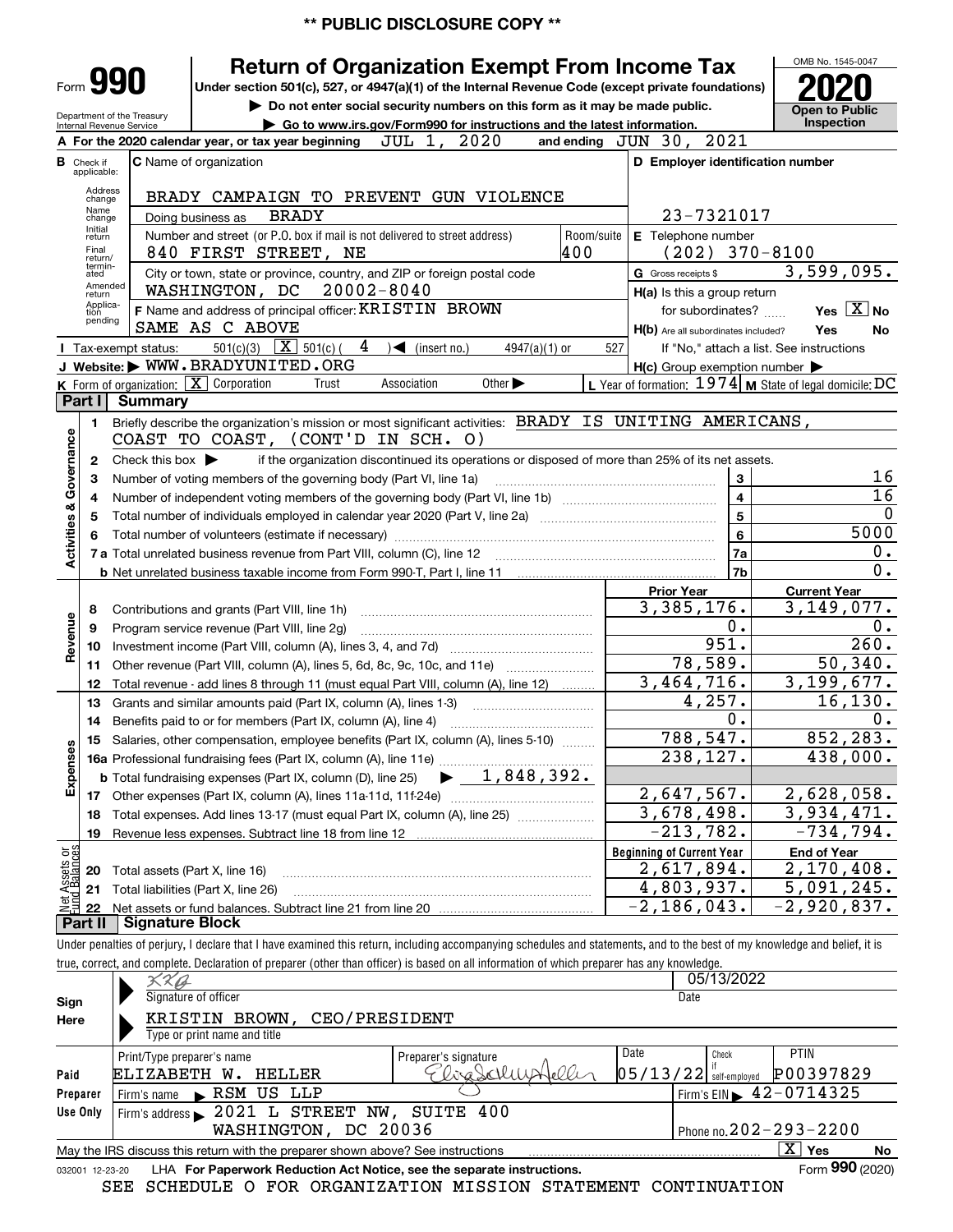\*\* PUBLIC DISCLOSURE COPY \*\*

Form **990**

# Return of Organization Exempt From Income Tax

Under section 501(c), 527, or 4947(a)(1) of the Internal Revenue Code (except private foundations)

▶ Do not enter social security numbers on this form as it may be made public.

▶ Go to www.irs.gov/Form990 for instructions and the latest information.

OMB No. 1545-0047

**2020**

**Open to Public Inspection**

Department of the Treasury
Internal Revenue Service

**A** For the 2020 calendar year, or tax year beginning JUL 1, 2020 and ending JUN 30, 2021

**B** Check if applicable: Address change, Name change, Initial return, Final return/terminated, Amended return, Application pending

**C** Name of organization: BRADY CAMPAIGN TO PREVENT GUN VIOLENCE

Doing business as BRADY

Number and street (or P.O. box if mail is not delivered to street address): 840 FIRST STREET, NE — Room/suite: 400

City or town, state or province, country, and ZIP or foreign postal code: WASHINGTON, DC 20002-8040

**D** Employer identification number: 23-7321017

**E** Telephone number: (202) 370-8100

**G** Gross receipts $ 3,599,095.

**F** Name and address of principal officer: KRISTIN BROWN
SAME AS C ABOVE

**H(a)** Is this a group return for subordinates? Yes [X] No

**H(b)** Are all subordinates included? Yes No
If "No," attach a list. See instructions

**H(c)** Group exemption number ▶

**I** Tax-exempt status: 501(c)(3) [X] 501(c) ( 4 ) ◀ (insert no.) 4947(a)(1) or 527

**J** Website: ▶ WWW.BRADYUNITED.ORG

**K** Form of organization: [X] Corporation Trust Association Other ▶

**L** Year of formation: 1974 **M** State of legal domicile: DC

## Part I Summary

**Activities & Governance**

1 Briefly describe the organization's mission or most significant activities: BRADY IS UNITING AMERICANS, COAST TO COAST, (CONT'D IN SCH. O)

2 Check this box ▶ if the organization discontinued its operations or disposed of more than 25% of its net assets.

| | | | |
|---|---|---|---|
| 3 | Number of voting members of the governing body (Part VI, line 1a) | 3 | 16 |
| 4 | Number of independent voting members of the governing body (Part VI, line 1b) | 4 | 16 |
| 5 | Total number of individuals employed in calendar year 2020 (Part V, line 2a) | 5 | 0 |
| 6 | Total number of volunteers (estimate if necessary) | 6 | 5000 |
| 7a | Total unrelated business revenue from Part VIII, column (C), line 12 | 7a | 0. |
| b | Net unrelated business taxable income from Form 990-T, Part I, line 11 | 7b | 0. |

| | | Prior Year | Current Year |
|---|---|---|---|
| **Revenue** | | | |
| 8 | Contributions and grants (Part VIII, line 1h) | 3,385,176. | 3,149,077. |
| 9 | Program service revenue (Part VIII, line 2g) | 0. | 0. |
| 10 | Investment income (Part VIII, column (A), lines 3, 4, and 7d) | 951. | 260. |
| 11 | Other revenue (Part VIII, column (A), lines 5, 6d, 8c, 9c, 10c, and 11e) | 78,589. | 50,340. |
| 12 | Total revenue - add lines 8 through 11 (must equal Part VIII, column (A), line 12) | 3,464,716. | 3,199,677. |
| **Expenses** | | | |
| 13 | Grants and similar amounts paid (Part IX, column (A), lines 1-3) | 4,257. | 16,130. |
| 14 | Benefits paid to or for members (Part IX, column (A), line 4) | 0. | 0. |
| 15 | Salaries, other compensation, employee benefits (Part IX, column (A), lines 5-10) | 788,547. | 852,283. |
| 16a | Professional fundraising fees (Part IX, column (A), line 11e) | 238,127. | 438,000. |
| b | Total fundraising expenses (Part IX, column (D), line 25) ▶ 1,848,392. | | |
| 17 | Other expenses (Part IX, column (A), lines 11a-11d, 11f-24e) | 2,647,567. | 2,628,058. |
| 18 | Total expenses. Add lines 13-17 (must equal Part IX, column (A), line 25) | 3,678,498. | 3,934,471. |
| 19 | Revenue less expenses. Subtract line 18 from line 12 | -213,782. | -734,794. |

| **Net Assets or Fund Balances** | | Beginning of Current Year | End of Year |
|---|---|---|---|
| 20 | Total assets (Part X, line 16) | 2,617,894. | 2,170,408. |
| 21 | Total liabilities (Part X, line 26) | 4,803,937. | 5,091,245. |
| 22 | Net assets or fund balances. Subtract line 21 from line 20 | -2,186,043. | -2,920,837. |

## Part II Signature Block

Under penalties of perjury, I declare that I have examined this return, including accompanying schedules and statements, and to the best of my knowledge and belief, it is true, correct, and complete. Declaration of preparer (other than officer) is based on all information of which preparer has any knowledge.

**Sign Here**

Signature of officer: KKB — Date: 05/13/2022

KRISTIN BROWN, CEO/PRESIDENT
Type or print name and title

**Paid Preparer Use Only**

| Print/Type preparer's name | Preparer's signature | Date | Check if self-employed | PTIN |
|---|---|---|---|---|
| ELIZABETH W. HELLER | Elizabeth W. Heller | 05/13/22 | | P00397829 |

Firm's name ▶ RSM US LLP — Firm's EIN ▶ 42-0714325

Firm's address ▶ 2021 L STREET NW, SUITE 400, WASHINGTON, DC 20036 — Phone no. 202-293-2200

May the IRS discuss this return with the preparer shown above? See instructions [X] Yes No

032001 12-23-20 LHA For Paperwork Reduction Act Notice, see the separate instructions. Form **990** (2020)

SEE SCHEDULE O FOR ORGANIZATION MISSION STATEMENT CONTINUATION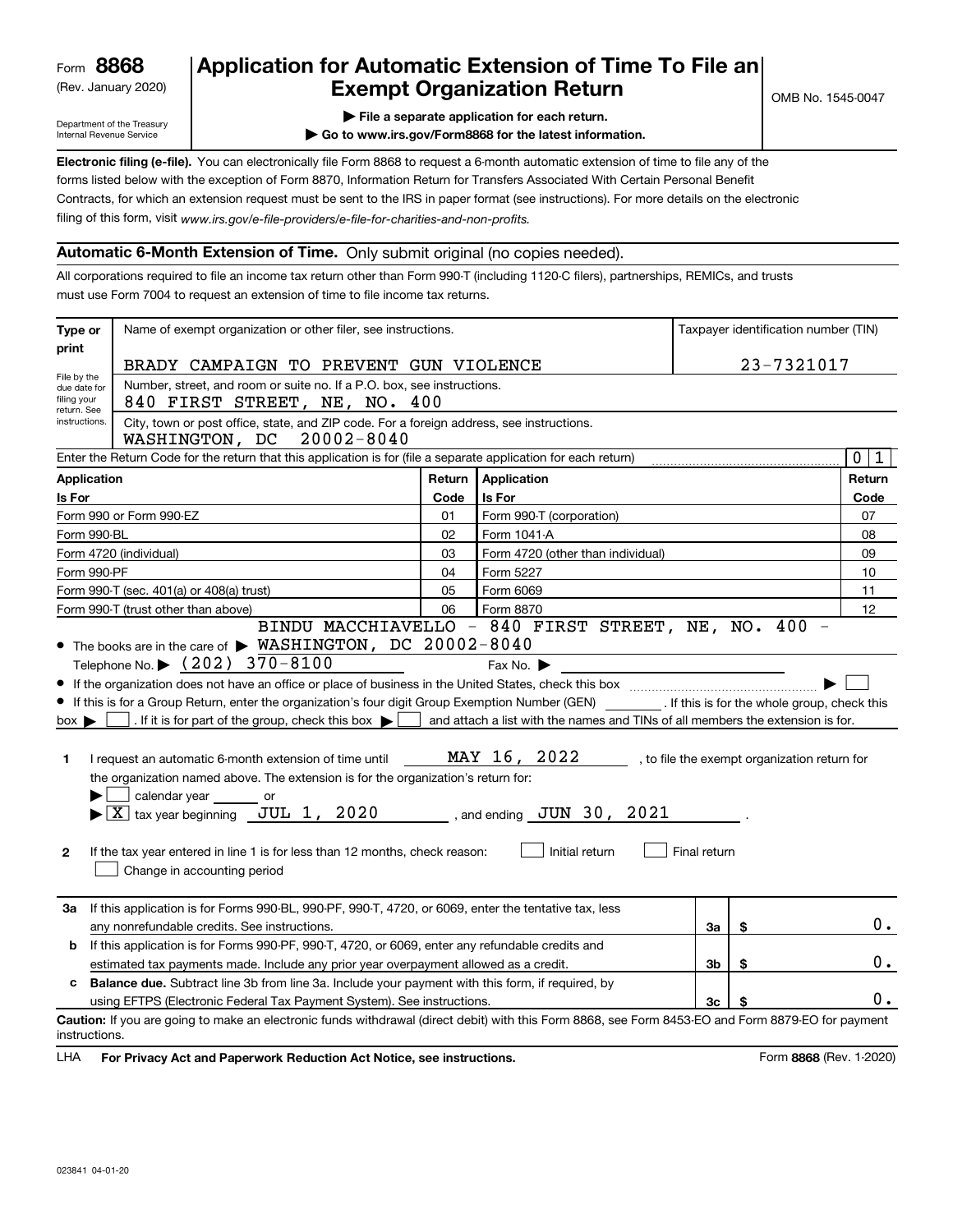Form **8868**
(Rev. January 2020)
Department of the Treasury
Internal Revenue Service

# Application for Automatic Extension of Time To File an Exempt Organization Return

OMB No. 1545-0047

▶ File a separate application for each return.
▶ Go to www.irs.gov/Form8868 for the latest information.

**Electronic filing (e-file).** You can electronically file Form 8868 to request a 6-month automatic extension of time to file any of the forms listed below with the exception of Form 8870, Information Return for Transfers Associated With Certain Personal Benefit Contracts, for which an extension request must be sent to the IRS in paper format (see instructions). For more details on the electronic filing of this form, visit *www.irs.gov/e-file-providers/e-file-for-charities-and-non-profits.*

## Automatic 6-Month Extension of Time. Only submit original (no copies needed).

All corporations required to file an income tax return other than Form 990-T (including 1120-C filers), partnerships, REMICs, and trusts must use Form 7004 to request an extension of time to file income tax returns.

| Type or print | Name of exempt organization or other filer, see instructions. | Taxpayer identification number (TIN) |
|---|---|---|
| File by the due date for filing your return. See instructions. | BRADY CAMPAIGN TO PREVENT GUN VIOLENCE | 23-7321017 |
| | Number, street, and room or suite no. If a P.O. box, see instructions. 840 FIRST STREET, NE, NO. 400 | |
| | City, town or post office, state, and ZIP code. For a foreign address, see instructions. WASHINGTON, DC 20002-8040 | |

Enter the Return Code for the return that this application is for (file a separate application for each return) ....... 0 1

| Application Is For | Return Code | Application Is For | Return Code |
|---|---|---|---|
| Form 990 or Form 990-EZ | 01 | Form 990-T (corporation) | 07 |
| Form 990-BL | 02 | Form 1041-A | 08 |
| Form 4720 (individual) | 03 | Form 4720 (other than individual) | 09 |
| Form 990-PF | 04 | Form 5227 | 10 |
| Form 990-T (sec. 401(a) or 408(a) trust) | 05 | Form 6069 | 11 |
| Form 990-T (trust other than above) | 06 | Form 8870 | 12 |

- The books are in the care of ▶ BINDU MACCHIAVELLO - 840 FIRST STREET, NE, NO. 400 - WASHINGTON, DC 20002-8040
  Telephone No. ▶ (202) 370-8100  Fax No. ▶
- If the organization does not have an office or place of business in the United States, check this box ........ ▶ ☐
- If this is for a Group Return, enter the organization's four digit Group Exemption Number (GEN) ______ . If this is for the whole group, check this box ▶ ☐ . If it is for part of the group, check this box ▶ ☐ and attach a list with the names and TINs of all members the extension is for.

**1** I request an automatic 6-month extension of time until MAY 16, 2022 , to file the exempt organization return for the organization named above. The extension is for the organization's return for:
▶ ☐ calendar year ______ or
▶ ☒ tax year beginning JUL 1, 2020 , and ending JUN 30, 2021 .

**2** If the tax year entered in line 1 is for less than 12 months, check reason: ☐ Initial return ☐ Final return
☐ Change in accounting period

| | | | |
|---|---|---|---|
| **3a** | If this application is for Forms 990-BL, 990-PF, 990-T, 4720, or 6069, enter the tentative tax, less any nonrefundable credits. See instructions. | 3a | $ 0. |
| **b** | If this application is for Forms 990-PF, 990-T, 4720, or 6069, enter any refundable credits and estimated tax payments made. Include any prior year overpayment allowed as a credit. | 3b | $ 0. |
| **c** | **Balance due.** Subtract line 3b from line 3a. Include your payment with this form, if required, by using EFTPS (Electronic Federal Tax Payment System). See instructions. | 3c | $ 0. |

**Caution:** If you are going to make an electronic funds withdrawal (direct debit) with this Form 8868, see Form 8453-EO and Form 8879-EO for payment instructions.

LHA **For Privacy Act and Paperwork Reduction Act Notice, see instructions.** Form **8868** (Rev. 1-2020)

023841 04-01-20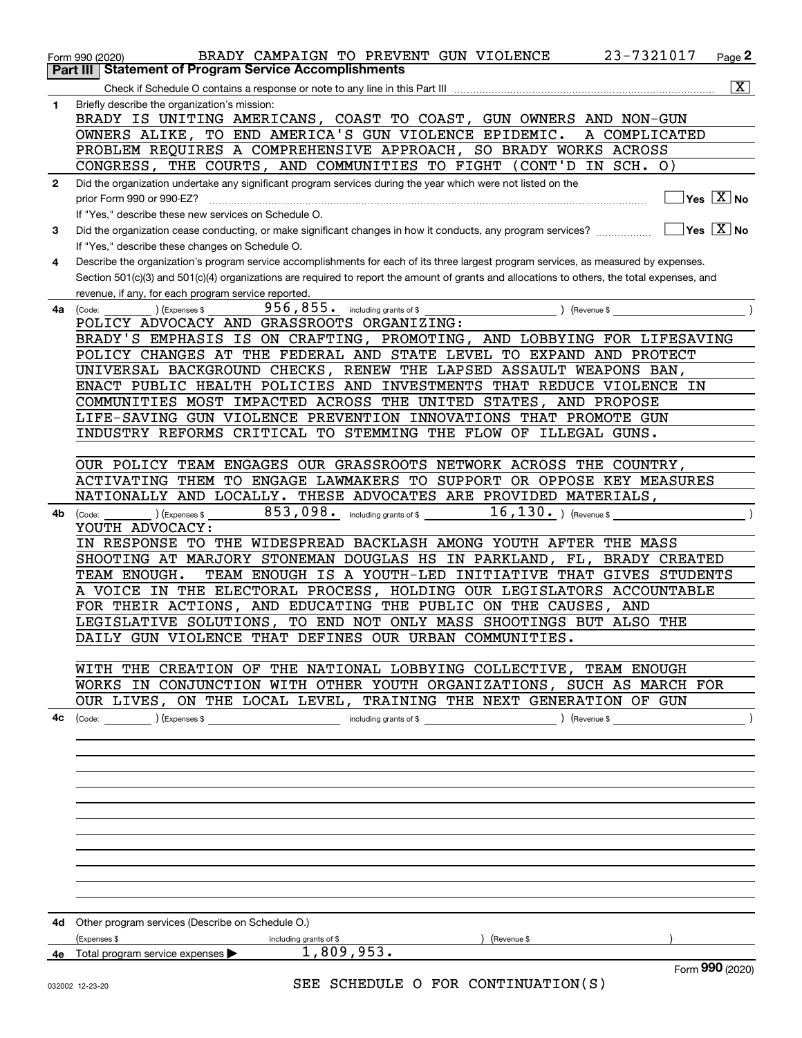Form 990 (2020) BRADY CAMPAIGN TO PREVENT GUN VIOLENCE 23-7321017 Page **2**

## Part III | Statement of Program Service Accomplishments

Check if Schedule O contains a response or note to any line in this Part III .......... [X]

**1** Briefly describe the organization's mission:

BRADY IS UNITING AMERICANS, COAST TO COAST, GUN OWNERS AND NON-GUN OWNERS ALIKE, TO END AMERICA'S GUN VIOLENCE EPIDEMIC. A COMPLICATED PROBLEM REQUIRES A COMPREHENSIVE APPROACH, SO BRADY WORKS ACROSS CONGRESS, THE COURTS, AND COMMUNITIES TO FIGHT (CONT'D IN SCH. O)

**2** Did the organization undertake any significant program services during the year which were not listed on the prior Form 990 or 990-EZ? .......... [ ] Yes [X] No

If "Yes," describe these new services on Schedule O.

**3** Did the organization cease conducting, or make significant changes in how it conducts, any program services? .......... [ ] Yes [X] No

If "Yes," describe these changes on Schedule O.

**4** Describe the organization's program service accomplishments for each of its three largest program services, as measured by expenses. Section 501(c)(3) and 501(c)(4) organizations are required to report the amount of grants and allocations to others, the total expenses, and revenue, if any, for each program service reported.

**4a** (Code: ) (Expenses $ 956,855. including grants of $ ) (Revenue $ )

POLICY ADVOCACY AND GRASSROOTS ORGANIZING:
BRADY'S EMPHASIS IS ON CRAFTING, PROMOTING, AND LOBBYING FOR LIFESAVING POLICY CHANGES AT THE FEDERAL AND STATE LEVEL TO EXPAND AND PROTECT UNIVERSAL BACKGROUND CHECKS, RENEW THE LAPSED ASSAULT WEAPONS BAN, ENACT PUBLIC HEALTH POLICIES AND INVESTMENTS THAT REDUCE VIOLENCE IN COMMUNITIES MOST IMPACTED ACROSS THE UNITED STATES, AND PROPOSE LIFE-SAVING GUN VIOLENCE PREVENTION INNOVATIONS THAT PROMOTE GUN INDUSTRY REFORMS CRITICAL TO STEMMING THE FLOW OF ILLEGAL GUNS.

OUR POLICY TEAM ENGAGES OUR GRASSROOTS NETWORK ACROSS THE COUNTRY, ACTIVATING THEM TO ENGAGE LAWMAKERS TO SUPPORT OR OPPOSE KEY MEASURES NATIONALLY AND LOCALLY. THESE ADVOCATES ARE PROVIDED MATERIALS,

**4b** (Code: ) (Expenses $ 853,098. including grants of $ 16,130. ) (Revenue $ )

YOUTH ADVOCACY:
IN RESPONSE TO THE WIDESPREAD BACKLASH AMONG YOUTH AFTER THE MASS SHOOTING AT MARJORY STONEMAN DOUGLAS HS IN PARKLAND, FL, BRADY CREATED TEAM ENOUGH. TEAM ENOUGH IS A YOUTH-LED INITIATIVE THAT GIVES STUDENTS A VOICE IN THE ELECTORAL PROCESS, HOLDING OUR LEGISLATORS ACCOUNTABLE FOR THEIR ACTIONS, AND EDUCATING THE PUBLIC ON THE CAUSES, AND LEGISLATIVE SOLUTIONS, TO END NOT ONLY MASS SHOOTINGS BUT ALSO THE DAILY GUN VIOLENCE THAT DEFINES OUR URBAN COMMUNITIES.

WITH THE CREATION OF THE NATIONAL LOBBYING COLLECTIVE, TEAM ENOUGH WORKS IN CONJUNCTION WITH OTHER YOUTH ORGANIZATIONS, SUCH AS MARCH FOR OUR LIVES, ON THE LOCAL LEVEL, TRAINING THE NEXT GENERATION OF GUN

**4c** (Code: ) (Expenses $ including grants of $ ) (Revenue $ )

**4d** Other program services (Describe on Schedule O.)
(Expenses $ including grants of $ ) (Revenue $ )

**4e** Total program service expenses ▶ 1,809,953.

Form **990** (2020)

SEE SCHEDULE O FOR CONTINUATION(S)

032002 12-23-20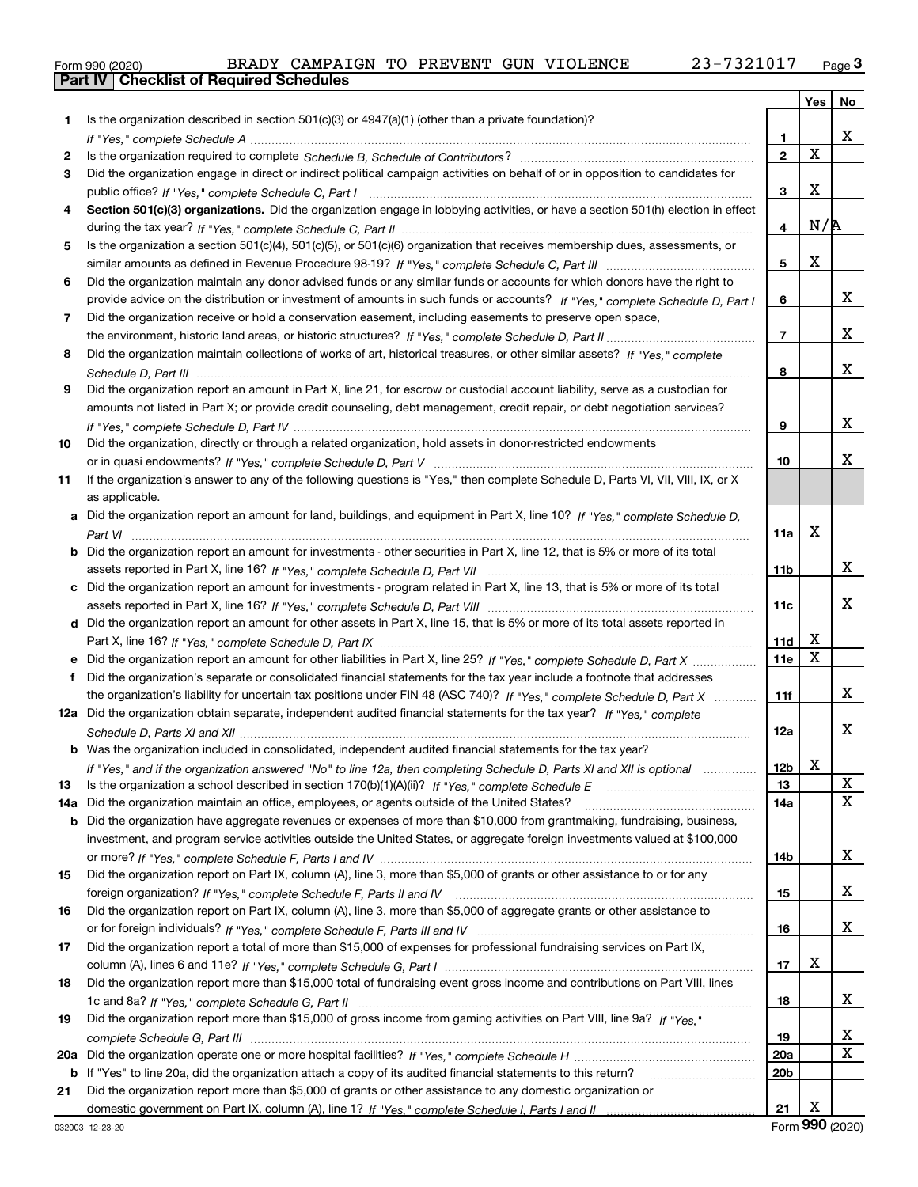Form 990 (2020) BRADY CAMPAIGN TO PREVENT GUN VIOLENCE 23-7321017 Page **3**

## Part IV | Checklist of Required Schedules

| | | | Yes | No |
|---|---|---|---|---|
| **1** | Is the organization described in section 501(c)(3) or 4947(a)(1) (other than a private foundation)? *If "Yes," complete Schedule A* | **1** | | X |
| **2** | Is the organization required to complete *Schedule B, Schedule of Contributors*? | **2** | X | |
| **3** | Did the organization engage in direct or indirect political campaign activities on behalf of or in opposition to candidates for public office? *If "Yes," complete Schedule C, Part I* | **3** | X | |
| **4** | **Section 501(c)(3) organizations.** Did the organization engage in lobbying activities, or have a section 501(h) election in effect during the tax year? *If "Yes," complete Schedule C, Part II* | **4** | N/A | |
| **5** | Is the organization a section 501(c)(4), 501(c)(5), or 501(c)(6) organization that receives membership dues, assessments, or similar amounts as defined in Revenue Procedure 98-19? *If "Yes," complete Schedule C, Part III* | **5** | X | |
| **6** | Did the organization maintain any donor advised funds or any similar funds or accounts for which donors have the right to provide advice on the distribution or investment of amounts in such funds or accounts? *If "Yes," complete Schedule D, Part I* | **6** | | X |
| **7** | Did the organization receive or hold a conservation easement, including easements to preserve open space, the environment, historic land areas, or historic structures? *If "Yes," complete Schedule D, Part II* | **7** | | X |
| **8** | Did the organization maintain collections of works of art, historical treasures, or other similar assets? *If "Yes," complete Schedule D, Part III* | **8** | | X |
| **9** | Did the organization report an amount in Part X, line 21, for escrow or custodial account liability, serve as a custodian for amounts not listed in Part X; or provide credit counseling, debt management, credit repair, or debt negotiation services? *If "Yes," complete Schedule D, Part IV* | **9** | | X |
| **10** | Did the organization, directly or through a related organization, hold assets in donor-restricted endowments or in quasi endowments? *If "Yes," complete Schedule D, Part V* | **10** | | X |
| **11** | If the organization's answer to any of the following questions is "Yes," then complete Schedule D, Parts VI, VII, VIII, IX, or X as applicable. | | | |
| **a** | Did the organization report an amount for land, buildings, and equipment in Part X, line 10? *If "Yes," complete Schedule D, Part VI* | **11a** | X | |
| **b** | Did the organization report an amount for investments - other securities in Part X, line 12, that is 5% or more of its total assets reported in Part X, line 16? *If "Yes," complete Schedule D, Part VII* | **11b** | | X |
| **c** | Did the organization report an amount for investments - program related in Part X, line 13, that is 5% or more of its total assets reported in Part X, line 16? *If "Yes," complete Schedule D, Part VIII* | **11c** | | X |
| **d** | Did the organization report an amount for other assets in Part X, line 15, that is 5% or more of its total assets reported in Part X, line 16? *If "Yes," complete Schedule D, Part IX* | **11d** | X | |
| **e** | Did the organization report an amount for other liabilities in Part X, line 25? *If "Yes," complete Schedule D, Part X* | **11e** | X | |
| **f** | Did the organization's separate or consolidated financial statements for the tax year include a footnote that addresses the organization's liability for uncertain tax positions under FIN 48 (ASC 740)? *If "Yes," complete Schedule D, Part X* | **11f** | | X |
| **12a** | Did the organization obtain separate, independent audited financial statements for the tax year? *If "Yes," complete Schedule D, Parts XI and XII* | **12a** | | X |
| **b** | Was the organization included in consolidated, independent audited financial statements for the tax year? *If "Yes," and if the organization answered "No" to line 12a, then completing Schedule D, Parts XI and XII is optional* | **12b** | X | |
| **13** | Is the organization a school described in section 170(b)(1)(A)(ii)? *If "Yes," complete Schedule E* | **13** | | X |
| **14a** | Did the organization maintain an office, employees, or agents outside of the United States? | **14a** | | X |
| **b** | Did the organization have aggregate revenues or expenses of more than $10,000 from grantmaking, fundraising, business, investment, and program service activities outside the United States, or aggregate foreign investments valued at $100,000 or more? *If "Yes," complete Schedule F, Parts I and IV* | **14b** | | X |
| **15** | Did the organization report on Part IX, column (A), line 3, more than $5,000 of grants or other assistance to or for any foreign organization? *If "Yes," complete Schedule F, Parts II and IV* | **15** | | X |
| **16** | Did the organization report on Part IX, column (A), line 3, more than $5,000 of aggregate grants or other assistance to or for foreign individuals? *If "Yes," complete Schedule F, Parts III and IV* | **16** | | X |
| **17** | Did the organization report a total of more than $15,000 of expenses for professional fundraising services on Part IX, column (A), lines 6 and 11e? *If "Yes," complete Schedule G, Part I* | **17** | X | |
| **18** | Did the organization report more than $15,000 total of fundraising event gross income and contributions on Part VIII, lines 1c and 8a? *If "Yes," complete Schedule G, Part II* | **18** | | X |
| **19** | Did the organization report more than $15,000 of gross income from gaming activities on Part VIII, line 9a? *If "Yes," complete Schedule G, Part III* | **19** | | X |
| **20a** | Did the organization operate one or more hospital facilities? *If "Yes," complete Schedule H* | **20a** | | X |
| **b** | If "Yes" to line 20a, did the organization attach a copy of its audited financial statements to this return? | **20b** | | |
| **21** | Did the organization report more than $5,000 of grants or other assistance to any domestic organization or domestic government on Part IX, column (A), line 1? *If "Yes," complete Schedule I, Parts I and II* | **21** | X | |

032003 12-23-20 Form **990** (2020)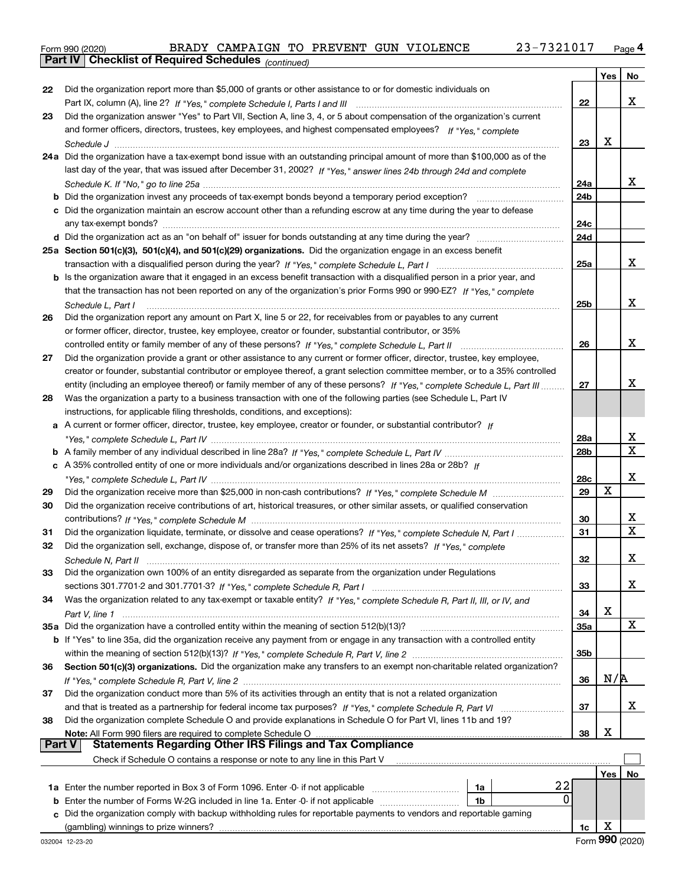Form 990 (2020) BRADY CAMPAIGN TO PREVENT GUN VIOLENCE 23-7321017 Page 4

## Part IV Checklist of Required Schedules *(continued)*

| | | | Yes | No |
|---|---|---|---|---|
| 22 | Did the organization report more than $5,000 of grants or other assistance to or for domestic individuals on Part IX, column (A), line 2? *If "Yes," complete Schedule I, Parts I and III* | 22 | | X |
| 23 | Did the organization answer "Yes" to Part VII, Section A, line 3, 4, or 5 about compensation of the organization's current and former officers, directors, trustees, key employees, and highest compensated employees? *If "Yes," complete Schedule J* | 23 | X | |
| 24a | Did the organization have a tax-exempt bond issue with an outstanding principal amount of more than $100,000 as of the last day of the year, that was issued after December 31, 2002? *If "Yes," answer lines 24b through 24d and complete Schedule K. If "No," go to line 25a* | 24a | | X |
| b | Did the organization invest any proceeds of tax-exempt bonds beyond a temporary period exception? | 24b | | |
| c | Did the organization maintain an escrow account other than a refunding escrow at any time during the year to defease any tax-exempt bonds? | 24c | | |
| d | Did the organization act as an "on behalf of" issuer for bonds outstanding at any time during the year? | 24d | | |
| 25a | **Section 501(c)(3), 501(c)(4), and 501(c)(29) organizations.** Did the organization engage in an excess benefit transaction with a disqualified person during the year? *If "Yes," complete Schedule L, Part I* | 25a | | X |
| b | Is the organization aware that it engaged in an excess benefit transaction with a disqualified person in a prior year, and that the transaction has not been reported on any of the organization's prior Forms 990 or 990-EZ? *If "Yes," complete Schedule L, Part I* | 25b | | X |
| 26 | Did the organization report any amount on Part X, line 5 or 22, for receivables from or payables to any current or former officer, director, trustee, key employee, creator or founder, substantial contributor, or 35% controlled entity or family member of any of these persons? *If "Yes," complete Schedule L, Part II* | 26 | | X |
| 27 | Did the organization provide a grant or other assistance to any current or former officer, director, trustee, key employee, creator or founder, substantial contributor or employee thereof, a grant selection committee member, or to a 35% controlled entity (including an employee thereof) or family member of any of these persons? *If "Yes," complete Schedule L, Part III* | 27 | | X |
| 28 | Was the organization a party to a business transaction with one of the following parties (see Schedule L, Part IV instructions, for applicable filing thresholds, conditions, and exceptions): | | | |
| a | A current or former officer, director, trustee, key employee, creator or founder, or substantial contributor? *If "Yes," complete Schedule L, Part IV* | 28a | | X |
| b | A family member of any individual described in line 28a? *If "Yes," complete Schedule L, Part IV* | 28b | | X |
| c | A 35% controlled entity of one or more individuals and/or organizations described in lines 28a or 28b? *If "Yes," complete Schedule L, Part IV* | 28c | | X |
| 29 | Did the organization receive more than $25,000 in non-cash contributions? *If "Yes," complete Schedule M* | 29 | X | |
| 30 | Did the organization receive contributions of art, historical treasures, or other similar assets, or qualified conservation contributions? *If "Yes," complete Schedule M* | 30 | | X |
| 31 | Did the organization liquidate, terminate, or dissolve and cease operations? *If "Yes," complete Schedule N, Part I* | 31 | | X |
| 32 | Did the organization sell, exchange, dispose of, or transfer more than 25% of its net assets? *If "Yes," complete Schedule N, Part II* | 32 | | X |
| 33 | Did the organization own 100% of an entity disregarded as separate from the organization under Regulations sections 301.7701-2 and 301.7701-3? *If "Yes," complete Schedule R, Part I* | 33 | | X |
| 34 | Was the organization related to any tax-exempt or taxable entity? *If "Yes," complete Schedule R, Part II, III, or IV, and Part V, line 1* | 34 | X | |
| 35a | Did the organization have a controlled entity within the meaning of section 512(b)(13)? | 35a | | X |
| b | If "Yes" to line 35a, did the organization receive any payment from or engage in any transaction with a controlled entity within the meaning of section 512(b)(13)? *If "Yes," complete Schedule R, Part V, line 2* | 35b | | |
| 36 | **Section 501(c)(3) organizations.** Did the organization make any transfers to an exempt non-charitable related organization? *If "Yes," complete Schedule R, Part V, line 2* | 36 | N/A | |
| 37 | Did the organization conduct more than 5% of its activities through an entity that is not a related organization and that is treated as a partnership for federal income tax purposes? *If "Yes," complete Schedule R, Part VI* | 37 | | X |
| 38 | Did the organization complete Schedule O and provide explanations in Schedule O for Part VI, lines 11b and 19? **Note:** All Form 990 filers are required to complete Schedule O | 38 | X | |

## Part V Statements Regarding Other IRS Filings and Tax Compliance

Check if Schedule O contains a response or note to any line in this Part V ☐

| | | | | | Yes | No |
|---|---|---|---|---|---|---|
| 1a | Enter the number reported in Box 3 of Form 1096. Enter -0- if not applicable | 1a | 22 | | | |
| b | Enter the number of Forms W-2G included in line 1a. Enter -0- if not applicable | 1b | 0 | | | |
| c | Did the organization comply with backup withholding rules for reportable payments to vendors and reportable gaming (gambling) winnings to prize winners? | | | 1c | X | |

032004 12-23-20 Form **990** (2020)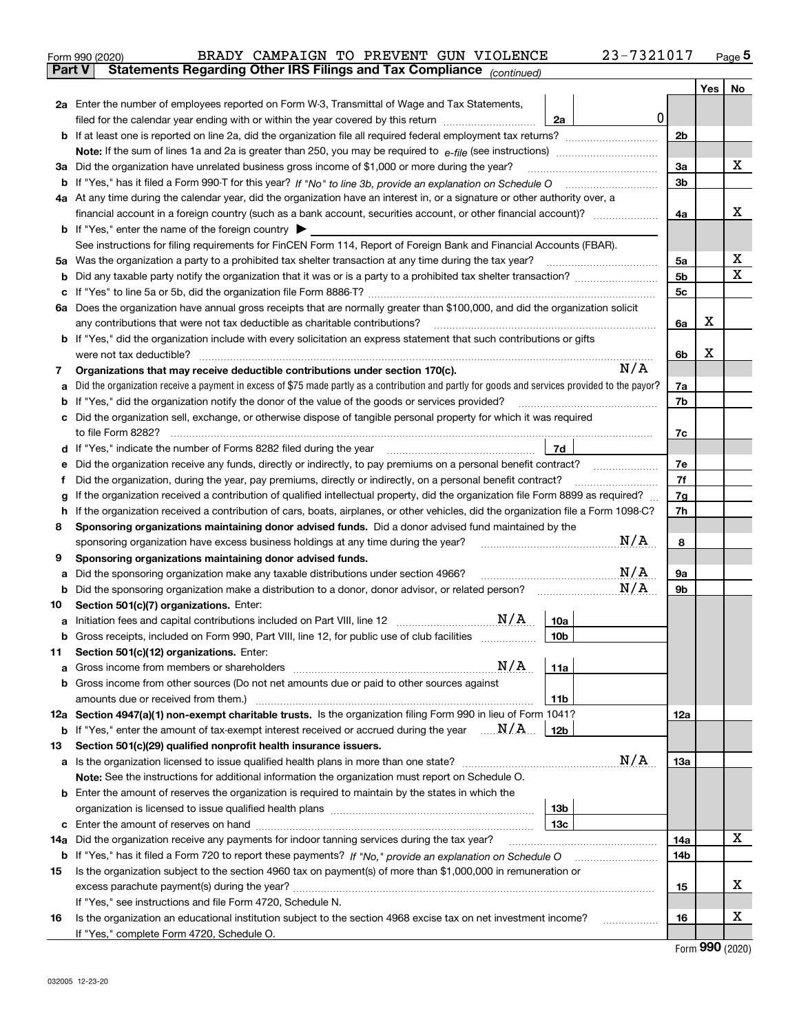Form 990 (2020) BRADY CAMPAIGN TO PREVENT GUN VIOLENCE 23-7321017 Page 5

**Part V** **Statements Regarding Other IRS Filings and Tax Compliance** *(continued)*

| | | | | | Yes | No |
|---|---|---|---|---|---|---|
| **2a** | Enter the number of employees reported on Form W-3, Transmittal of Wage and Tax Statements, filed for the calendar year ending with or within the year covered by this return | 2a | 0 | | | |
| **b** | If at least one is reported on line 2a, did the organization file all required federal employment tax returns? | | | 2b | | |
| | **Note:** If the sum of lines 1a and 2a is greater than 250, you may be required to *e-file* (see instructions) | | | | | |
| **3a** | Did the organization have unrelated business gross income of $1,000 or more during the year? | | | 3a | | X |
| **b** | If "Yes," has it filed a Form 990-T for this year? *If "No" to line 3b, provide an explanation on Schedule O* | | | 3b | | |
| **4a** | At any time during the calendar year, did the organization have an interest in, or a signature or other authority over, a financial account in a foreign country (such as a bank account, securities account, or other financial account)? | | | 4a | | X |
| **b** | If "Yes," enter the name of the foreign country ▶ | | | | | |
| | See instructions for filing requirements for FinCEN Form 114, Report of Foreign Bank and Financial Accounts (FBAR). | | | | | |
| **5a** | Was the organization a party to a prohibited tax shelter transaction at any time during the tax year? | | | 5a | | X |
| **b** | Did any taxable party notify the organization that it was or is a party to a prohibited tax shelter transaction? | | | 5b | | X |
| **c** | If "Yes" to line 5a or 5b, did the organization file Form 8886-T? | | | 5c | | |
| **6a** | Does the organization have annual gross receipts that are normally greater than $100,000, and did the organization solicit any contributions that were not tax deductible as charitable contributions? | | | 6a | X | |
| **b** | If "Yes," did the organization include with every solicitation an express statement that such contributions or gifts were not tax deductible? | | | 6b | X | |
| **7** | **Organizations that may receive deductible contributions under section 170(c).** N/A | | | | | |
| **a** | Did the organization receive a payment in excess of $75 made partly as a contribution and partly for goods and services provided to the payor? | | | 7a | | |
| **b** | If "Yes," did the organization notify the donor of the value of the goods or services provided? | | | 7b | | |
| **c** | Did the organization sell, exchange, or otherwise dispose of tangible personal property for which it was required to file Form 8282? | | | 7c | | |
| **d** | If "Yes," indicate the number of Forms 8282 filed during the year | 7d | | | | |
| **e** | Did the organization receive any funds, directly or indirectly, to pay premiums on a personal benefit contract? | | | 7e | | |
| **f** | Did the organization, during the year, pay premiums, directly or indirectly, on a personal benefit contract? | | | 7f | | |
| **g** | If the organization received a contribution of qualified intellectual property, did the organization file Form 8899 as required? | | | 7g | | |
| **h** | If the organization received a contribution of cars, boats, airplanes, or other vehicles, did the organization file a Form 1098-C? | | | 7h | | |
| **8** | **Sponsoring organizations maintaining donor advised funds.** Did a donor advised fund maintained by the sponsoring organization have excess business holdings at any time during the year? N/A | | | 8 | | |
| **9** | **Sponsoring organizations maintaining donor advised funds.** | | | | | |
| **a** | Did the sponsoring organization make any taxable distributions under section 4966? N/A | | | 9a | | |
| **b** | Did the sponsoring organization make a distribution to a donor, donor advisor, or related person? N/A | | | 9b | | |
| **10** | **Section 501(c)(7) organizations.** Enter: | | | | | |
| **a** | Initiation fees and capital contributions included on Part VIII, line 12 N/A | 10a | | | | |
| **b** | Gross receipts, included on Form 990, Part VIII, line 12, for public use of club facilities | 10b | | | | |
| **11** | **Section 501(c)(12) organizations.** Enter: | | | | | |
| **a** | Gross income from members or shareholders N/A | 11a | | | | |
| **b** | Gross income from other sources (Do not net amounts due or paid to other sources against amounts due or received from them.) | 11b | | | | |
| **12a** | **Section 4947(a)(1) non-exempt charitable trusts.** Is the organization filing Form 990 in lieu of Form 1041? | | | 12a | | |
| **b** | If "Yes," enter the amount of tax-exempt interest received or accrued during the year N/A | 12b | | | | |
| **13** | **Section 501(c)(29) qualified nonprofit health insurance issuers.** | | | | | |
| **a** | Is the organization licensed to issue qualified health plans in more than one state? N/A | | | 13a | | |
| | **Note:** See the instructions for additional information the organization must report on Schedule O. | | | | | |
| **b** | Enter the amount of reserves the organization is required to maintain by the states in which the organization is licensed to issue qualified health plans | 13b | | | | |
| **c** | Enter the amount of reserves on hand | 13c | | | | |
| **14a** | Did the organization receive any payments for indoor tanning services during the tax year? | | | 14a | | X |
| **b** | If "Yes," has it filed a Form 720 to report these payments? *If "No," provide an explanation on Schedule O* | | | 14b | | |
| **15** | Is the organization subject to the section 4960 tax on payment(s) of more than $1,000,000 in remuneration or excess parachute payment(s) during the year? | | | 15 | | X |
| | If "Yes," see instructions and file Form 4720, Schedule N. | | | | | |
| **16** | Is the organization an educational institution subject to the section 4968 excise tax on net investment income? | | | 16 | | X |
| | If "Yes," complete Form 4720, Schedule O. | | | | | |

Form **990** (2020)

032005 12-23-20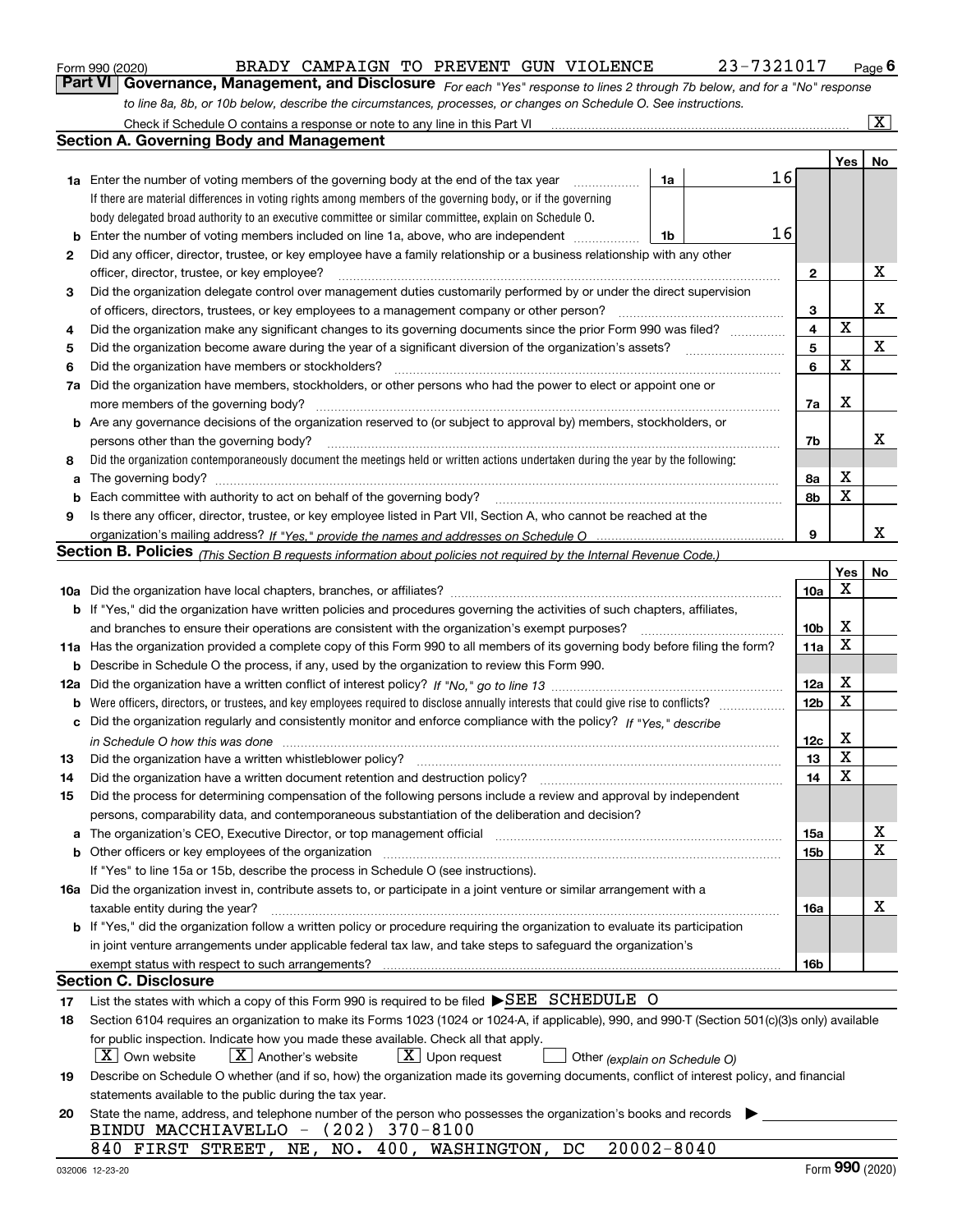Form 990 (2020) BRADY CAMPAIGN TO PREVENT GUN VIOLENCE 23-7321017 Page **6**

## Part VI Governance, Management, and Disclosure

*For each "Yes" response to lines 2 through 7b below, and for a "No" response to line 8a, 8b, or 10b below, describe the circumstances, processes, or changes on Schedule O. See instructions.*

Check if Schedule O contains a response or note to any line in this Part VI .......... [X]

### Section A. Governing Body and Management

| | | | | Yes | No |
|---|---|---|---|---|---|
| **1a** | Enter the number of voting members of the governing body at the end of the tax year ..... **1a** | 16 | | | |
| | If there are material differences in voting rights among members of the governing body, or if the governing body delegated broad authority to an executive committee or similar committee, explain on Schedule O. | | | | |
| **b** | Enter the number of voting members included on line 1a, above, who are independent ..... **1b** | 16 | | | |
| **2** | Did any officer, director, trustee, or key employee have a family relationship or a business relationship with any other officer, director, trustee, or key employee? | | **2** | | X |
| **3** | Did the organization delegate control over management duties customarily performed by or under the direct supervision of officers, directors, trustees, or key employees to a management company or other person? | | **3** | | X |
| **4** | Did the organization make any significant changes to its governing documents since the prior Form 990 was filed? | | **4** | X | |
| **5** | Did the organization become aware during the year of a significant diversion of the organization's assets? | | **5** | | X |
| **6** | Did the organization have members or stockholders? | | **6** | X | |
| **7a** | Did the organization have members, stockholders, or other persons who had the power to elect or appoint one or more members of the governing body? | | **7a** | X | |
| **b** | Are any governance decisions of the organization reserved to (or subject to approval by) members, stockholders, or persons other than the governing body? | | **7b** | | X |
| **8** | Did the organization contemporaneously document the meetings held or written actions undertaken during the year by the following: | | | | |
| **a** | The governing body? | | **8a** | X | |
| **b** | Each committee with authority to act on behalf of the governing body? | | **8b** | X | |
| **9** | Is there any officer, director, trustee, or key employee listed in Part VII, Section A, who cannot be reached at the organization's mailing address? *If "Yes," provide the names and addresses on Schedule O* | | **9** | | X |

### Section B. Policies *(This Section B requests information about policies not required by the Internal Revenue Code.)*

| | | | Yes | No |
|---|---|---|---|---|
| **10a** | Did the organization have local chapters, branches, or affiliates? | **10a** | X | |
| **b** | If "Yes," did the organization have written policies and procedures governing the activities of such chapters, affiliates, and branches to ensure their operations are consistent with the organization's exempt purposes? | **10b** | X | |
| **11a** | Has the organization provided a complete copy of this Form 990 to all members of its governing body before filing the form? | **11a** | X | |
| **b** | Describe in Schedule O the process, if any, used by the organization to review this Form 990. | | | |
| **12a** | Did the organization have a written conflict of interest policy? *If "No," go to line 13* | **12a** | X | |
| **b** | Were officers, directors, or trustees, and key employees required to disclose annually interests that could give rise to conflicts? | **12b** | X | |
| **c** | Did the organization regularly and consistently monitor and enforce compliance with the policy? *If "Yes," describe in Schedule O how this was done* | **12c** | X | |
| **13** | Did the organization have a written whistleblower policy? | **13** | X | |
| **14** | Did the organization have a written document retention and destruction policy? | **14** | X | |
| **15** | Did the process for determining compensation of the following persons include a review and approval by independent persons, comparability data, and contemporaneous substantiation of the deliberation and decision? | | | |
| **a** | The organization's CEO, Executive Director, or top management official | **15a** | | X |
| **b** | Other officers or key employees of the organization | **15b** | | X |
| | If "Yes" to line 15a or 15b, describe the process in Schedule O (see instructions). | | | |
| **16a** | Did the organization invest in, contribute assets to, or participate in a joint venture or similar arrangement with a taxable entity during the year? | **16a** | | X |
| **b** | If "Yes," did the organization follow a written policy or procedure requiring the organization to evaluate its participation in joint venture arrangements under applicable federal tax law, and take steps to safeguard the organization's exempt status with respect to such arrangements? | **16b** | | |

### Section C. Disclosure

**17** List the states with which a copy of this Form 990 is required to be filed ▶SEE SCHEDULE O

**18** Section 6104 requires an organization to make its Forms 1023 (1024 or 1024-A, if applicable), 990, and 990-T (Section 501(c)(3)s only) available for public inspection. Indicate how you made these available. Check all that apply.

[X] Own website [X] Another's website [X] Upon request [ ] Other *(explain on Schedule O)*

**19** Describe on Schedule O whether (and if so, how) the organization made its governing documents, conflict of interest policy, and financial statements available to the public during the tax year.

**20** State the name, address, and telephone number of the person who possesses the organization's books and records ▶

BINDU MACCHIAVELLO - (202) 370-8100

840 FIRST STREET, NE, NO. 400, WASHINGTON, DC 20002-8040

032006 12-23-20 Form **990** (2020)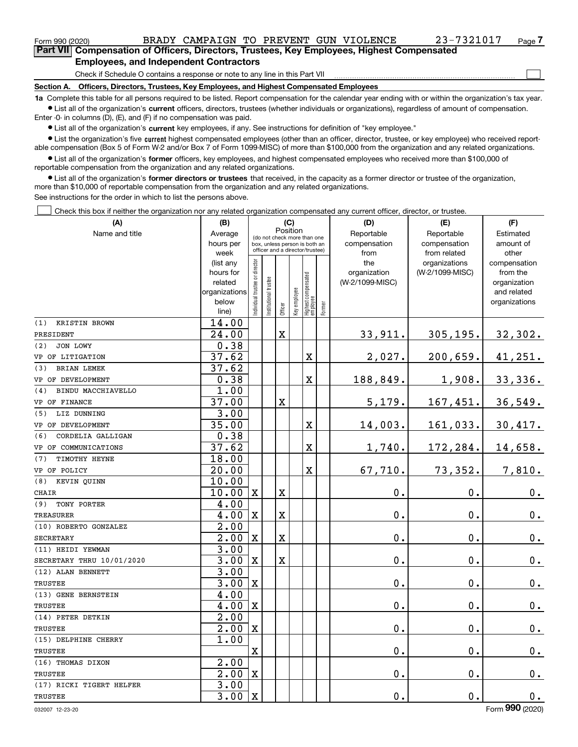Form 990 (2020) BRADY CAMPAIGN TO PREVENT GUN VIOLENCE 23-7321017 Page 7

## Part VII Compensation of Officers, Directors, Trustees, Key Employees, Highest Compensated Employees, and Independent Contractors

Check if Schedule O contains a response or note to any line in this Part VII

### Section A. Officers, Directors, Trustees, Key Employees, and Highest Compensated Employees

**1a** Complete this table for all persons required to be listed. Report compensation for the calendar year ending with or within the organization's tax year.

- List all of the organization's **current** officers, directors, trustees (whether individuals or organizations), regardless of amount of compensation. Enter -0- in columns (D), (E), and (F) if no compensation was paid.
- List all of the organization's **current** key employees, if any. See instructions for definition of "key employee."
- List the organization's five **current** highest compensated employees (other than an officer, director, trustee, or key employee) who received reportable compensation (Box 5 of Form W-2 and/or Box 7 of Form 1099-MISC) of more than $100,000 from the organization and any related organizations.
- List all of the organization's **former** officers, key employees, and highest compensated employees who received more than $100,000 of reportable compensation from the organization and any related organizations.
- List all of the organization's **former directors or trustees** that received, in the capacity as a former director or trustee of the organization, more than $10,000 of reportable compensation from the organization and any related organizations.

See instructions for the order in which to list the persons above.

Check this box if neither the organization nor any related organization compensated any current officer, director, or trustee.

| (A) Name and title | (B) Average hours per week (list any hours for related organizations below line) | (C) Position: Individual trustee or director | Institutional trustee | Officer | Key employee | Highest compensated employee | Former | (D) Reportable compensation from the organization (W-2/1099-MISC) | (E) Reportable compensation from related organizations (W-2/1099-MISC) | (F) Estimated amount of other compensation from the organization and related organizations |
|---|---|---|---|---|---|---|---|---|---|---|
| (1) KRISTIN BROWN | 14.00 | | | | | | | | | |
| PRESIDENT | 24.00 | | | X | | | | 33,911. | 305,195. | 32,302. |
| (2) JON LOWY | 0.38 | | | | | | | | | |
| VP OF LITIGATION | 37.62 | | | | | X | | 2,027. | 200,659. | 41,251. |
| (3) BRIAN LEMEK | 37.62 | | | | | | | | | |
| VP OF DEVELOPMENT | 0.38 | | | | | X | | 188,849. | 1,908. | 33,336. |
| (4) BINDU MACCHIAVELLO | 1.00 | | | | | | | | | |
| VP OF FINANCE | 37.00 | | | X | | | | 5,179. | 167,451. | 36,549. |
| (5) LIZ DUNNING | 3.00 | | | | | | | | | |
| VP OF DEVELOPMENT | 35.00 | | | | | X | | 14,003. | 161,033. | 30,417. |
| (6) CORDELIA GALLIGAN | 0.38 | | | | | | | | | |
| VP OF COMMUNICATIONS | 37.62 | | | | | X | | 1,740. | 172,284. | 14,658. |
| (7) TIMOTHY HEYNE | 18.00 | | | | | | | | | |
| VP OF POLICY | 20.00 | | | | | X | | 67,710. | 73,352. | 7,810. |
| (8) KEVIN QUINN | 10.00 | | | | | | | | | |
| CHAIR | 10.00 | X | | X | | | | 0. | 0. | 0. |
| (9) TONY PORTER | 4.00 | | | | | | | | | |
| TREASURER | 4.00 | X | | X | | | | 0. | 0. | 0. |
| (10) ROBERTO GONZALEZ | 2.00 | | | | | | | | | |
| SECRETARY | 2.00 | X | | X | | | | 0. | 0. | 0. |
| (11) HEIDI YEWMAN | 3.00 | | | | | | | | | |
| SECRETARY THRU 10/01/2020 | 3.00 | X | | X | | | | 0. | 0. | 0. |
| (12) ALAN BENNETT | 3.00 | | | | | | | | | |
| TRUSTEE | 3.00 | X | | | | | | 0. | 0. | 0. |
| (13) GENE BERNSTEIN | 4.00 | | | | | | | | | |
| TRUSTEE | 4.00 | X | | | | | | 0. | 0. | 0. |
| (14) PETER DETKIN | 2.00 | | | | | | | | | |
| TRUSTEE | 2.00 | X | | | | | | 0. | 0. | 0. |
| (15) DELPHINE CHERRY | 1.00 | | | | | | | | | |
| TRUSTEE | | X | | | | | | 0. | 0. | 0. |
| (16) THOMAS DIXON | 2.00 | | | | | | | | | |
| TRUSTEE | 2.00 | X | | | | | | 0. | 0. | 0. |
| (17) RICKI TIGERT HELFER | 3.00 | | | | | | | | | |
| TRUSTEE | 3.00 | X | | | | | | 0. | 0. | 0. |

032007 12-23-20 Form 990 (2020)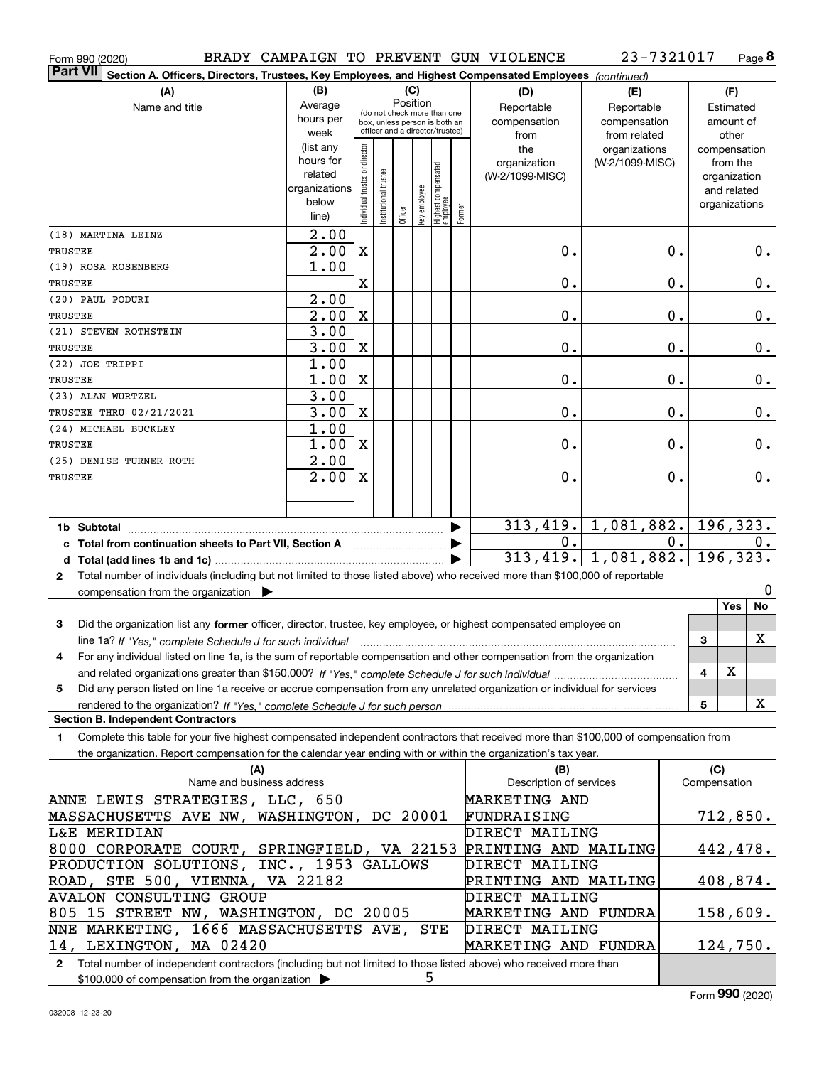Form 990 (2020) BRADY CAMPAIGN TO PREVENT GUN VIOLENCE 23-7321017

**Part VII** Section A. Officers, Directors, Trustees, Key Employees, and Highest Compensated Employees *(continued)*

| (A) Name and title | (B) Average hours per week (list any hours for related organizations below line) | (C) Position: Individual trustee or director | Institutional trustee | Officer | Key employee | Highest compensated employee | Former | (D) Reportable compensation from the organization (W-2/1099-MISC) | (E) Reportable compensation from related organizations (W-2/1099-MISC) | (F) Estimated amount of other compensation from the organization and related organizations |
|---|---|---|---|---|---|---|---|---|---|---|
| (18) MARTINA LEINZ TRUSTEE | 2.00 / 2.00 | X | | | | | | 0. | 0. | 0. |
| (19) ROSA ROSENBERG TRUSTEE | 1.00 | X | | | | | | 0. | 0. | 0. |
| (20) PAUL PODURI TRUSTEE | 2.00 / 2.00 | X | | | | | | 0. | 0. | 0. |
| (21) STEVEN ROTHSTEIN TRUSTEE | 3.00 / 3.00 | X | | | | | | 0. | 0. | 0. |
| (22) JOE TRIPPI TRUSTEE | 1.00 / 1.00 | X | | | | | | 0. | 0. | 0. |
| (23) ALAN WURTZEL TRUSTEE THRU 02/21/2021 | 3.00 / 3.00 | X | | | | | | 0. | 0. | 0. |
| (24) MICHAEL BUCKLEY TRUSTEE | 1.00 / 1.00 | X | | | | | | 0. | 0. | 0. |
| (25) DENISE TURNER ROTH TRUSTEE | 2.00 / 2.00 | X | | | | | | 0. | 0. | 0. |
| | | | | | | | | | | |
| **1b Subtotal** | | | | | | | | 313,419. | 1,081,882. | 196,323. |
| **c Total from continuation sheets to Part VII, Section A** | | | | | | | | 0. | 0. | 0. |
| **d Total (add lines 1b and 1c)** | | | | | | | | 313,419. | 1,081,882. | 196,323. |

**2** Total number of individuals (including but not limited to those listed above) who received more than $100,000 of reportable compensation from the organization ▶ 0

| | | Yes | No |
|---|---|---|---|
| **3** Did the organization list any **former** officer, director, trustee, key employee, or highest compensated employee on line 1a? *If "Yes," complete Schedule J for such individual* | 3 | | X |
| **4** For any individual listed on line 1a, is the sum of reportable compensation and other compensation from the organization and related organizations greater than $150,000? *If "Yes," complete Schedule J for such individual* | 4 | X | |
| **5** Did any person listed on line 1a receive or accrue compensation from any unrelated organization or individual for services rendered to the organization? *If "Yes," complete Schedule J for such person* | 5 | | X |

**Section B. Independent Contractors**

**1** Complete this table for your five highest compensated independent contractors that received more than $100,000 of compensation from the organization. Report compensation for the calendar year ending with or within the organization's tax year.

| (A) Name and business address | (B) Description of services | (C) Compensation |
|---|---|---|
| ANNE LEWIS STRATEGIES, LLC, 650 MASSACHUSETTS AVE NW, WASHINGTON, DC 20001 | MARKETING AND FUNDRAISING | 712,850. |
| L&E MERIDIAN 8000 CORPORATE COURT, SPRINGFIELD, VA 22153 | DIRECT MAILING PRINTING AND MAILING | 442,478. |
| PRODUCTION SOLUTIONS, INC., 1953 GALLOWS ROAD, STE 500, VIENNA, VA 22182 | DIRECT MAILING PRINTING AND MAILING | 408,874. |
| AVALON CONSULTING GROUP 805 15 STREET NW, WASHINGTON, DC 20005 | DIRECT MAILING MARKETING AND FUNDRA | 158,609. |
| NNE MARKETING, 1666 MASSACHUSETTS AVE, STE 14, LEXINGTON, MA 02420 | DIRECT MAILING MARKETING AND FUNDRA | 124,750. |

**2** Total number of independent contractors (including but not limited to those listed above) who received more than $100,000 of compensation from the organization ▶ 5

Form **990** (2020)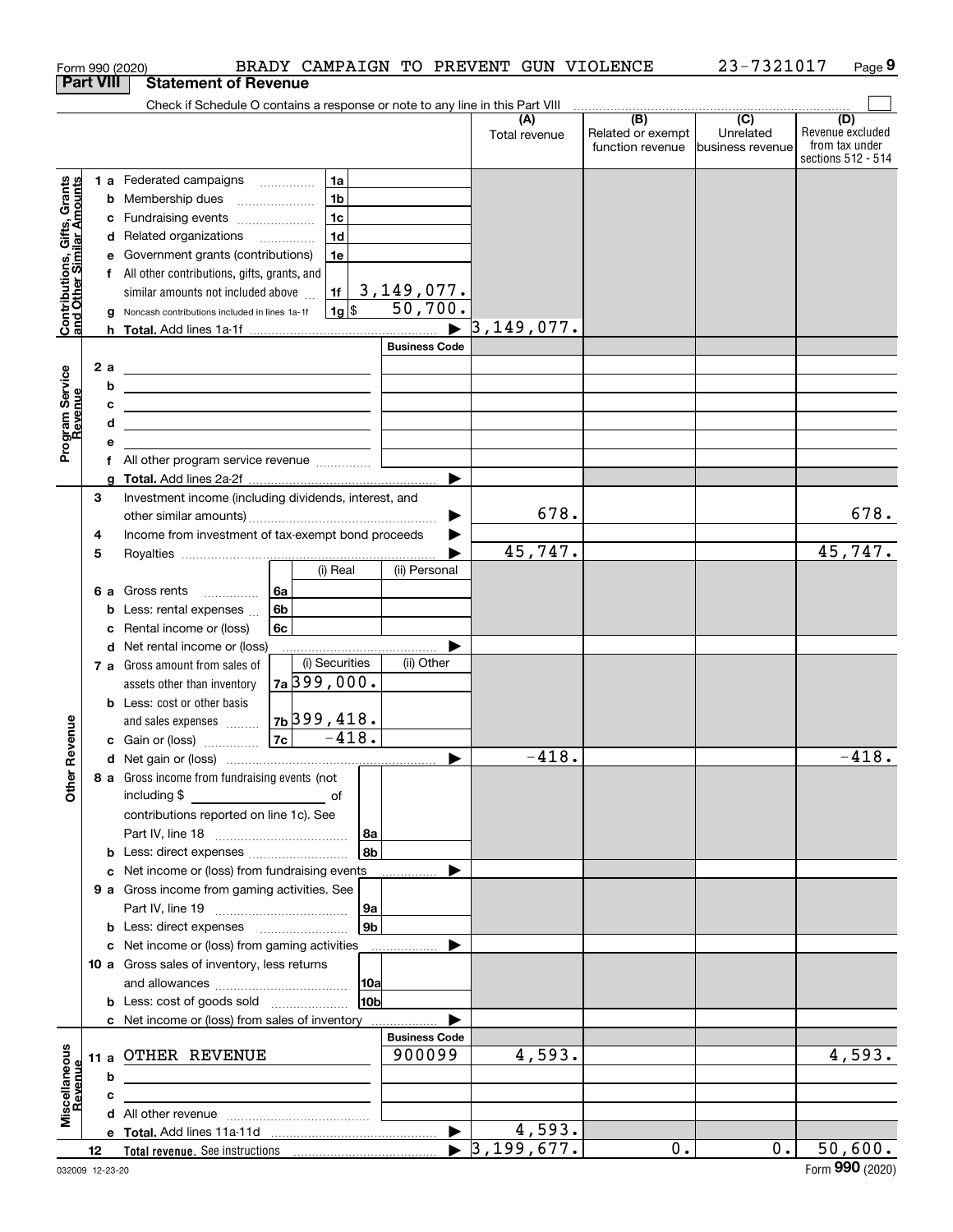Form 990 (2020) BRADY CAMPAIGN TO PREVENT GUN VIOLENCE 23-7321017 Page 9

## Part VIII Statement of Revenue

Check if Schedule O contains a response or note to any line in this Part VIII ☐

| | | | | (A) Total revenue | (B) Related or exempt function revenue | (C) Unrelated business revenue | (D) Revenue excluded from tax under sections 512 - 514 |
|---|---|---|---|---|---|---|---|
| **Contributions, Gifts, Grants and Other Similar Amounts** | 1 a Federated campaigns | 1a | | | | | |
| | b Membership dues | 1b | | | | | |
| | c Fundraising events | 1c | | | | | |
| | d Related organizations | 1d | | | | | |
| | e Government grants (contributions) | 1e | | | | | |
| | f All other contributions, gifts, grants, and similar amounts not included above | 1f | 3,149,077. | | | | |
| | g Noncash contributions included in lines 1a-1f | 1g $ | 50,700. | | | | |
| | h **Total.** Add lines 1a-1f | | ▶ | 3,149,077. | | | |
| **Program Service Revenue** | | | **Business Code** | | | | |
| | 2 a | | | | | | |
| | b | | | | | | |
| | c | | | | | | |
| | d | | | | | | |
| | e | | | | | | |
| | f All other program service revenue | | | | | | |
| | g **Total.** Add lines 2a-2f | | ▶ | | | | |
| **Other Revenue** | 3 Investment income (including dividends, interest, and other similar amounts) | | ▶ | 678. | | | 678. |
| | 4 Income from investment of tax-exempt bond proceeds | | ▶ | | | | |
| | 5 Royalties | | ▶ | 45,747. | | | 45,747. |
| | | (i) Real | (ii) Personal | | | | |
| | 6 a Gross rents (6a) | | | | | | |
| | b Less: rental expenses (6b) | | | | | | |
| | c Rental income or (loss) (6c) | | | | | | |
| | d Net rental income or (loss) | | ▶ | | | | |
| | | (i) Securities | (ii) Other | | | | |
| | 7 a Gross amount from sales of assets other than inventory (7a) | 399,000. | | | | | |
| | b Less: cost or other basis and sales expenses (7b) | 399,418. | | | | | |
| | c Gain or (loss) (7c) | -418. | | | | | |
| | d Net gain or (loss) | | ▶ | -418. | | | -418. |
| | 8 a Gross income from fundraising events (not including $ of contributions reported on line 1c). See Part IV, line 18 | 8a | | | | | |
| | b Less: direct expenses | 8b | | | | | |
| | c Net income or (loss) from fundraising events | | ▶ | | | | |
| | 9 a Gross income from gaming activities. See Part IV, line 19 | 9a | | | | | |
| | b Less: direct expenses | 9b | | | | | |
| | c Net income or (loss) from gaming activities | | ▶ | | | | |
| | 10 a Gross sales of inventory, less returns and allowances | 10a | | | | | |
| | b Less: cost of goods sold | 10b | | | | | |
| | c Net income or (loss) from sales of inventory | | ▶ | | | | |
| **Miscellaneous Revenue** | | | **Business Code** | | | | |
| | 11 a OTHER REVENUE | | 900099 | 4,593. | | | 4,593. |
| | b | | | | | | |
| | c | | | | | | |
| | d All other revenue | | | | | | |
| | e **Total.** Add lines 11a-11d | | ▶ | 4,593. | | | |
| | 12 **Total revenue.** See instructions | | ▶ | 3,199,677. | 0. | 0. | 50,600. |

032009 12-23-20 Form **990** (2020)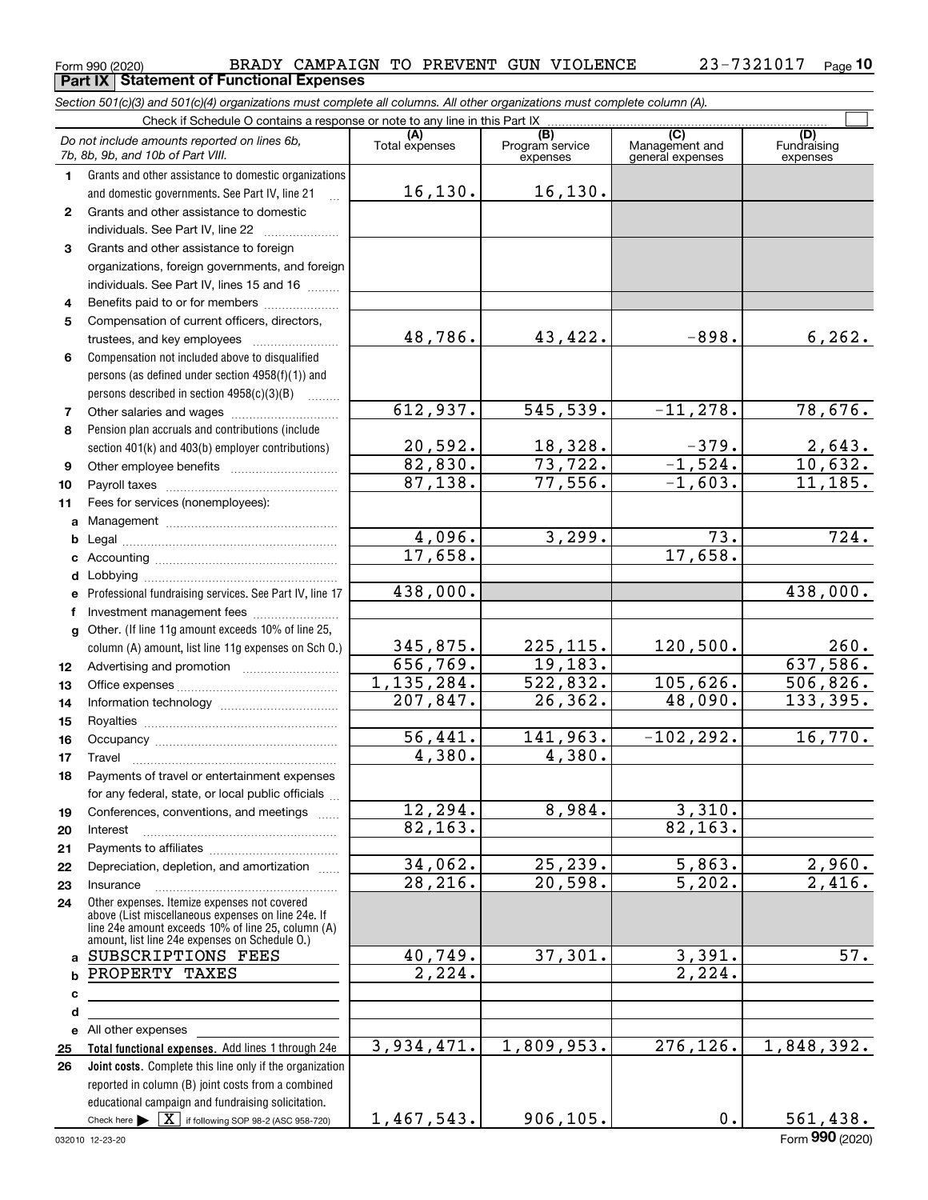Form 990 (2020) BRADY CAMPAIGN TO PREVENT GUN VIOLENCE 23-7321017 Page 10

**Part IX Statement of Functional Expenses**

*Section 501(c)(3) and 501(c)(4) organizations must complete all columns. All other organizations must complete column (A).*

Check if Schedule O contains a response or note to any line in this Part IX

| | *Do not include amounts reported on lines 6b, 7b, 8b, 9b, and 10b of Part VIII.* | (A) Total expenses | (B) Program service expenses | (C) Management and general expenses | (D) Fundraising expenses |
|---|---|---|---|---|---|
| 1 | Grants and other assistance to domestic organizations and domestic governments. See Part IV, line 21 | 16,130. | 16,130. | | |
| 2 | Grants and other assistance to domestic individuals. See Part IV, line 22 | | | | |
| 3 | Grants and other assistance to foreign organizations, foreign governments, and foreign individuals. See Part IV, lines 15 and 16 | | | | |
| 4 | Benefits paid to or for members | | | | |
| 5 | Compensation of current officers, directors, trustees, and key employees | 48,786. | 43,422. | -898. | 6,262. |
| 6 | Compensation not included above to disqualified persons (as defined under section 4958(f)(1)) and persons described in section 4958(c)(3)(B) | | | | |
| 7 | Other salaries and wages | 612,937. | 545,539. | -11,278. | 78,676. |
| 8 | Pension plan accruals and contributions (include section 401(k) and 403(b) employer contributions) | 20,592. | 18,328. | -379. | 2,643. |
| 9 | Other employee benefits | 82,830. | 73,722. | -1,524. | 10,632. |
| 10 | Payroll taxes | 87,138. | 77,556. | -1,603. | 11,185. |
| 11 | Fees for services (nonemployees): | | | | |
| a | Management | | | | |
| b | Legal | 4,096. | 3,299. | 73. | 724. |
| c | Accounting | 17,658. | | 17,658. | |
| d | Lobbying | | | | |
| e | Professional fundraising services. See Part IV, line 17 | 438,000. | | | 438,000. |
| f | Investment management fees | | | | |
| g | Other. (If line 11g amount exceeds 10% of line 25, column (A) amount, list line 11g expenses on Sch O.) | 345,875. | 225,115. | 120,500. | 260. |
| 12 | Advertising and promotion | 656,769. | 19,183. | | 637,586. |
| 13 | Office expenses | 1,135,284. | 522,832. | 105,626. | 506,826. |
| 14 | Information technology | 207,847. | 26,362. | 48,090. | 133,395. |
| 15 | Royalties | | | | |
| 16 | Occupancy | 56,441. | 141,963. | -102,292. | 16,770. |
| 17 | Travel | 4,380. | 4,380. | | |
| 18 | Payments of travel or entertainment expenses for any federal, state, or local public officials | | | | |
| 19 | Conferences, conventions, and meetings | 12,294. | 8,984. | 3,310. | |
| 20 | Interest | 82,163. | | 82,163. | |
| 21 | Payments to affiliates | | | | |
| 22 | Depreciation, depletion, and amortization | 34,062. | 25,239. | 5,863. | 2,960. |
| 23 | Insurance | 28,216. | 20,598. | 5,202. | 2,416. |
| 24 | Other expenses. Itemize expenses not covered above (List miscellaneous expenses on line 24e. If line 24e amount exceeds 10% of line 25, column (A) amount, list line 24e expenses on Schedule O.) | | | | |
| a | SUBSCRIPTIONS FEES | 40,749. | 37,301. | 3,391. | 57. |
| b | PROPERTY TAXES | 2,224. | | 2,224. | |
| c | | | | | |
| d | | | | | |
| e | All other expenses | | | | |
| 25 | **Total functional expenses.** Add lines 1 through 24e | 3,934,471. | 1,809,953. | 276,126. | 1,848,392. |
| 26 | **Joint costs.** Complete this line only if the organization reported in column (B) joint costs from a combined educational campaign and fundraising solicitation. Check here ▶ [X] if following SOP 98-2 (ASC 958-720) | 1,467,543. | 906,105. | 0. | 561,438. |

032010 12-23-20 Form **990** (2020)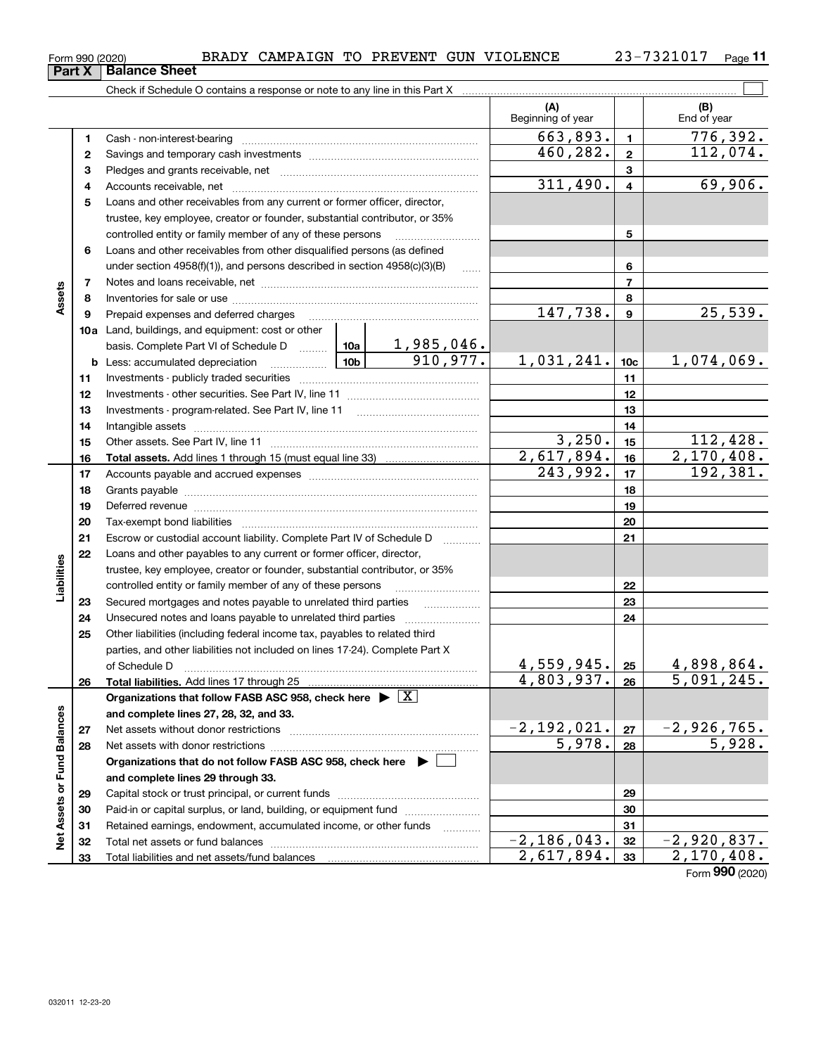Form 990 (2020) BRADY CAMPAIGN TO PREVENT GUN VIOLENCE 23-7321017

## Part X Balance Sheet

Check if Schedule O contains a response or note to any line in this Part X ☐

| | | | | | (A) Beginning of year | | (B) End of year |
|---|---|---|---|---|---|---|---|
| **Assets** | 1 | Cash - non-interest-bearing | | | 663,893. | 1 | 776,392. |
| | 2 | Savings and temporary cash investments | | | 460,282. | 2 | 112,074. |
| | 3 | Pledges and grants receivable, net | | | | 3 | |
| | 4 | Accounts receivable, net | | | 311,490. | 4 | 69,906. |
| | 5 | Loans and other receivables from any current or former officer, director, trustee, key employee, creator or founder, substantial contributor, or 35% controlled entity or family member of any of these persons | | | | 5 | |
| | 6 | Loans and other receivables from other disqualified persons (as defined under section 4958(f)(1)), and persons described in section 4958(c)(3)(B) | | | | 6 | |
| | 7 | Notes and loans receivable, net | | | | 7 | |
| | 8 | Inventories for sale or use | | | | 8 | |
| | 9 | Prepaid expenses and deferred charges | | | 147,738. | 9 | 25,539. |
| | 10a | Land, buildings, and equipment: cost or other basis. Complete Part VI of Schedule D | 10a | 1,985,046. | | | |
| | b | Less: accumulated depreciation | 10b | 910,977. | 1,031,241. | 10c | 1,074,069. |
| | 11 | Investments - publicly traded securities | | | | 11 | |
| | 12 | Investments - other securities. See Part IV, line 11 | | | | 12 | |
| | 13 | Investments - program-related. See Part IV, line 11 | | | | 13 | |
| | 14 | Intangible assets | | | | 14 | |
| | 15 | Other assets. See Part IV, line 11 | | | 3,250. | 15 | 112,428. |
| | 16 | **Total assets.** Add lines 1 through 15 (must equal line 33) | | | 2,617,894. | 16 | 2,170,408. |
| **Liabilities** | 17 | Accounts payable and accrued expenses | | | 243,992. | 17 | 192,381. |
| | 18 | Grants payable | | | | 18 | |
| | 19 | Deferred revenue | | | | 19 | |
| | 20 | Tax-exempt bond liabilities | | | | 20 | |
| | 21 | Escrow or custodial account liability. Complete Part IV of Schedule D | | | | 21 | |
| | 22 | Loans and other payables to any current or former officer, director, trustee, key employee, creator or founder, substantial contributor, or 35% controlled entity or family member of any of these persons | | | | 22 | |
| | 23 | Secured mortgages and notes payable to unrelated third parties | | | | 23 | |
| | 24 | Unsecured notes and loans payable to unrelated third parties | | | | 24 | |
| | 25 | Other liabilities (including federal income tax, payables to related third parties, and other liabilities not included on lines 17-24). Complete Part X of Schedule D | | | 4,559,945. | 25 | 4,898,864. |
| | 26 | **Total liabilities.** Add lines 17 through 25 | | | 4,803,937. | 26 | 5,091,245. |
| **Net Assets or Fund Balances** | | **Organizations that follow FASB ASC 958, check here** ▶ ☒ **and complete lines 27, 28, 32, and 33.** | | | | | |
| | 27 | Net assets without donor restrictions | | | -2,192,021. | 27 | -2,926,765. |
| | 28 | Net assets with donor restrictions | | | 5,978. | 28 | 5,928. |
| | | **Organizations that do not follow FASB ASC 958, check here** ▶ ☐ **and complete lines 29 through 33.** | | | | | |
| | 29 | Capital stock or trust principal, or current funds | | | | 29 | |
| | 30 | Paid-in or capital surplus, or land, building, or equipment fund | | | | 30 | |
| | 31 | Retained earnings, endowment, accumulated income, or other funds | | | | 31 | |
| | 32 | Total net assets or fund balances | | | -2,186,043. | 32 | -2,920,837. |
| | 33 | Total liabilities and net assets/fund balances | | | 2,617,894. | 33 | 2,170,408. |

Form **990** (2020)

032011 12-23-20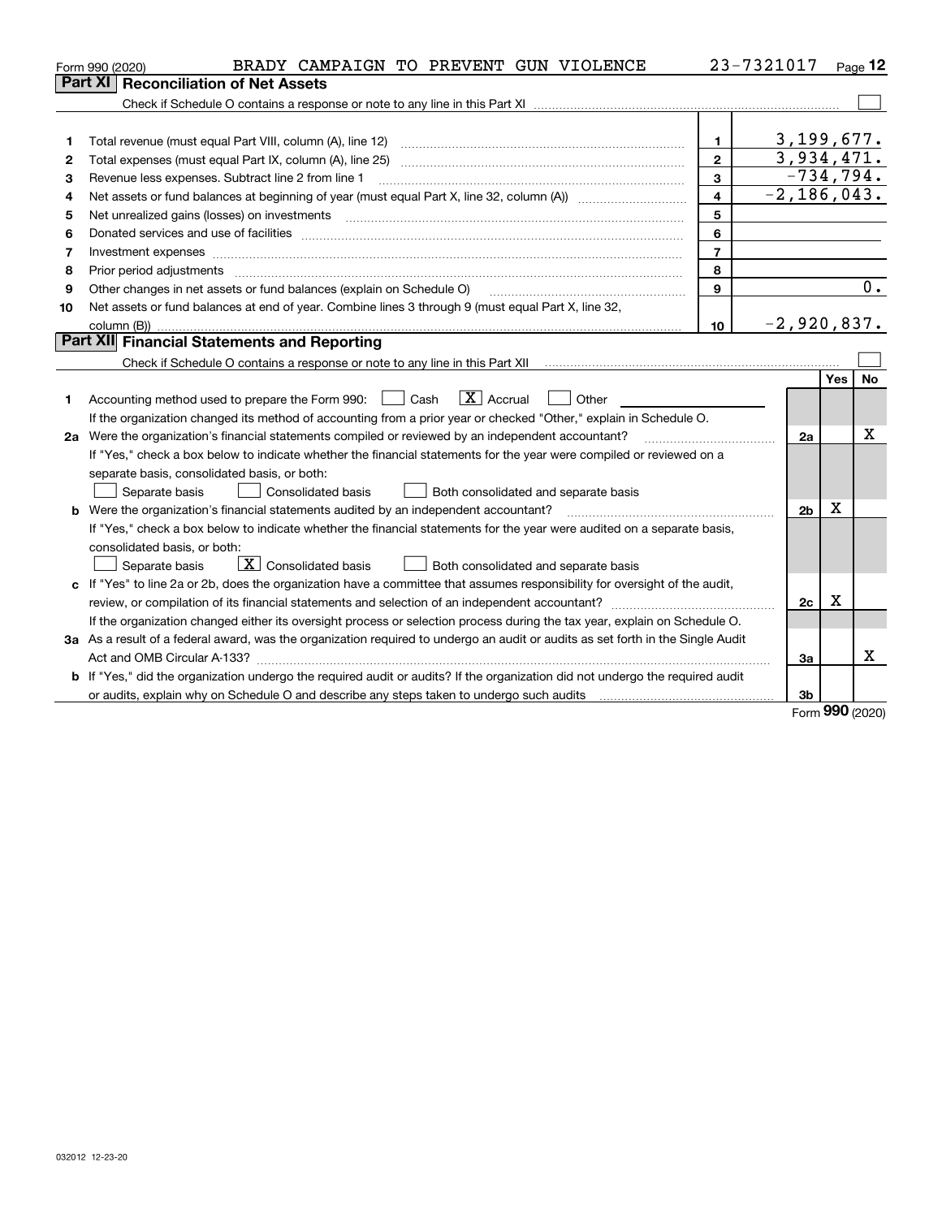Form 990 (2020) BRADY CAMPAIGN TO PREVENT GUN VIOLENCE 23-7321017

## Part XI Reconciliation of Net Assets

Check if Schedule O contains a response or note to any line in this Part XI ☐

| | | | |
|---|---|---|---|
| 1 | Total revenue (must equal Part VIII, column (A), line 12) | 1 | 3,199,677. |
| 2 | Total expenses (must equal Part IX, column (A), line 25) | 2 | 3,934,471. |
| 3 | Revenue less expenses. Subtract line 2 from line 1 | 3 | -734,794. |
| 4 | Net assets or fund balances at beginning of year (must equal Part X, line 32, column (A)) | 4 | -2,186,043. |
| 5 | Net unrealized gains (losses) on investments | 5 | |
| 6 | Donated services and use of facilities | 6 | |
| 7 | Investment expenses | 7 | |
| 8 | Prior period adjustments | 8 | |
| 9 | Other changes in net assets or fund balances (explain on Schedule O) | 9 | 0. |
| 10 | Net assets or fund balances at end of year. Combine lines 3 through 9 (must equal Part X, line 32, column (B)) | 10 | -2,920,837. |

## Part XII Financial Statements and Reporting

Check if Schedule O contains a response or note to any line in this Part XII ☐

| | | | Yes | No |
|---|---|---|---|---|
| 1 | Accounting method used to prepare the Form 990: ☐ Cash ☒ Accrual ☐ Other<br>If the organization changed its method of accounting from a prior year or checked "Other," explain in Schedule O. | | | |
| 2a | Were the organization's financial statements compiled or reviewed by an independent accountant?<br>If "Yes," check a box below to indicate whether the financial statements for the year were compiled or reviewed on a separate basis, consolidated basis, or both:<br>☐ Separate basis ☐ Consolidated basis ☐ Both consolidated and separate basis | 2a | | X |
| b | Were the organization's financial statements audited by an independent accountant?<br>If "Yes," check a box below to indicate whether the financial statements for the year were audited on a separate basis, consolidated basis, or both:<br>☐ Separate basis ☒ Consolidated basis ☐ Both consolidated and separate basis | 2b | X | |
| c | If "Yes" to line 2a or 2b, does the organization have a committee that assumes responsibility for oversight of the audit, review, or compilation of its financial statements and selection of an independent accountant?<br>If the organization changed either its oversight process or selection process during the tax year, explain on Schedule O. | 2c | X | |
| 3a | As a result of a federal award, was the organization required to undergo an audit or audits as set forth in the Single Audit Act and OMB Circular A-133? | 3a | | X |
| b | If "Yes," did the organization undergo the required audit or audits? If the organization did not undergo the required audit or audits, explain why on Schedule O and describe any steps taken to undergo such audits | 3b | | |

Form 990 (2020)

032012 12-23-20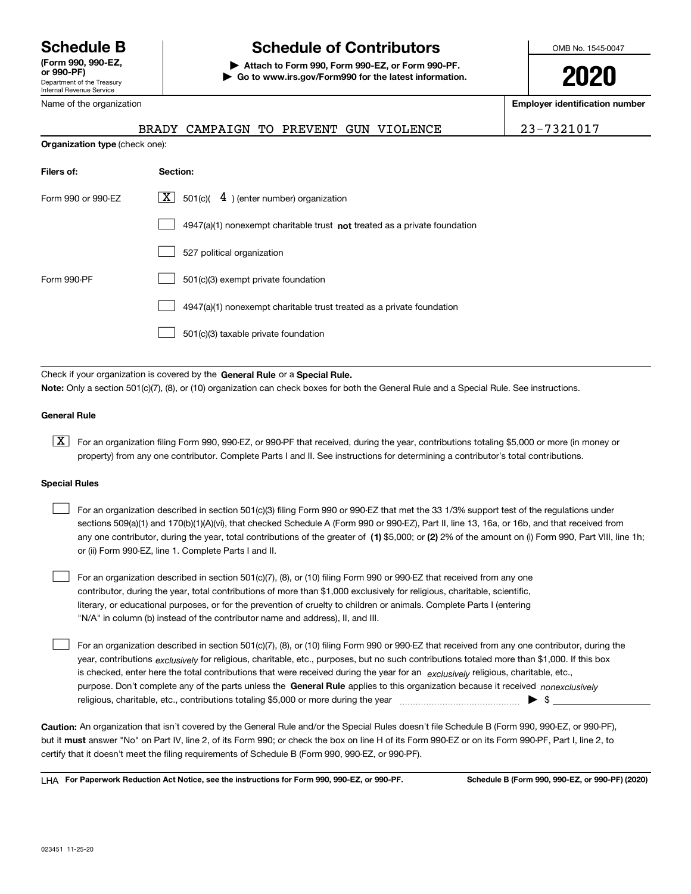# Schedule B
**(Form 990, 990-EZ, or 990-PF)**
Department of the Treasury
Internal Revenue Service

## Schedule of Contributors

▶ **Attach to Form 990, Form 990-EZ, or Form 990-PF.**
▶ **Go to www.irs.gov/Form990 for the latest information.**

OMB No. 1545-0047

**2020**

| Name of the organization | Employer identification number |
|---|---|
| BRADY CAMPAIGN TO PREVENT GUN VIOLENCE | 23-7321017 |

**Organization type** (check one):

| Filers of: | Section: |
|---|---|
| Form 990 or 990-EZ | [X] 501(c)( 4 ) (enter number) organization |
| | [ ] 4947(a)(1) nonexempt charitable trust **not** treated as a private foundation |
| | [ ] 527 political organization |
| Form 990-PF | [ ] 501(c)(3) exempt private foundation |
| | [ ] 4947(a)(1) nonexempt charitable trust treated as a private foundation |
| | [ ] 501(c)(3) taxable private foundation |

Check if your organization is covered by the **General Rule** or a **Special Rule.**

**Note:** Only a section 501(c)(7), (8), or (10) organization can check boxes for both the General Rule and a Special Rule. See instructions.

### General Rule

[X] For an organization filing Form 990, 990-EZ, or 990-PF that received, during the year, contributions totaling $5,000 or more (in money or property) from any one contributor. Complete Parts I and II. See instructions for determining a contributor's total contributions.

### Special Rules

[ ] For an organization described in section 501(c)(3) filing Form 990 or 990-EZ that met the 33 1/3% support test of the regulations under sections 509(a)(1) and 170(b)(1)(A)(vi), that checked Schedule A (Form 990 or 990-EZ), Part II, line 13, 16a, or 16b, and that received from any one contributor, during the year, total contributions of the greater of **(1)** $5,000; or **(2)** 2% of the amount on (i) Form 990, Part VIII, line 1h; or (ii) Form 990-EZ, line 1. Complete Parts I and II.

[ ] For an organization described in section 501(c)(7), (8), or (10) filing Form 990 or 990-EZ that received from any one contributor, during the year, total contributions of more than $1,000 exclusively for religious, charitable, scientific, literary, or educational purposes, or for the prevention of cruelty to children or animals. Complete Parts I (entering "N/A" in column (b) instead of the contributor name and address), II, and III.

[ ] For an organization described in section 501(c)(7), (8), or (10) filing Form 990 or 990-EZ that received from any one contributor, during the year, contributions *exclusively* for religious, charitable, etc., purposes, but no such contributions totaled more than $1,000. If this box is checked, enter here the total contributions that were received during the year for an *exclusively* religious, charitable, etc., purpose. Don't complete any of the parts unless the **General Rule** applies to this organization because it received *nonexclusively* religious, charitable, etc., contributions totaling $5,000 or more during the year ▶ $ ____________

**Caution:** An organization that isn't covered by the General Rule and/or the Special Rules doesn't file Schedule B (Form 990, 990-EZ, or 990-PF), but it **must** answer "No" on Part IV, line 2, of its Form 990; or check the box on line H of its Form 990-EZ or on its Form 990-PF, Part I, line 2, to certify that it doesn't meet the filing requirements of Schedule B (Form 990, 990-EZ, or 990-PF).

LHA **For Paperwork Reduction Act Notice, see the instructions for Form 990, 990-EZ, or 990-PF.** **Schedule B (Form 990, 990-EZ, or 990-PF) (2020)**

023451 11-25-20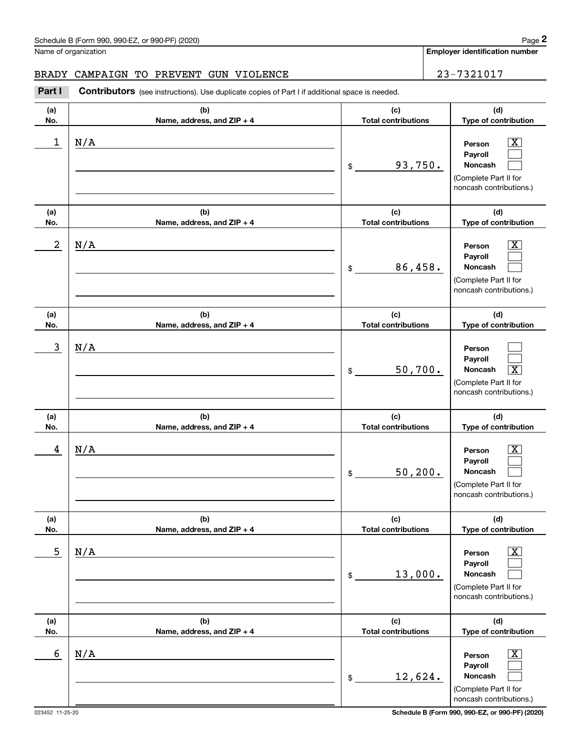Name of organization

BRADY CAMPAIGN TO PREVENT GUN VIOLENCE

**Employer identification number**

23-7321017

**Part I** **Contributors** (see instructions). Use duplicate copies of Part I if additional space is needed.

| (a) No. | (b) Name, address, and ZIP + 4 | (c) Total contributions | (d) Type of contribution |
|---|---|---|---|
| 1 | N/A | $ 93,750. | Person [X] Payroll [ ] Noncash [ ] (Complete Part II for noncash contributions.) |
| 2 | N/A | $ 86,458. | Person [X] Payroll [ ] Noncash [ ] (Complete Part II for noncash contributions.) |
| 3 | N/A | $ 50,700. | Person [ ] Payroll [ ] Noncash [X] (Complete Part II for noncash contributions.) |
| 4 | N/A | $ 50,200. | Person [X] Payroll [ ] Noncash [ ] (Complete Part II for noncash contributions.) |
| 5 | N/A | $ 13,000. | Person [X] Payroll [ ] Noncash [ ] (Complete Part II for noncash contributions.) |
| 6 | N/A | $ 12,624. | Person [X] Payroll [ ] Noncash [ ] (Complete Part II for noncash contributions.) |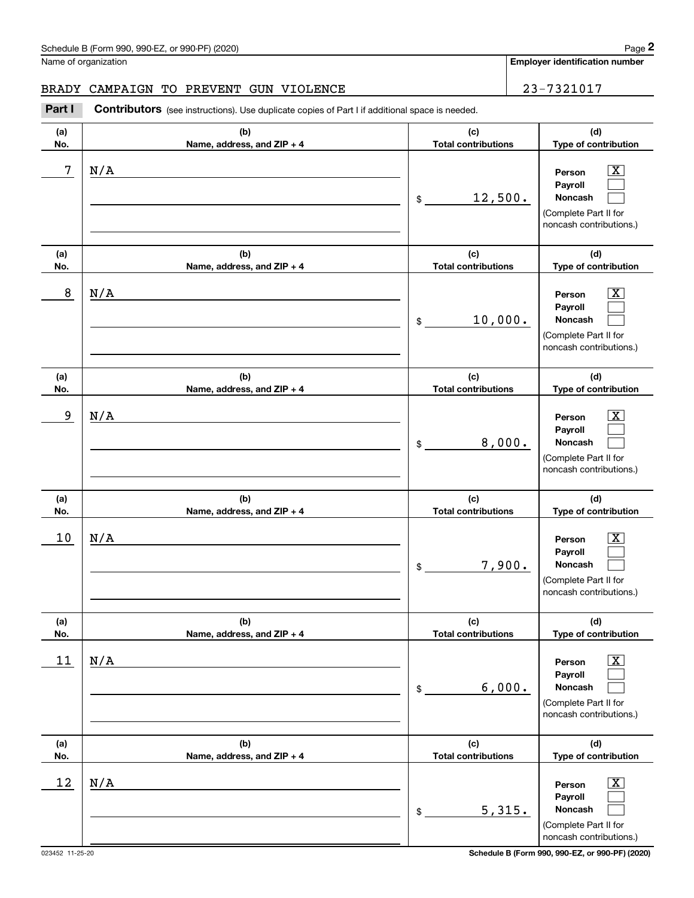Name of organization

BRADY CAMPAIGN TO PREVENT GUN VIOLENCE

**Employer identification number**

23-7321017

**Part I** **Contributors** (see instructions). Use duplicate copies of Part I if additional space is needed.

| (a) No. | (b) Name, address, and ZIP + 4 | (c) Total contributions | (d) Type of contribution |
|---|---|---|---|
| 7 | N/A | $ 12,500. | Person [X] Payroll [ ] Noncash [ ] (Complete Part II for noncash contributions.) |
| 8 | N/A | $ 10,000. | Person [X] Payroll [ ] Noncash [ ] (Complete Part II for noncash contributions.) |
| 9 | N/A | $ 8,000. | Person [X] Payroll [ ] Noncash [ ] (Complete Part II for noncash contributions.) |
| 10 | N/A | $ 7,900. | Person [X] Payroll [ ] Noncash [ ] (Complete Part II for noncash contributions.) |
| 11 | N/A | $ 6,000. | Person [X] Payroll [ ] Noncash [ ] (Complete Part II for noncash contributions.) |
| 12 | N/A | $ 5,315. | Person [X] Payroll [ ] Noncash [ ] (Complete Part II for noncash contributions.) |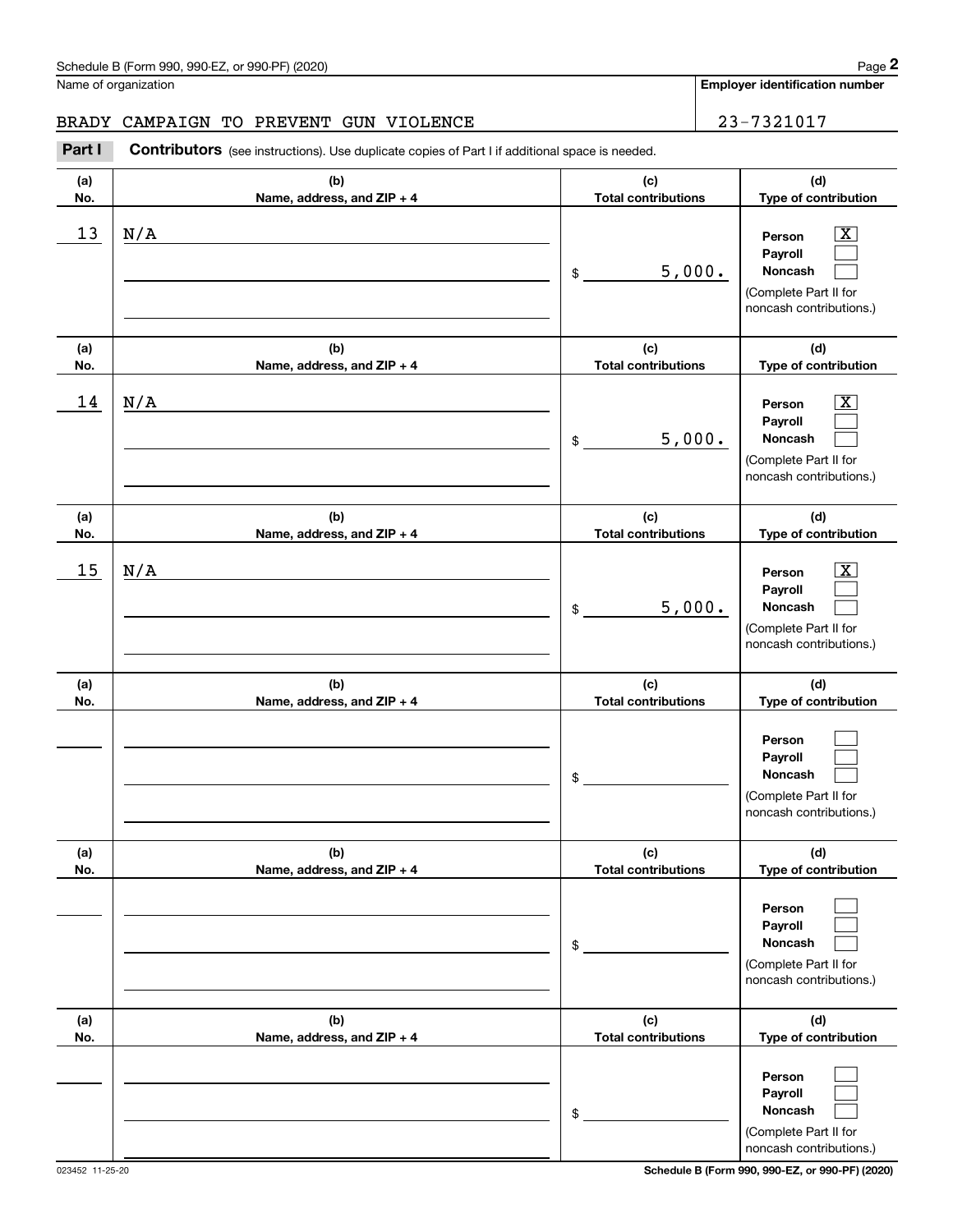Schedule B (Form 990, 990-EZ, or 990-PF) (2020)

Name of organization: BRADY CAMPAIGN TO PREVENT GUN VIOLENCE

Employer identification number: 23-7321017

**Part I** **Contributors** (see instructions). Use duplicate copies of Part I if additional space is needed.

| (a) No. | (b) Name, address, and ZIP + 4 | (c) Total contributions | (d) Type of contribution |
|---|---|---|---|
| 13 | N/A | $ 5,000. | Person [X] Payroll [ ] Noncash [ ] (Complete Part II for noncash contributions.) |
| 14 | N/A | $ 5,000. | Person [X] Payroll [ ] Noncash [ ] (Complete Part II for noncash contributions.) |
| 15 | N/A | $ 5,000. | Person [X] Payroll [ ] Noncash [ ] (Complete Part II for noncash contributions.) |
| | | $ | Person [ ] Payroll [ ] Noncash [ ] (Complete Part II for noncash contributions.) |
| | | $ | Person [ ] Payroll [ ] Noncash [ ] (Complete Part II for noncash contributions.) |
| | | $ | Person [ ] Payroll [ ] Noncash [ ] (Complete Part II for noncash contributions.) |

023452 11-25-20

Schedule B (Form 990, 990-EZ, or 990-PF) (2020)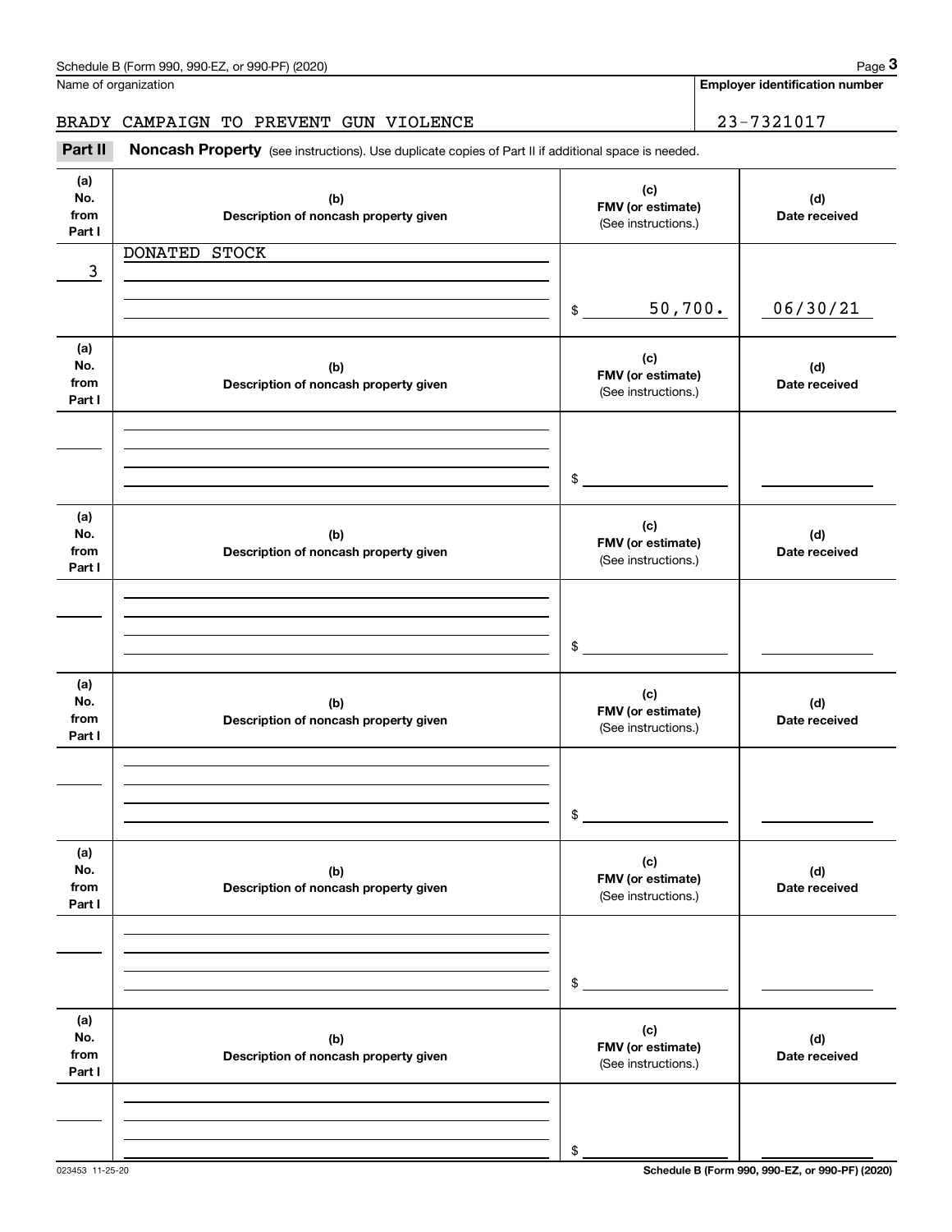Name of organization

BRADY CAMPAIGN TO PREVENT GUN VIOLENCE

**Employer identification number**

23-7321017

**Part II** **Noncash Property** (see instructions). Use duplicate copies of Part II if additional space is needed.

| (a) No. from Part I | (b) Description of noncash property given | (c) FMV (or estimate) (See instructions.) | (d) Date received |
|---|---|---|---|
| 3 | DONATED STOCK | $ 50,700. | 06/30/21 |

| (a) No. from Part I | (b) Description of noncash property given | (c) FMV (or estimate) (See instructions.) | (d) Date received |
|---|---|---|---|
| | | $ | |

| (a) No. from Part I | (b) Description of noncash property given | (c) FMV (or estimate) (See instructions.) | (d) Date received |
|---|---|---|---|
| | | $ | |

| (a) No. from Part I | (b) Description of noncash property given | (c) FMV (or estimate) (See instructions.) | (d) Date received |
|---|---|---|---|
| | | $ | |

| (a) No. from Part I | (b) Description of noncash property given | (c) FMV (or estimate) (See instructions.) | (d) Date received |
|---|---|---|---|
| | | $ | |

| (a) No. from Part I | (b) Description of noncash property given | (c) FMV (or estimate) (See instructions.) | (d) Date received |
|---|---|---|---|
| | | $ | |

023453 11-25-20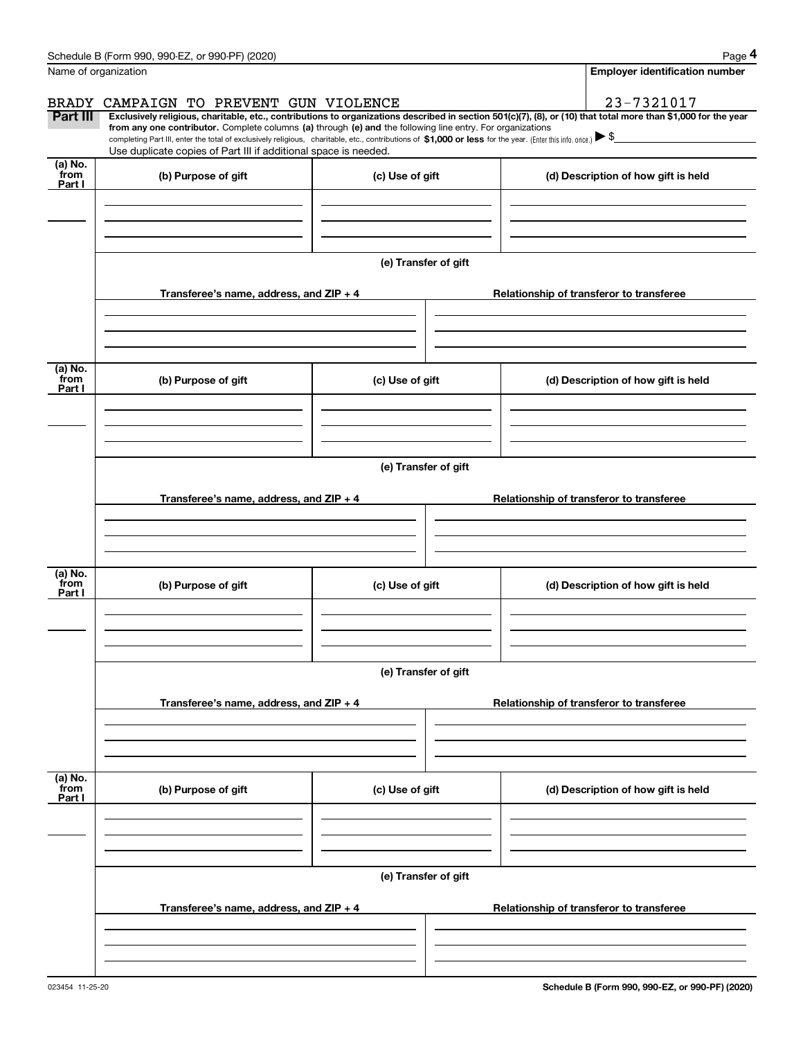Name of organization

**Employer identification number**

BRADY CAMPAIGN TO PREVENT GUN VIOLENCE

23-7321017

**Part III** **Exclusively religious, charitable, etc., contributions to organizations described in section 501(c)(7), (8), or (10) that total more than $1,000 for the year from any one contributor.** Complete columns **(a)** through **(e) and** the following line entry. For organizations completing Part III, enter the total of exclusively religious, charitable, etc., contributions of **$1,000 or less** for the year. (Enter this info. once.) ▶ $

Use duplicate copies of Part III if additional space is needed.

| (a) No. from Part I | (b) Purpose of gift | (c) Use of gift | (d) Description of how gift is held |
|---|---|---|---|
| | | | |

**(e) Transfer of gift**

| Transferee's name, address, and ZIP + 4 | Relationship of transferor to transferee |
|---|---|
| | |

| (a) No. from Part I | (b) Purpose of gift | (c) Use of gift | (d) Description of how gift is held |
|---|---|---|---|
| | | | |

**(e) Transfer of gift**

| Transferee's name, address, and ZIP + 4 | Relationship of transferor to transferee |
|---|---|
| | |

| (a) No. from Part I | (b) Purpose of gift | (c) Use of gift | (d) Description of how gift is held |
|---|---|---|---|
| | | | |

**(e) Transfer of gift**

| Transferee's name, address, and ZIP + 4 | Relationship of transferor to transferee |
|---|---|
| | |

| (a) No. from Part I | (b) Purpose of gift | (c) Use of gift | (d) Description of how gift is held |
|---|---|---|---|
| | | | |

**(e) Transfer of gift**

| Transferee's name, address, and ZIP + 4 | Relationship of transferor to transferee |
|---|---|
| | |

023454 11-25-20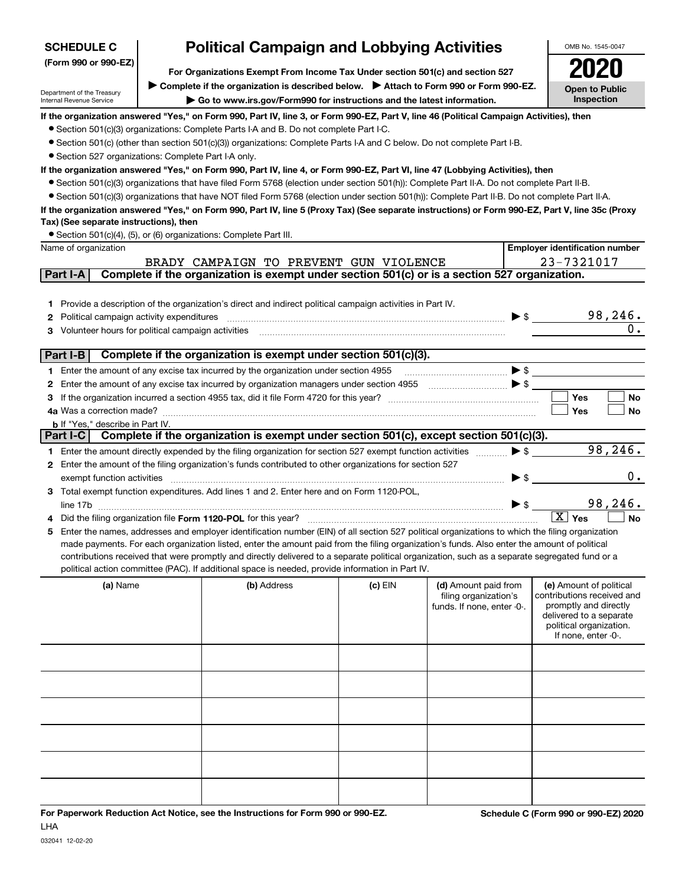**SCHEDULE C**
**(Form 990 or 990-EZ)**

Department of the Treasury
Internal Revenue Service

# Political Campaign and Lobbying Activities

**For Organizations Exempt From Income Tax Under section 501(c) and section 527**

▶ **Complete if the organization is described below.** ▶ **Attach to Form 990 or Form 990-EZ.**

▶ **Go to www.irs.gov/Form990 for instructions and the latest information.**

OMB No. 1545-0047

**2020**

**Open to Public Inspection**

**If the organization answered "Yes," on Form 990, Part IV, line 3, or Form 990-EZ, Part V, line 46 (Political Campaign Activities), then**

- Section 501(c)(3) organizations: Complete Parts I-A and B. Do not complete Part I-C.
- Section 501(c) (other than section 501(c)(3)) organizations: Complete Parts I-A and C below. Do not complete Part I-B.
- Section 527 organizations: Complete Part I-A only.

**If the organization answered "Yes," on Form 990, Part IV, line 4, or Form 990-EZ, Part VI, line 47 (Lobbying Activities), then**

- Section 501(c)(3) organizations that have filed Form 5768 (election under section 501(h)): Complete Part II-A. Do not complete Part II-B.
- Section 501(c)(3) organizations that have NOT filed Form 5768 (election under section 501(h)): Complete Part II-B. Do not complete Part II-A.

**If the organization answered "Yes," on Form 990, Part IV, line 5 (Proxy Tax) (See separate instructions) or Form 990-EZ, Part V, line 35c (Proxy Tax) (See separate instructions), then**

- Section 501(c)(4), (5), or (6) organizations: Complete Part III.

| Name of organization | Employer identification number |
|---|---|
| BRADY CAMPAIGN TO PREVENT GUN VIOLENCE | 23-7321017 |

## Part I-A Complete if the organization is exempt under section 501(c) or is a section 527 organization.

1 Provide a description of the organization's direct and indirect political campaign activities in Part IV.

2 Political campaign activity expenditures ▶ $ 98,246.

3 Volunteer hours for political campaign activities 0.

## Part I-B Complete if the organization is exempt under section 501(c)(3).

1 Enter the amount of any excise tax incurred by the organization under section 4955 ▶ $

2 Enter the amount of any excise tax incurred by organization managers under section 4955 ▶ $

3 If the organization incurred a section 4955 tax, did it file Form 4720 for this year? ☐ Yes ☐ No

4a Was a correction made? ☐ Yes ☐ No

b If "Yes," describe in Part IV.

## Part I-C Complete if the organization is exempt under section 501(c), except section 501(c)(3).

1 Enter the amount directly expended by the filing organization for section 527 exempt function activities ▶ $ 98,246.

2 Enter the amount of the filing organization's funds contributed to other organizations for section 527 exempt function activities ▶ $ 0.

3 Total exempt function expenditures. Add lines 1 and 2. Enter here and on Form 1120-POL, line 17b ▶ $ 98,246.

4 Did the filing organization file **Form 1120-POL** for this year? ☒ Yes ☐ No

5 Enter the names, addresses and employer identification number (EIN) of all section 527 political organizations to which the filing organization made payments. For each organization listed, enter the amount paid from the filing organization's funds. Also enter the amount of political contributions received that were promptly and directly delivered to a separate political organization, such as a separate segregated fund or a political action committee (PAC). If additional space is needed, provide information in Part IV.

| (a) Name | (b) Address | (c) EIN | (d) Amount paid from filing organization's funds. If none, enter -0-. | (e) Amount of political contributions received and promptly and directly delivered to a separate political organization. If none, enter -0-. |
|---|---|---|---|---|
| | | | | |
| | | | | |
| | | | | |
| | | | | |
| | | | | |
| | | | | |

**For Paperwork Reduction Act Notice, see the Instructions for Form 990 or 990-EZ.** **Schedule C (Form 990 or 990-EZ) 2020**

LHA

032041 12-02-20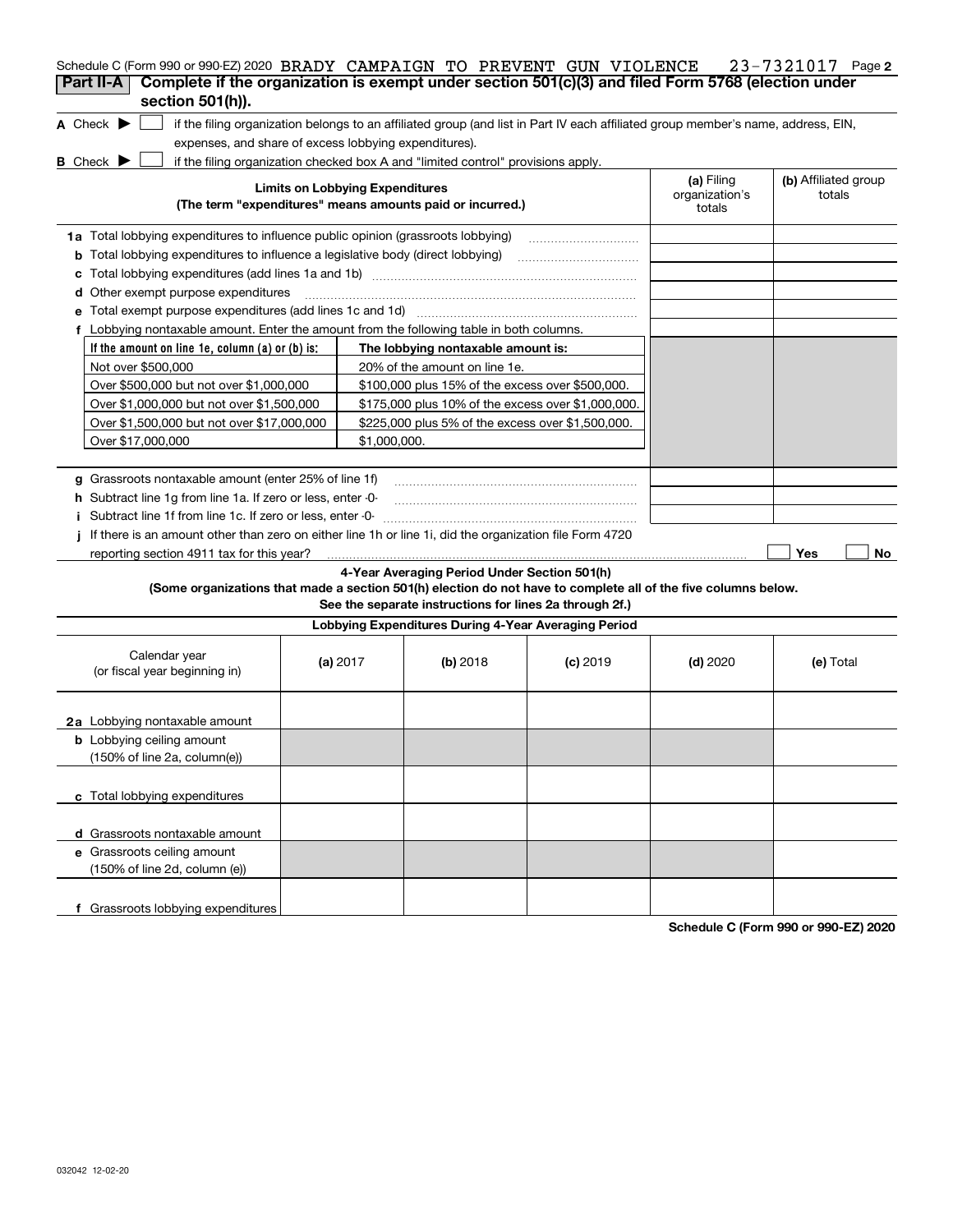Schedule C (Form 990 or 990-EZ) 2020 BRADY CAMPAIGN TO PREVENT GUN VIOLENCE 23-7321017 Page 2

## Part II-A Complete if the organization is exempt under section 501(c)(3) and filed Form 5768 (election under section 501(h)).

**A** Check ▶ ☐ if the filing organization belongs to an affiliated group (and list in Part IV each affiliated group member's name, address, EIN, expenses, and share of excess lobbying expenditures).

**B** Check ▶ ☐ if the filing organization checked box A and "limited control" provisions apply.

| Limits on Lobbying Expenditures (The term "expenditures" means amounts paid or incurred.) | (a) Filing organization's totals | (b) Affiliated group totals |
|---|---|---|
| **1a** Total lobbying expenditures to influence public opinion (grassroots lobbying) | | |
| **b** Total lobbying expenditures to influence a legislative body (direct lobbying) | | |
| **c** Total lobbying expenditures (add lines 1a and 1b) | | |
| **d** Other exempt purpose expenditures | | |
| **e** Total exempt purpose expenditures (add lines 1c and 1d) | | |
| **f** Lobbying nontaxable amount. Enter the amount from the following table in both columns. | | |

| If the amount on line 1e, column (a) or (b) is: | The lobbying nontaxable amount is: |
|---|---|
| Not over $500,000 | 20% of the amount on line 1e. |
| Over $500,000 but not over $1,000,000 | $100,000 plus 15% of the excess over $500,000. |
| Over $1,000,000 but not over $1,500,000 | $175,000 plus 10% of the excess over $1,000,000. |
| Over $1,500,000 but not over $17,000,000 | $225,000 plus 5% of the excess over $1,500,000. |
| Over $17,000,000 | $1,000,000. |

| | (a) Filing organization's totals | (b) Affiliated group totals |
|---|---|---|
| **g** Grassroots nontaxable amount (enter 25% of line 1f) | | |
| **h** Subtract line 1g from line 1a. If zero or less, enter -0- | | |
| **i** Subtract line 1f from line 1c. If zero or less, enter -0- | | |
| **j** If there is an amount other than zero on either line 1h or line 1i, did the organization file Form 4720 reporting section 4911 tax for this year? | ☐ Yes | ☐ No |

### 4-Year Averaging Period Under Section 501(h)

**(Some organizations that made a section 501(h) election do not have to complete all of the five columns below. See the separate instructions for lines 2a through 2f.)**

**Lobbying Expenditures During 4-Year Averaging Period**

| Calendar year (or fiscal year beginning in) | (a) 2017 | (b) 2018 | (c) 2019 | (d) 2020 | (e) Total |
|---|---|---|---|---|---|
| **2a** Lobbying nontaxable amount | | | | | |
| **b** Lobbying ceiling amount (150% of line 2a, column(e)) | | | | | |
| **c** Total lobbying expenditures | | | | | |
| **d** Grassroots nontaxable amount | | | | | |
| **e** Grassroots ceiling amount (150% of line 2d, column (e)) | | | | | |
| **f** Grassroots lobbying expenditures | | | | | |

**Schedule C (Form 990 or 990-EZ) 2020**

032042 12-02-20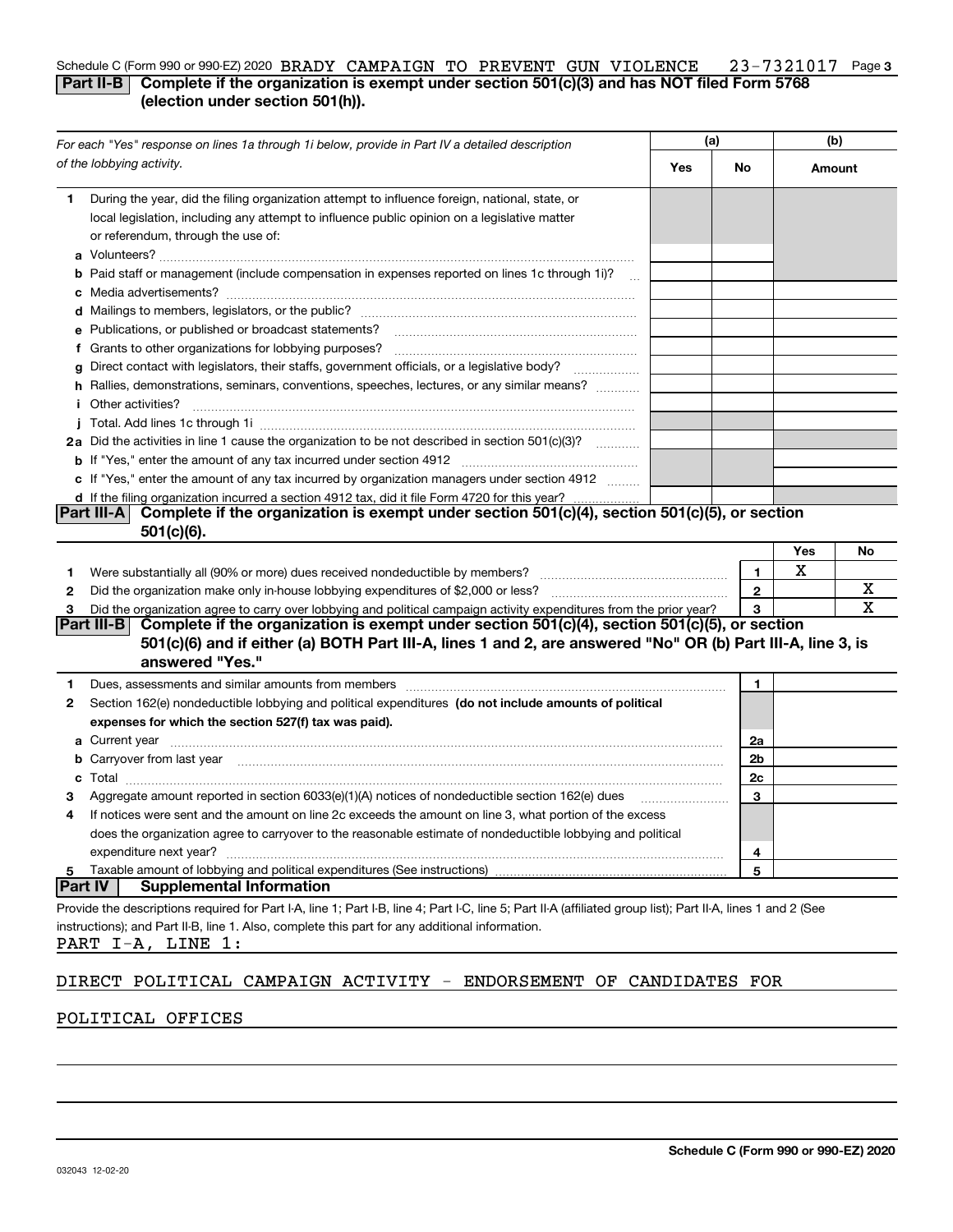Schedule C (Form 990 or 990-EZ) 2020 BRADY CAMPAIGN TO PREVENT GUN VIOLENCE 23-7321017 Page 3

**Part II-B Complete if the organization is exempt under section 501(c)(3) and has NOT filed Form 5768 (election under section 501(h)).**

| *For each "Yes" response on lines 1a through 1i below, provide in Part IV a detailed description of the lobbying activity.* | (a) Yes | (a) No | (b) Amount |
|---|---|---|---|
| **1** During the year, did the filing organization attempt to influence foreign, national, state, or local legislation, including any attempt to influence public opinion on a legislative matter or referendum, through the use of: | | | |
| **a** Volunteers? | | | |
| **b** Paid staff or management (include compensation in expenses reported on lines 1c through 1i)? | | | |
| **c** Media advertisements? | | | |
| **d** Mailings to members, legislators, or the public? | | | |
| **e** Publications, or published or broadcast statements? | | | |
| **f** Grants to other organizations for lobbying purposes? | | | |
| **g** Direct contact with legislators, their staffs, government officials, or a legislative body? | | | |
| **h** Rallies, demonstrations, seminars, conventions, speeches, lectures, or any similar means? | | | |
| **i** Other activities? | | | |
| **j** Total. Add lines 1c through 1i | | | |
| **2a** Did the activities in line 1 cause the organization to be not described in section 501(c)(3)? | | | |
| **b** If "Yes," enter the amount of any tax incurred under section 4912 | | | |
| **c** If "Yes," enter the amount of any tax incurred by organization managers under section 4912 | | | |
| **d** If the filing organization incurred a section 4912 tax, did it file Form 4720 for this year? | | | |

**Part III-A Complete if the organization is exempt under section 501(c)(4), section 501(c)(5), or section 501(c)(6).**

| | | | Yes | No |
|---|---|---|---|---|
| **1** | Were substantially all (90% or more) dues received nondeductible by members? | 1 | X | |
| **2** | Did the organization make only in-house lobbying expenditures of $2,000 or less? | 2 | | X |
| **3** | Did the organization agree to carry over lobbying and political campaign activity expenditures from the prior year? | 3 | | X |

**Part III-B Complete if the organization is exempt under section 501(c)(4), section 501(c)(5), or section 501(c)(6) and if either (a) BOTH Part III-A, lines 1 and 2, are answered "No" OR (b) Part III-A, line 3, is answered "Yes."**

| | | | |
|---|---|---|---|
| **1** | Dues, assessments and similar amounts from members | 1 | |
| **2** | Section 162(e) nondeductible lobbying and political expenditures **(do not include amounts of political expenses for which the section 527(f) tax was paid).** | | |
| **a** | Current year | 2a | |
| **b** | Carryover from last year | 2b | |
| **c** | Total | 2c | |
| **3** | Aggregate amount reported in section 6033(e)(1)(A) notices of nondeductible section 162(e) dues | 3 | |
| **4** | If notices were sent and the amount on line 2c exceeds the amount on line 3, what portion of the excess does the organization agree to carryover to the reasonable estimate of nondeductible lobbying and political expenditure next year? | 4 | |
| **5** | Taxable amount of lobbying and political expenditures (See instructions) | 5 | |

**Part IV Supplemental Information**

Provide the descriptions required for Part I-A, line 1; Part I-B, line 4; Part I-C, line 5; Part II-A (affiliated group list); Part II-A, lines 1 and 2 (See instructions); and Part II-B, line 1. Also, complete this part for any additional information.

PART I-A, LINE 1:

DIRECT POLITICAL CAMPAIGN ACTIVITY - ENDORSEMENT OF CANDIDATES FOR POLITICAL OFFICES

Schedule C (Form 990 or 990-EZ) 2020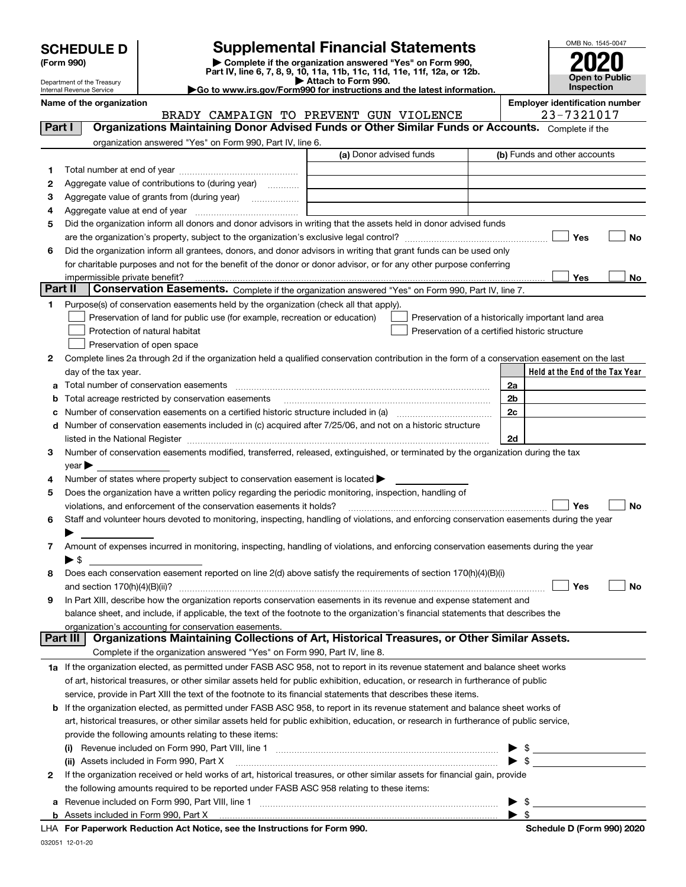# SCHEDULE D (Form 990)

Department of the Treasury
Internal Revenue Service

## Supplemental Financial Statements

▶ Complete if the organization answered "Yes" on Form 990, Part IV, line 6, 7, 8, 9, 10, 11a, 11b, 11c, 11d, 11e, 11f, 12a, or 12b.
▶ Attach to Form 990.
▶ Go to www.irs.gov/Form990 for instructions and the latest information.

OMB No. 1545-0047

**2020**

**Open to Public Inspection**

**Name of the organization:** BRADY CAMPAIGN TO PREVENT GUN VIOLENCE

**Employer identification number:** 23-7321017

## Part I Organizations Maintaining Donor Advised Funds or Other Similar Funds or Accounts.

Complete if the organization answered "Yes" on Form 990, Part IV, line 6.

| | | (a) Donor advised funds | (b) Funds and other accounts |
|---|---|---|---|
| 1 | Total number at end of year | | |
| 2 | Aggregate value of contributions to (during year) | | |
| 3 | Aggregate value of grants from (during year) | | |
| 4 | Aggregate value at end of year | | |

5 Did the organization inform all donors and donor advisors in writing that the assets held in donor advised funds are the organization's property, subject to the organization's exclusive legal control? ☐ Yes ☐ No

6 Did the organization inform all grantees, donors, and donor advisors in writing that grant funds can be used only for charitable purposes and not for the benefit of the donor or donor advisor, or for any other purpose conferring impermissible private benefit? ☐ Yes ☐ No

## Part II Conservation Easements.

Complete if the organization answered "Yes" on Form 990, Part IV, line 7.

1 Purpose(s) of conservation easements held by the organization (check all that apply).

- ☐ Preservation of land for public use (for example, recreation or education)
- ☐ Protection of natural habitat
- ☐ Preservation of open space
- ☐ Preservation of a historically important land area
- ☐ Preservation of a certified historic structure

2 Complete lines 2a through 2d if the organization held a qualified conservation contribution in the form of a conservation easement on the last day of the tax year.

| | | | Held at the End of the Tax Year |
|---|---|---|---|
| a | Total number of conservation easements | 2a | |
| b | Total acreage restricted by conservation easements | 2b | |
| c | Number of conservation easements on a certified historic structure included in (a) | 2c | |
| d | Number of conservation easements included in (c) acquired after 7/25/06, and not on a historic structure listed in the National Register | 2d | |

3 Number of conservation easements modified, transferred, released, extinguished, or terminated by the organization during the tax year ▶

4 Number of states where property subject to conservation easement is located ▶

5 Does the organization have a written policy regarding the periodic monitoring, inspection, handling of violations, and enforcement of the conservation easements it holds? ☐ Yes ☐ No

6 Staff and volunteer hours devoted to monitoring, inspecting, handling of violations, and enforcing conservation easements during the year ▶

7 Amount of expenses incurred in monitoring, inspecting, handling of violations, and enforcing conservation easements during the year ▶ $

8 Does each conservation easement reported on line 2(d) above satisfy the requirements of section 170(h)(4)(B)(i) and section 170(h)(4)(B)(ii)? ☐ Yes ☐ No

9 In Part XIII, describe how the organization reports conservation easements in its revenue and expense statement and balance sheet, and include, if applicable, the text of the footnote to the organization's financial statements that describes the organization's accounting for conservation easements.

## Part III Organizations Maintaining Collections of Art, Historical Treasures, or Other Similar Assets.

Complete if the organization answered "Yes" on Form 990, Part IV, line 8.

1a If the organization elected, as permitted under FASB ASC 958, not to report in its revenue statement and balance sheet works of art, historical treasures, or other similar assets held for public exhibition, education, or research in furtherance of public service, provide in Part XIII the text of the footnote to its financial statements that describes these items.

b If the organization elected, as permitted under FASB ASC 958, to report in its revenue statement and balance sheet works of art, historical treasures, or other similar assets held for public exhibition, education, or research in furtherance of public service, provide the following amounts relating to these items:

(i) Revenue included on Form 990, Part VIII, line 1 ▶ $

(ii) Assets included in Form 990, Part X ▶ $

2 If the organization received or held works of art, historical treasures, or other similar assets for financial gain, provide the following amounts required to be reported under FASB ASC 958 relating to these items:

a Revenue included on Form 990, Part VIII, line 1 ▶ $

b Assets included in Form 990, Part X ▶ $

LHA For Paperwork Reduction Act Notice, see the Instructions for Form 990.

Schedule D (Form 990) 2020

032051 12-01-20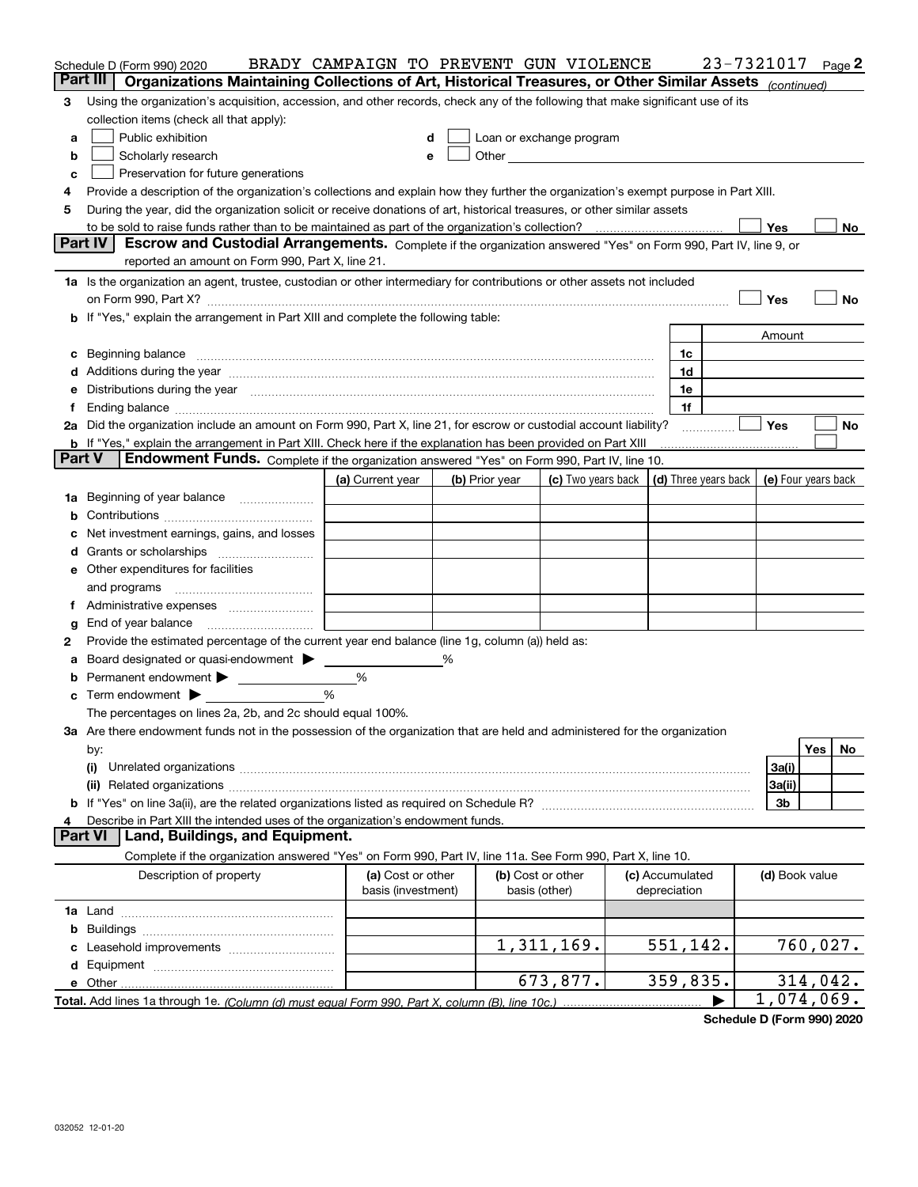Schedule D (Form 990) 2020 BRADY CAMPAIGN TO PREVENT GUN VIOLENCE 23-7321017 Page 2

**Part III** **Organizations Maintaining Collections of Art, Historical Treasures, or Other Similar Assets** *(continued)*

**3** Using the organization's acquisition, accession, and other records, check any of the following that make significant use of its collection items (check all that apply):

- **a** ☐ Public exhibition
- **b** ☐ Scholarly research
- **c** ☐ Preservation for future generations
- **d** ☐ Loan or exchange program
- **e** ☐ Other

**4** Provide a description of the organization's collections and explain how they further the organization's exempt purpose in Part XIII.

**5** During the year, did the organization solicit or receive donations of art, historical treasures, or other similar assets to be sold to raise funds rather than to be maintained as part of the organization's collection? ☐ Yes ☐ No

**Part IV** **Escrow and Custodial Arrangements.** Complete if the organization answered "Yes" on Form 990, Part IV, line 9, or reported an amount on Form 990, Part X, line 21.

**1a** Is the organization an agent, trustee, custodian or other intermediary for contributions or other assets not included on Form 990, Part X? ☐ Yes ☐ No

**b** If "Yes," explain the arrangement in Part XIII and complete the following table:

| | | Amount |
|---|---|---|
| **c** Beginning balance | 1c | |
| **d** Additions during the year | 1d | |
| **e** Distributions during the year | 1e | |
| **f** Ending balance | 1f | |

**2a** Did the organization include an amount on Form 990, Part X, line 21, for escrow or custodial account liability? ☐ Yes ☐ No

**b** If "Yes," explain the arrangement in Part XIII. Check here if the explanation has been provided on Part XIII ☐

**Part V** **Endowment Funds.** Complete if the organization answered "Yes" on Form 990, Part IV, line 10.

| | (a) Current year | (b) Prior year | (c) Two years back | (d) Three years back | (e) Four years back |
|---|---|---|---|---|---|
| **1a** Beginning of year balance | | | | | |
| **b** Contributions | | | | | |
| **c** Net investment earnings, gains, and losses | | | | | |
| **d** Grants or scholarships | | | | | |
| **e** Other expenditures for facilities and programs | | | | | |
| **f** Administrative expenses | | | | | |
| **g** End of year balance | | | | | |

**2** Provide the estimated percentage of the current year end balance (line 1g, column (a)) held as:

- **a** Board designated or quasi-endowment ▶ ______ %
- **b** Permanent endowment ▶ ______ %
- **c** Term endowment ▶ ______ %

The percentages on lines 2a, 2b, and 2c should equal 100%.

**3a** Are there endowment funds not in the possession of the organization that are held and administered for the organization by:

| | | Yes | No |
|---|---|---|---|
| **(i)** Unrelated organizations | 3a(i) | | |
| **(ii)** Related organizations | 3a(ii) | | |
| **b** If "Yes" on line 3a(ii), are the related organizations listed as required on Schedule R? | 3b | | |

**4** Describe in Part XIII the intended uses of the organization's endowment funds.

**Part VI** **Land, Buildings, and Equipment.**

Complete if the organization answered "Yes" on Form 990, Part IV, line 11a. See Form 990, Part X, line 10.

| Description of property | (a) Cost or other basis (investment) | (b) Cost or other basis (other) | (c) Accumulated depreciation | (d) Book value |
|---|---|---|---|---|
| **1a** Land | | | | |
| **b** Buildings | | | | |
| **c** Leasehold improvements | | 1,311,169. | 551,142. | 760,027. |
| **d** Equipment | | | | |
| **e** Other | | 673,877. | 359,835. | 314,042. |
| **Total.** Add lines 1a through 1e. *(Column (d) must equal Form 990, Part X, column (B), line 10c.)* | | | ▶ | 1,074,069. |

**Schedule D (Form 990) 2020**

032052 12-01-20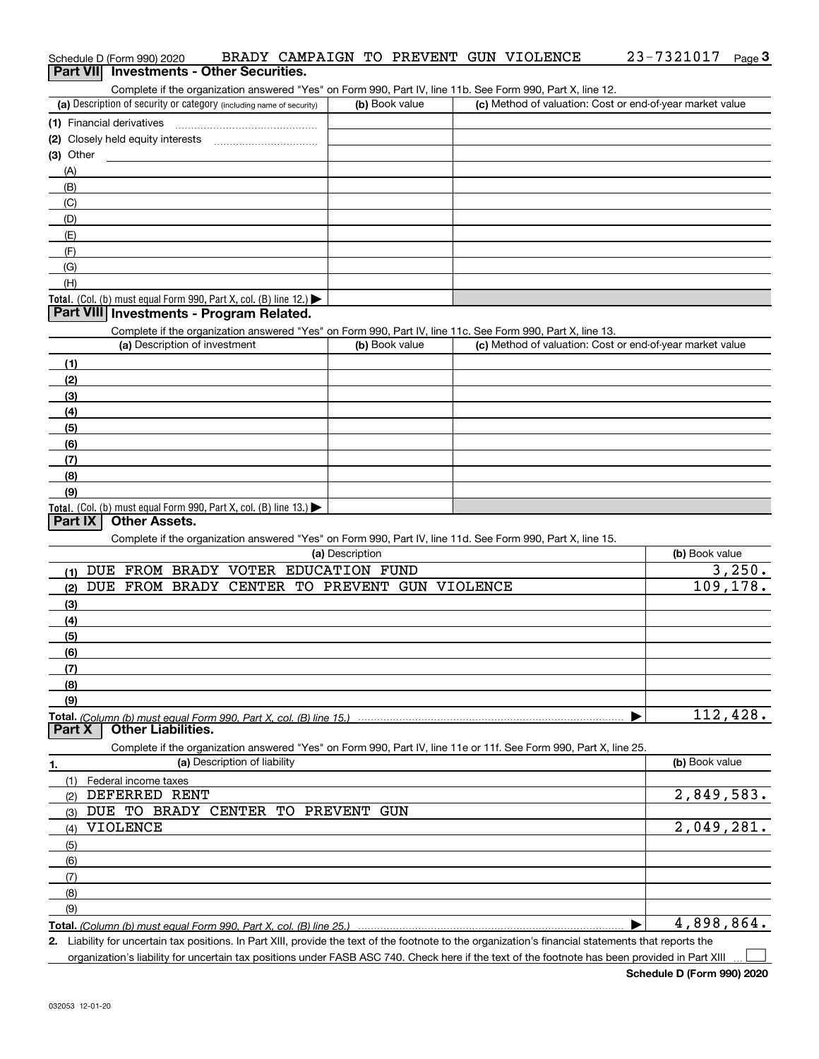Schedule D (Form 990) 2020 BRADY CAMPAIGN TO PREVENT GUN VIOLENCE 23-7321017

## Part VII Investments - Other Securities.

Complete if the organization answered "Yes" on Form 990, Part IV, line 11b. See Form 990, Part X, line 12.

| (a) Description of security or category (including name of security) | (b) Book value | (c) Method of valuation: Cost or end-of-year market value |
|---|---|---|
| (1) Financial derivatives | | |
| (2) Closely held equity interests | | |
| (3) Other | | |
| (A) | | |
| (B) | | |
| (C) | | |
| (D) | | |
| (E) | | |
| (F) | | |
| (G) | | |
| (H) | | |
| **Total.** (Col. (b) must equal Form 990, Part X, col. (B) line 12.) | | |

## Part VIII Investments - Program Related.

Complete if the organization answered "Yes" on Form 990, Part IV, line 11c. See Form 990, Part X, line 13.

| (a) Description of investment | (b) Book value | (c) Method of valuation: Cost or end-of-year market value |
|---|---|---|
| (1) | | |
| (2) | | |
| (3) | | |
| (4) | | |
| (5) | | |
| (6) | | |
| (7) | | |
| (8) | | |
| (9) | | |
| **Total.** (Col. (b) must equal Form 990, Part X, col. (B) line 13.) | | |

## Part IX Other Assets.

Complete if the organization answered "Yes" on Form 990, Part IV, line 11d. See Form 990, Part X, line 15.

| (a) Description | (b) Book value |
|---|---|
| (1) DUE FROM BRADY VOTER EDUCATION FUND | 3,250. |
| (2) DUE FROM BRADY CENTER TO PREVENT GUN VIOLENCE | 109,178. |
| (3) | |
| (4) | |
| (5) | |
| (6) | |
| (7) | |
| (8) | |
| (9) | |
| **Total.** *(Column (b) must equal Form 990, Part X, col. (B) line 15.)* | 112,428. |

## Part X Other Liabilities.

Complete if the organization answered "Yes" on Form 990, Part IV, line 11e or 11f. See Form 990, Part X, line 25.

| 1. (a) Description of liability | (b) Book value |
|---|---|
| (1) Federal income taxes | |
| (2) DEFERRED RENT | 2,849,583. |
| (3) DUE TO BRADY CENTER TO PREVENT GUN | |
| (4) VIOLENCE | 2,049,281. |
| (5) | |
| (6) | |
| (7) | |
| (8) | |
| (9) | |
| **Total.** *(Column (b) must equal Form 990, Part X, col. (B) line 25.)* | 4,898,864. |

2. Liability for uncertain tax positions. In Part XIII, provide the text of the footnote to the organization's financial statements that reports the organization's liability for uncertain tax positions under FASB ASC 740. Check here if the text of the footnote has been provided in Part XIII ☐

Schedule D (Form 990) 2020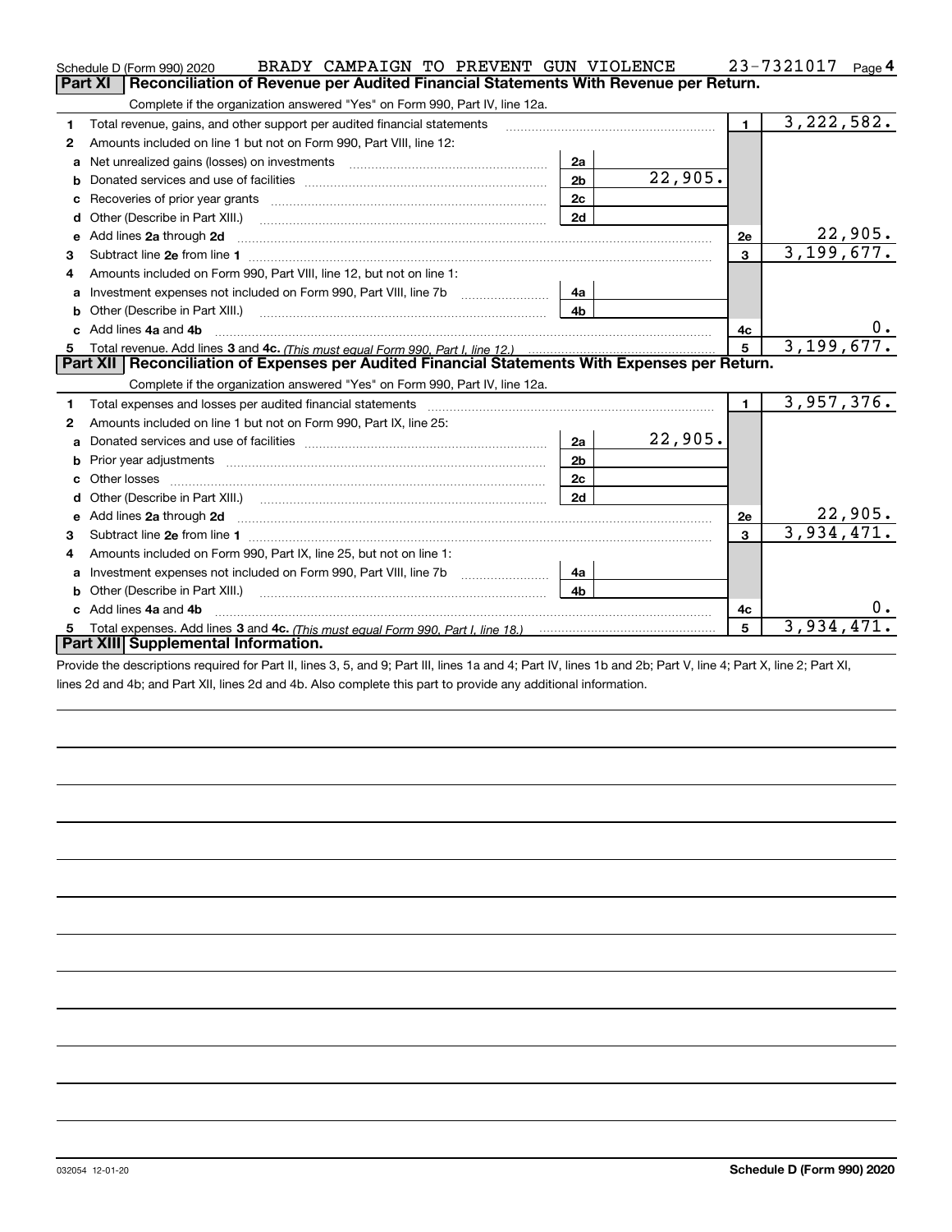Schedule D (Form 990) 2020 BRADY CAMPAIGN TO PREVENT GUN VIOLENCE 23-7321017 Page 4

## Part XI Reconciliation of Revenue per Audited Financial Statements With Revenue per Return.

Complete if the organization answered "Yes" on Form 990, Part IV, line 12a.

| | | | | | |
|---|---|---|---|---|---|
| 1 | Total revenue, gains, and other support per audited financial statements | | | 1 | 3,222,582. |
| 2 | Amounts included on line 1 but not on Form 990, Part VIII, line 12: | | | | |
| a | Net unrealized gains (losses) on investments | 2a | | | |
| b | Donated services and use of facilities | 2b | 22,905. | | |
| c | Recoveries of prior year grants | 2c | | | |
| d | Other (Describe in Part XIII.) | 2d | | | |
| e | Add lines **2a** through **2d** | | | 2e | 22,905. |
| 3 | Subtract line **2e** from line **1** | | | 3 | 3,199,677. |
| 4 | Amounts included on Form 990, Part VIII, line 12, but not on line 1: | | | | |
| a | Investment expenses not included on Form 990, Part VIII, line 7b | 4a | | | |
| b | Other (Describe in Part XIII.) | 4b | | | |
| c | Add lines **4a** and **4b** | | | 4c | 0. |
| 5 | Total revenue. Add lines **3** and **4c.** *(This must equal Form 990, Part I, line 12.)* | | | 5 | 3,199,677. |

## Part XII Reconciliation of Expenses per Audited Financial Statements With Expenses per Return.

Complete if the organization answered "Yes" on Form 990, Part IV, line 12a.

| | | | | | |
|---|---|---|---|---|---|
| 1 | Total expenses and losses per audited financial statements | | | 1 | 3,957,376. |
| 2 | Amounts included on line 1 but not on Form 990, Part IX, line 25: | | | | |
| a | Donated services and use of facilities | 2a | 22,905. | | |
| b | Prior year adjustments | 2b | | | |
| c | Other losses | 2c | | | |
| d | Other (Describe in Part XIII.) | 2d | | | |
| e | Add lines **2a** through **2d** | | | 2e | 22,905. |
| 3 | Subtract line **2e** from line **1** | | | 3 | 3,934,471. |
| 4 | Amounts included on Form 990, Part IX, line 25, but not on line 1: | | | | |
| a | Investment expenses not included on Form 990, Part VIII, line 7b | 4a | | | |
| b | Other (Describe in Part XIII.) | 4b | | | |
| c | Add lines **4a** and **4b** | | | 4c | 0. |
| 5 | Total expenses. Add lines **3** and **4c.** *(This must equal Form 990, Part I, line 18.)* | | | 5 | 3,934,471. |

## Part XIII Supplemental Information.

Provide the descriptions required for Part II, lines 3, 5, and 9; Part III, lines 1a and 4; Part IV, lines 1b and 2b; Part V, line 4; Part X, line 2; Part XI, lines 2d and 4b; and Part XII, lines 2d and 4b. Also complete this part to provide any additional information.

032054 12-01-20 **Schedule D (Form 990) 2020**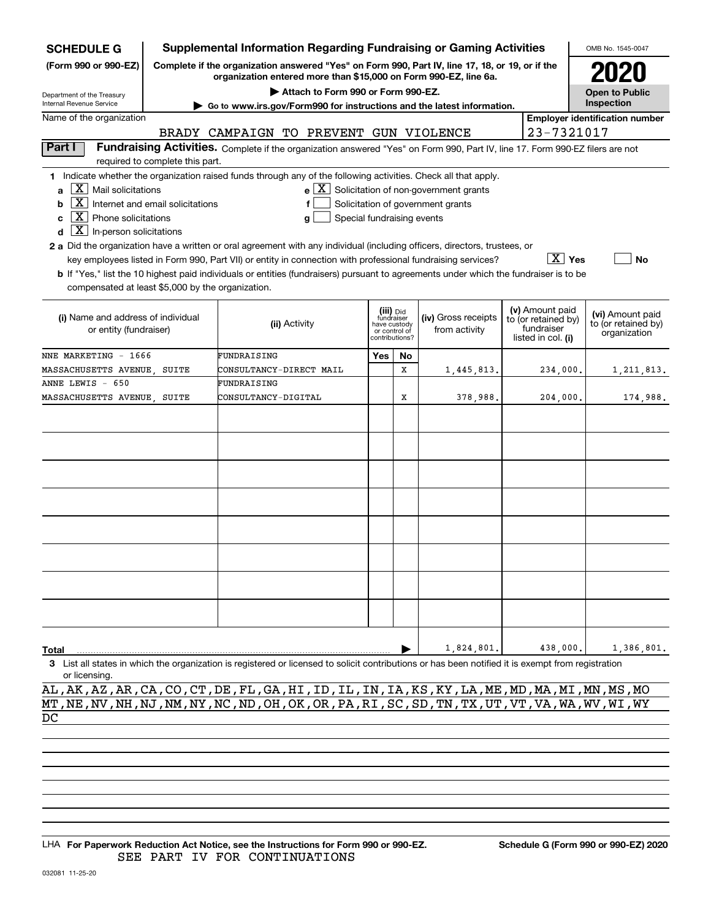**SCHEDULE G (Form 990 or 990-EZ)**

Department of the Treasury
Internal Revenue Service

# Supplemental Information Regarding Fundraising or Gaming Activities

**Complete if the organization answered "Yes" on Form 990, Part IV, line 17, 18, or 19, or if the organization entered more than $15,000 on Form 990-EZ, line 6a.**

▶ Attach to Form 990 or Form 990-EZ.

▶ Go to www.irs.gov/Form990 for instructions and the latest information.

OMB No. 1545-0047

**2020**

**Open to Public Inspection**

Name of the organization: BRADY CAMPAIGN TO PREVENT GUN VIOLENCE

Employer identification number: 23-7321017

## Part I Fundraising Activities.

Complete if the organization answered "Yes" on Form 990, Part IV, line 17. Form 990-EZ filers are not required to complete this part.

**1** Indicate whether the organization raised funds through any of the following activities. Check all that apply.

- **a** [X] Mail solicitations
- **b** [X] Internet and email solicitations
- **c** [X] Phone solicitations
- **d** [X] In-person solicitations
- **e** [X] Solicitation of non-government grants
- **f** [ ] Solicitation of government grants
- **g** [ ] Special fundraising events

**2 a** Did the organization have a written or oral agreement with any individual (including officers, directors, trustees, or key employees listed in Form 990, Part VII) or entity in connection with professional fundraising services? [X] Yes [ ] No

**b** If "Yes," list the 10 highest paid individuals or entities (fundraisers) pursuant to agreements under which the fundraiser is to be compensated at least $5,000 by the organization.

| (i) Name and address of individual or entity (fundraiser) | (ii) Activity | (iii) Did fundraiser have custody or control of contributions? Yes | No | (iv) Gross receipts from activity | (v) Amount paid to (or retained by) fundraiser listed in col. (i) | (vi) Amount paid to (or retained by) organization |
|---|---|---|---|---|---|---|
| NNE MARKETING - 1666 MASSACHUSETTS AVENUE, SUITE | FUNDRAISING CONSULTANCY-DIRECT MAIL | | X | 1,445,813. | 234,000. | 1,211,813. |
| ANNE LEWIS - 650 MASSACHUSETTS AVENUE, SUITE | FUNDRAISING CONSULTANCY-DIGITAL | | X | 378,988. | 204,000. | 174,988. |
| | | | | | | |
| | | | | | | |
| | | | | | | |
| | | | | | | |
| | | | | | | |
| | | | | | | |
| | | | | | | |
| | | | | | | |
| **Total** | | | ▶ | 1,824,801. | 438,000. | 1,386,801. |

**3** List all states in which the organization is registered or licensed to solicit contributions or has been notified it is exempt from registration or licensing.

AL,AK,AZ,AR,CA,CO,CT,DE,FL,GA,HI,ID,IL,IN,IA,KS,KY,LA,ME,MD,MA,MI,MN,MS,MO
MT,NE,NV,NH,NJ,NM,NY,NC,ND,OH,OK,OR,PA,RI,SC,SD,TN,TX,UT,VT,VA,WA,WV,WI,WY
DC

LHA **For Paperwork Reduction Act Notice, see the Instructions for Form 990 or 990-EZ.** SEE PART IV FOR CONTINUATIONS

**Schedule G (Form 990 or 990-EZ) 2020**

032081 11-25-20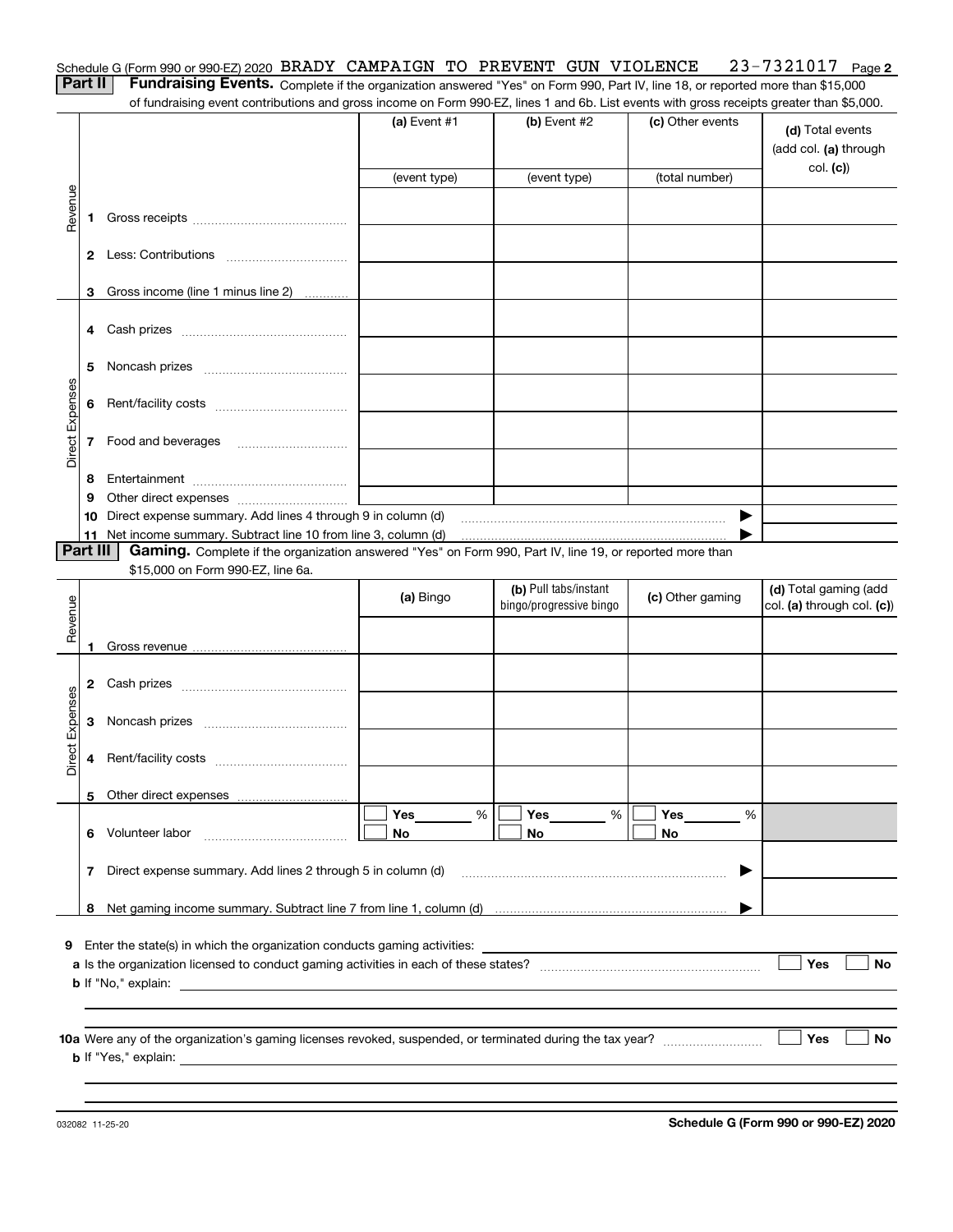Schedule G (Form 990 or 990-EZ) 2020 BRADY CAMPAIGN TO PREVENT GUN VIOLENCE 23-7321017 Page **2**

**Part II** **Fundraising Events.** Complete if the organization answered "Yes" on Form 990, Part IV, line 18, or reported more than $15,000 of fundraising event contributions and gross income on Form 990-EZ, lines 1 and 6b. List events with gross receipts greater than $5,000.

| | | | (a) Event #1 | (b) Event #2 | (c) Other events | (d) Total events (add col. (a) through col. (c)) |
|---|---|---|---|---|---|---|
| | | | (event type) | (event type) | (total number) | |
| Revenue | 1 | Gross receipts | | | | |
| | 2 | Less: Contributions | | | | |
| | 3 | Gross income (line 1 minus line 2) | | | | |
| Direct Expenses | 4 | Cash prizes | | | | |
| | 5 | Noncash prizes | | | | |
| | 6 | Rent/facility costs | | | | |
| | 7 | Food and beverages | | | | |
| | 8 | Entertainment | | | | |
| | 9 | Other direct expenses | | | | |
| | 10 | Direct expense summary. Add lines 4 through 9 in column (d) | | | ▶ | |
| | 11 | Net income summary. Subtract line 10 from line 3, column (d) | | | ▶ | |

**Part III** **Gaming.** Complete if the organization answered "Yes" on Form 990, Part IV, line 19, or reported more than $15,000 on Form 990-EZ, line 6a.

| | | | (a) Bingo | (b) Pull tabs/instant bingo/progressive bingo | (c) Other gaming | (d) Total gaming (add col. (a) through col. (c)) |
|---|---|---|---|---|---|---|
| Revenue | 1 | Gross revenue | | | | |
| Direct Expenses | 2 | Cash prizes | | | | |
| | 3 | Noncash prizes | | | | |
| | 4 | Rent/facility costs | | | | |
| | 5 | Other direct expenses | | | | |
| | 6 | Volunteer labor | ☐ Yes ____ % ☐ No | ☐ Yes ____ % ☐ No | ☐ Yes ____ % ☐ No | |
| | 7 | Direct expense summary. Add lines 2 through 5 in column (d) | | | ▶ | |
| | 8 | Net gaming income summary. Subtract line 7 from line 1, column (d) | | | ▶ | |

**9** Enter the state(s) in which the organization conducts gaming activities: ____________

**a** Is the organization licensed to conduct gaming activities in each of these states? ☐ Yes ☐ No

**b** If "No," explain: ____________

**10a** Were any of the organization's gaming licenses revoked, suspended, or terminated during the tax year? ☐ Yes ☐ No

**b** If "Yes," explain: ____________

032082 11-25-20 **Schedule G (Form 990 or 990-EZ) 2020**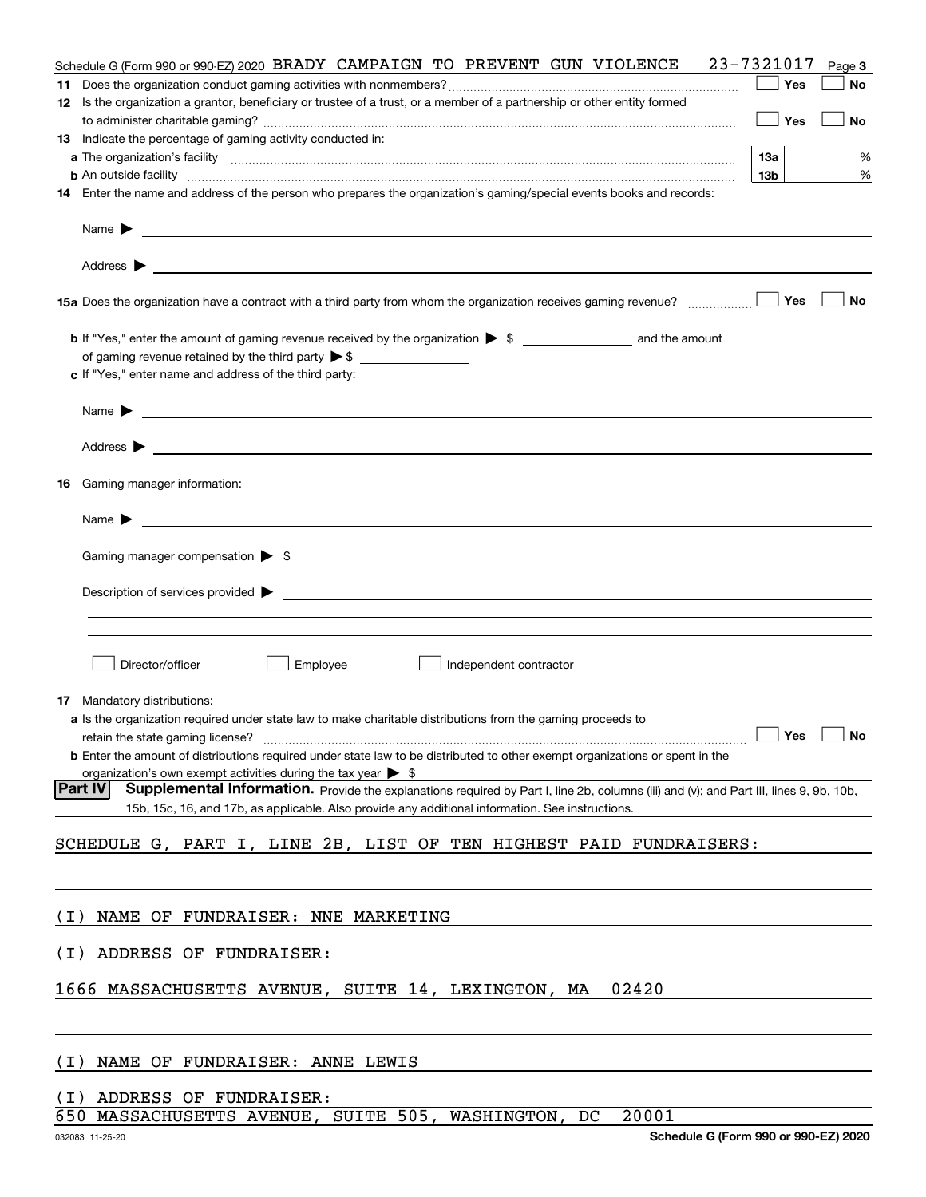Schedule G (Form 990 or 990-EZ) 2020 BRADY CAMPAIGN TO PREVENT GUN VIOLENCE 23-7321017 Page 3

**11** Does the organization conduct gaming activities with nonmembers? ☐ Yes ☐ No

**12** Is the organization a grantor, beneficiary or trustee of a trust, or a member of a partnership or other entity formed to administer charitable gaming? ☐ Yes ☐ No

**13** Indicate the percentage of gaming activity conducted in:

**a** The organization's facility **13a** %

**b** An outside facility **13b** %

**14** Enter the name and address of the person who prepares the organization's gaming/special events books and records:

Name ▶

Address ▶

**15a** Does the organization have a contract with a third party from whom the organization receives gaming revenue? ☐ Yes ☐ No

**b** If "Yes," enter the amount of gaming revenue received by the organization ▶ $ and the amount of gaming revenue retained by the third party ▶ $

**c** If "Yes," enter name and address of the third party:

Name ▶

Address ▶

**16** Gaming manager information:

Name ▶

Gaming manager compensation ▶ $

Description of services provided ▶

☐ Director/officer ☐ Employee ☐ Independent contractor

**17** Mandatory distributions:

**a** Is the organization required under state law to make charitable distributions from the gaming proceeds to retain the state gaming license? ☐ Yes ☐ No

**b** Enter the amount of distributions required under state law to be distributed to other exempt organizations or spent in the organization's own exempt activities during the tax year ▶ $

**Part IV** **Supplemental Information.** Provide the explanations required by Part I, line 2b, columns (iii) and (v); and Part III, lines 9, 9b, 10b, 15b, 15c, 16, and 17b, as applicable. Also provide any additional information. See instructions.

SCHEDULE G, PART I, LINE 2B, LIST OF TEN HIGHEST PAID FUNDRAISERS:

(I) NAME OF FUNDRAISER: NNE MARKETING

(I) ADDRESS OF FUNDRAISER:

1666 MASSACHUSETTS AVENUE, SUITE 14, LEXINGTON, MA 02420

(I) NAME OF FUNDRAISER: ANNE LEWIS

(I) ADDRESS OF FUNDRAISER:

650 MASSACHUSETTS AVENUE, SUITE 505, WASHINGTON, DC 20001

032083 11-25-20 **Schedule G (Form 990 or 990-EZ) 2020**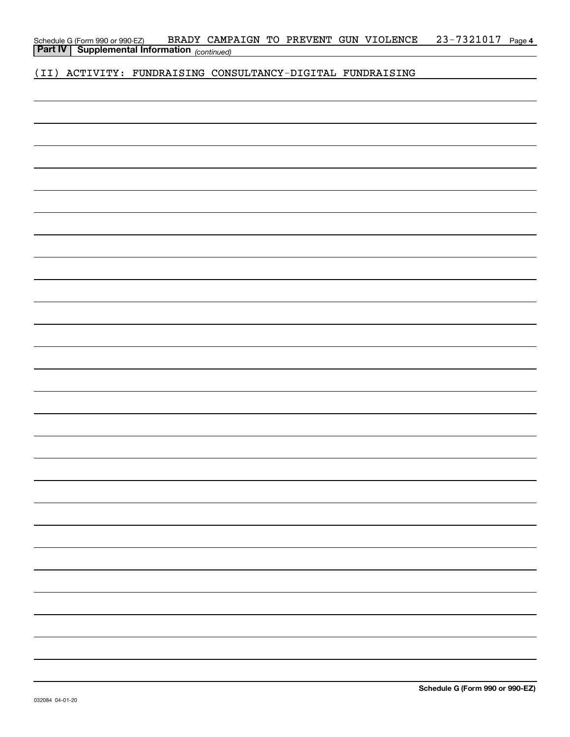Schedule G (Form 990 or 990-EZ) BRADY CAMPAIGN TO PREVENT GUN VIOLENCE 23-7321017 Page 4

**Part IV | Supplemental Information** *(continued)*

(II) ACTIVITY: FUNDRAISING CONSULTANCY-DIGITAL FUNDRAISING

**Schedule G (Form 990 or 990-EZ)**

032084 04-01-20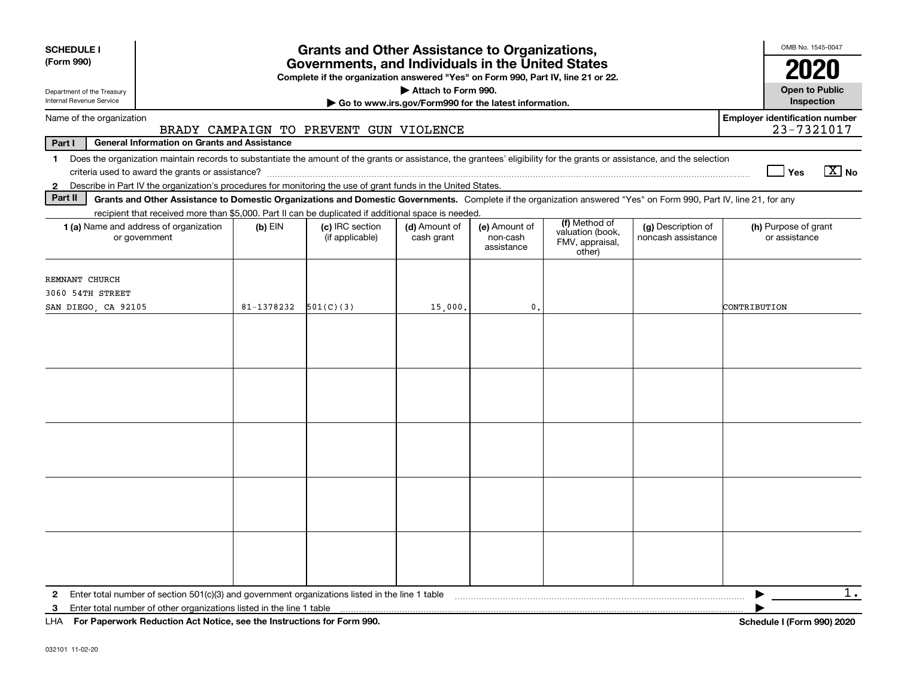**SCHEDULE I (Form 990)**

Department of the Treasury
Internal Revenue Service

# Grants and Other Assistance to Organizations, Governments, and Individuals in the United States

**Complete if the organization answered "Yes" on Form 990, Part IV, line 21 or 22.**

**▶ Attach to Form 990.**

**▶ Go to www.irs.gov/Form990 for the latest information.**

OMB No. 1545-0047

**2020**

**Open to Public Inspection**

Name of the organization: BRADY CAMPAIGN TO PREVENT GUN VIOLENCE

Employer identification number: 23-7321017

**Part I — General Information on Grants and Assistance**

1. Does the organization maintain records to substantiate the amount of the grants or assistance, the grantees' eligibility for the grants or assistance, and the selection criteria used to award the grants or assistance? ☐ Yes ☒ No
2. Describe in Part IV the organization's procedures for monitoring the use of grant funds in the United States.

**Part II — Grants and Other Assistance to Domestic Organizations and Domestic Governments.** Complete if the organization answered "Yes" on Form 990, Part IV, line 21, for any recipient that received more than $5,000. Part II can be duplicated if additional space is needed.

| 1 (a) Name and address of organization or government | (b) EIN | (c) IRC section (if applicable) | (d) Amount of cash grant | (e) Amount of non-cash assistance | (f) Method of valuation (book, FMV, appraisal, other) | (g) Description of noncash assistance | (h) Purpose of grant or assistance |
|---|---|---|---|---|---|---|---|
| REMNANT CHURCH<br>3060 54TH STREET<br>SAN DIEGO, CA 92105 | 81-1378232 | 501(C)(3) | 15,000. | 0. | | | CONTRIBUTION |
| | | | | | | | |
| | | | | | | | |
| | | | | | | | |
| | | | | | | | |
| | | | | | | | |

2 Enter total number of section 501(c)(3) and government organizations listed in the line 1 table ▶ 1.

3 Enter total number of other organizations listed in the line 1 table ▶

LHA **For Paperwork Reduction Act Notice, see the Instructions for Form 990.** **Schedule I (Form 990) 2020**

032101 11-02-20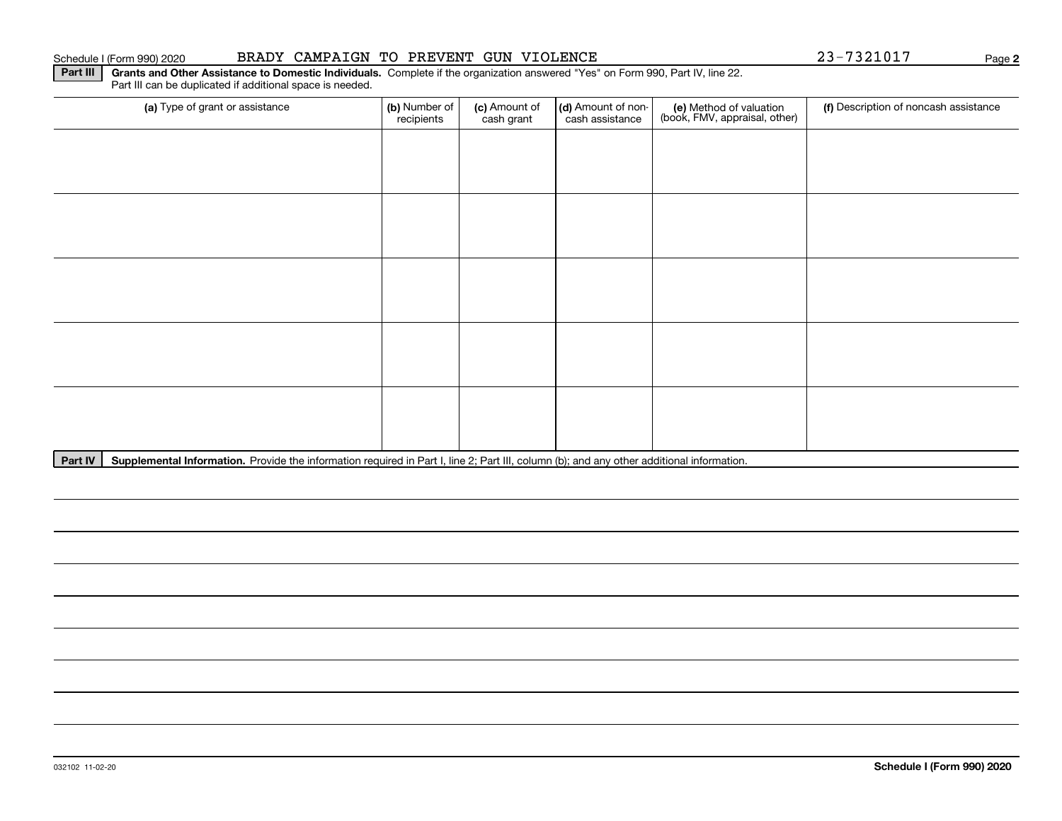Schedule I (Form 990) 2020 BRADY CAMPAIGN TO PREVENT GUN VIOLENCE 23-7321017 Page **2**

**Part III** **Grants and Other Assistance to Domestic Individuals.** Complete if the organization answered "Yes" on Form 990, Part IV, line 22. Part III can be duplicated if additional space is needed.

| (a) Type of grant or assistance | (b) Number of recipients | (c) Amount of cash grant | (d) Amount of non-cash assistance | (e) Method of valuation (book, FMV, appraisal, other) | (f) Description of noncash assistance |
|---|---|---|---|---|---|
| | | | | | |
| | | | | | |
| | | | | | |
| | | | | | |
| | | | | | |

**Part IV** **Supplemental Information.** Provide the information required in Part I, line 2; Part III, column (b); and any other additional information.

032102 11-02-20 **Schedule I (Form 990) 2020**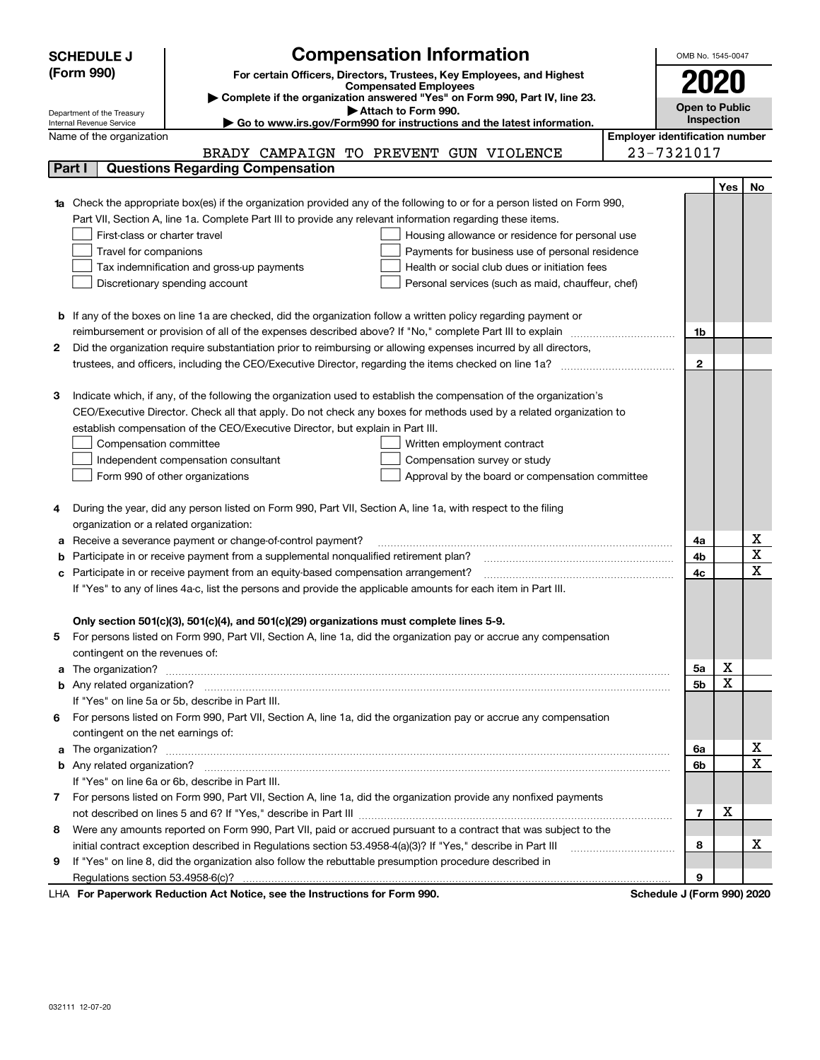**SCHEDULE J (Form 990)**

Department of the Treasury
Internal Revenue Service

# Compensation Information

**For certain Officers, Directors, Trustees, Key Employees, and Highest Compensated Employees**

▶ Complete if the organization answered "Yes" on Form 990, Part IV, line 23.

▶ Attach to Form 990.

▶ Go to www.irs.gov/Form990 for instructions and the latest information.

OMB No. 1545-0047

**2020**

**Open to Public Inspection**

| Name of the organization | Employer identification number |
|---|---|
| BRADY CAMPAIGN TO PREVENT GUN VIOLENCE | 23-7321017 |

## Part I — Questions Regarding Compensation

| | | | Yes | No |
|---|---|---|---|---|
| **1a** | Check the appropriate box(es) if the organization provided any of the following to or for a person listed on Form 990, Part VII, Section A, line 1a. Complete Part III to provide any relevant information regarding these items.<br>☐ First-class or charter travel ☐ Housing allowance or residence for personal use<br>☐ Travel for companions ☐ Payments for business use of personal residence<br>☐ Tax indemnification and gross-up payments ☐ Health or social club dues or initiation fees<br>☐ Discretionary spending account ☐ Personal services (such as maid, chauffeur, chef) | | | |
| **b** | If any of the boxes on line 1a are checked, did the organization follow a written policy regarding payment or reimbursement or provision of all of the expenses described above? If "No," complete Part III to explain | 1b | | |
| **2** | Did the organization require substantiation prior to reimbursing or allowing expenses incurred by all directors, trustees, and officers, including the CEO/Executive Director, regarding the items checked on line 1a? | 2 | | |
| **3** | Indicate which, if any, of the following the organization used to establish the compensation of the organization's CEO/Executive Director. Check all that apply. Do not check any boxes for methods used by a related organization to establish compensation of the CEO/Executive Director, but explain in Part III.<br>☐ Compensation committee ☐ Written employment contract<br>☐ Independent compensation consultant ☐ Compensation survey or study<br>☐ Form 990 of other organizations ☐ Approval by the board or compensation committee | | | |
| **4** | During the year, did any person listed on Form 990, Part VII, Section A, line 1a, with respect to the filing organization or a related organization: | | | |
| **a** | Receive a severance payment or change-of-control payment? | 4a | | X |
| **b** | Participate in or receive payment from a supplemental nonqualified retirement plan? | 4b | | X |
| **c** | Participate in or receive payment from an equity-based compensation arrangement? | 4c | | X |
| | If "Yes" to any of lines 4a-c, list the persons and provide the applicable amounts for each item in Part III. | | | |
| | **Only section 501(c)(3), 501(c)(4), and 501(c)(29) organizations must complete lines 5-9.** | | | |
| **5** | For persons listed on Form 990, Part VII, Section A, line 1a, did the organization pay or accrue any compensation contingent on the revenues of: | | | |
| **a** | The organization? | 5a | X | |
| **b** | Any related organization? | 5b | X | |
| | If "Yes" on line 5a or 5b, describe in Part III. | | | |
| **6** | For persons listed on Form 990, Part VII, Section A, line 1a, did the organization pay or accrue any compensation contingent on the net earnings of: | | | |
| **a** | The organization? | 6a | | X |
| **b** | Any related organization? | 6b | | X |
| | If "Yes" on line 6a or 6b, describe in Part III. | | | |
| **7** | For persons listed on Form 990, Part VII, Section A, line 1a, did the organization provide any nonfixed payments not described on lines 5 and 6? If "Yes," describe in Part III | 7 | X | |
| **8** | Were any amounts reported on Form 990, Part VII, paid or accrued pursuant to a contract that was subject to the initial contract exception described in Regulations section 53.4958-4(a)(3)? If "Yes," describe in Part III | 8 | | X |
| **9** | If "Yes" on line 8, did the organization also follow the rebuttable presumption procedure described in Regulations section 53.4958-6(c)? | 9 | | |

LHA **For Paperwork Reduction Act Notice, see the Instructions for Form 990.** **Schedule J (Form 990) 2020**

032111 12-07-20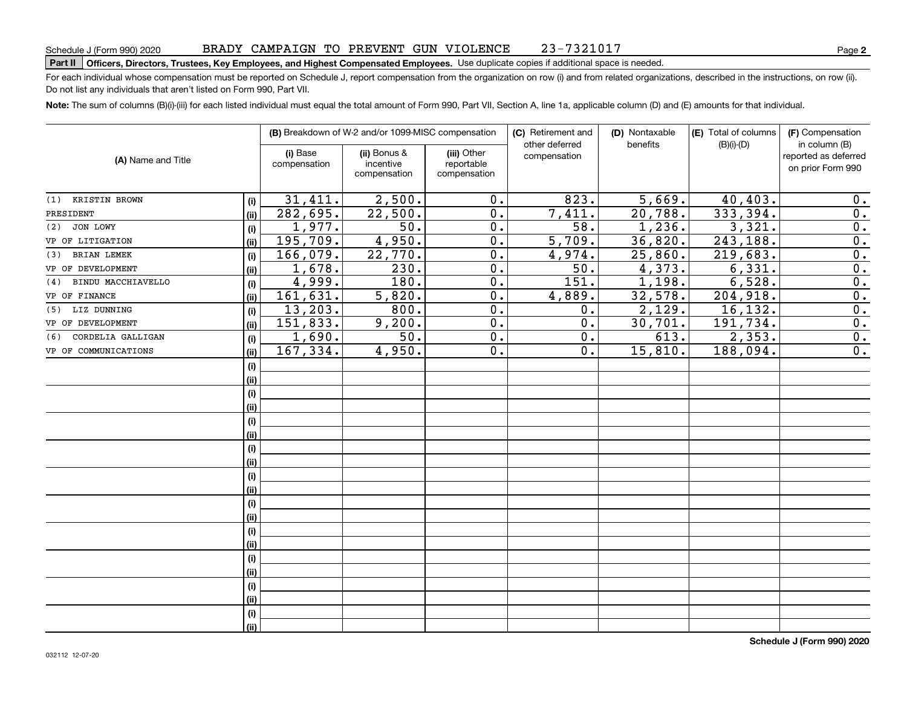Schedule J (Form 990) 2020 BRADY CAMPAIGN TO PREVENT GUN VIOLENCE 23-7321017

**Part II Officers, Directors, Trustees, Key Employees, and Highest Compensated Employees.** Use duplicate copies if additional space is needed.

For each individual whose compensation must be reported on Schedule J, report compensation from the organization on row (i) and from related organizations, described in the instructions, on row (ii). Do not list any individuals that aren't listed on Form 990, Part VII.

**Note:** The sum of columns (B)(i)-(iii) for each listed individual must equal the total amount of Form 990, Part VII, Section A, line 1a, applicable column (D) and (E) amounts for that individual.

| (A) Name and Title | | (B) Breakdown of W-2 and/or 1099-MISC compensation | | | (C) Retirement and other deferred compensation | (D) Nontaxable benefits | (E) Total of columns (B)(i)-(D) | (F) Compensation in column (B) reported as deferred on prior Form 990 |
|---|---|---|---|---|---|---|---|---|
| | | (i) Base compensation | (ii) Bonus & incentive compensation | (iii) Other reportable compensation | | | | |
| (1) KRISTIN BROWN | (i) | 31,411. | 2,500. | 0. | 823. | 5,669. | 40,403. | 0. |
| PRESIDENT | (ii) | 282,695. | 22,500. | 0. | 7,411. | 20,788. | 333,394. | 0. |
| (2) JON LOWY | (i) | 1,977. | 50. | 0. | 58. | 1,236. | 3,321. | 0. |
| VP OF LITIGATION | (ii) | 195,709. | 4,950. | 0. | 5,709. | 36,820. | 243,188. | 0. |
| (3) BRIAN LEMEK | (i) | 166,079. | 22,770. | 0. | 4,974. | 25,860. | 219,683. | 0. |
| VP OF DEVELOPMENT | (ii) | 1,678. | 230. | 0. | 50. | 4,373. | 6,331. | 0. |
| (4) BINDU MACCHIAVELLO | (i) | 4,999. | 180. | 0. | 151. | 1,198. | 6,528. | 0. |
| VP OF FINANCE | (ii) | 161,631. | 5,820. | 0. | 4,889. | 32,578. | 204,918. | 0. |
| (5) LIZ DUNNING | (i) | 13,203. | 800. | 0. | 0. | 2,129. | 16,132. | 0. |
| VP OF DEVELOPMENT | (ii) | 151,833. | 9,200. | 0. | 0. | 30,701. | 191,734. | 0. |
| (6) CORDELIA GALLIGAN | (i) | 1,690. | 50. | 0. | 0. | 613. | 2,353. | 0. |
| VP OF COMMUNICATIONS | (ii) | 167,334. | 4,950. | 0. | 0. | 15,810. | 188,094. | 0. |

**Schedule J (Form 990) 2020**

032112 12-07-20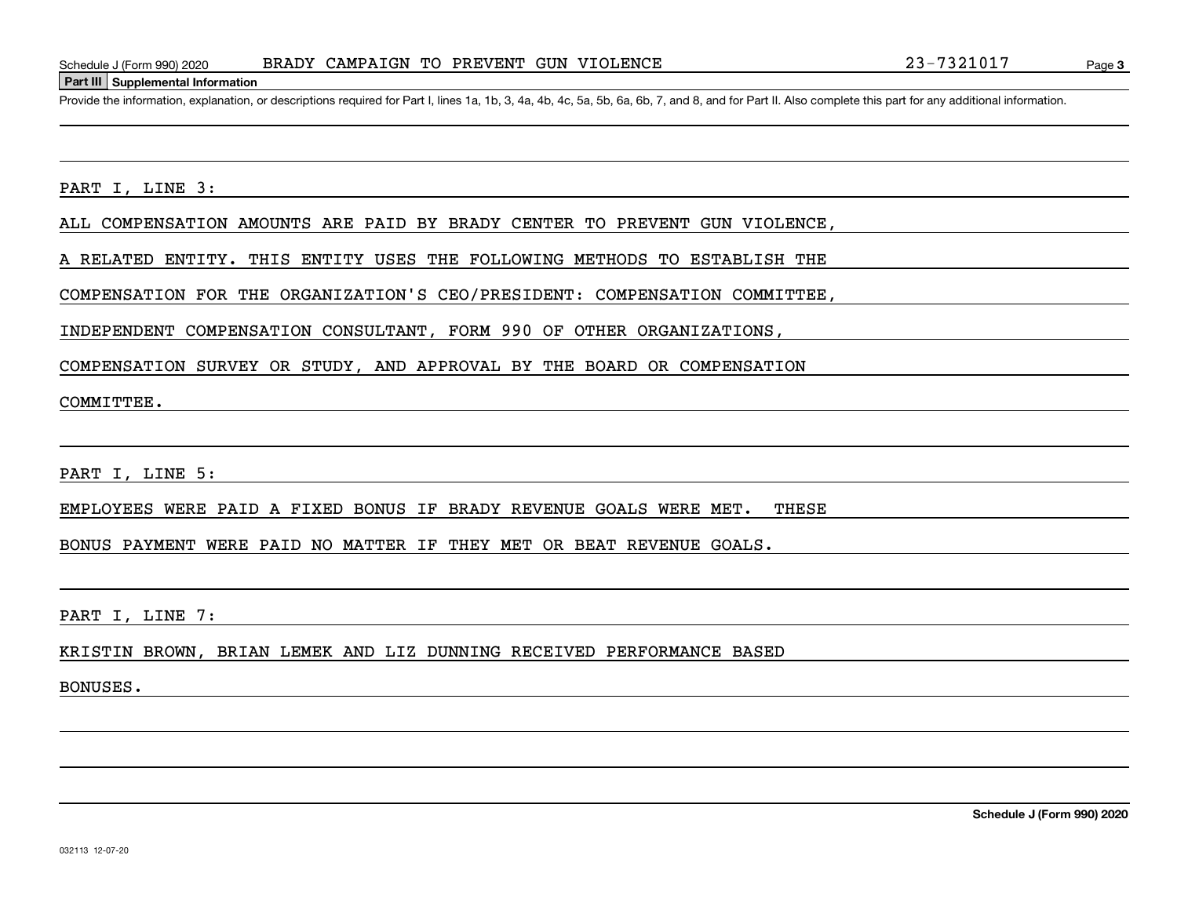## Part III Supplemental Information

Provide the information, explanation, or descriptions required for Part I, lines 1a, 1b, 3, 4a, 4b, 4c, 5a, 5b, 6a, 6b, 7, and 8, and for Part II. Also complete this part for any additional information.

PART I, LINE 3:

ALL COMPENSATION AMOUNTS ARE PAID BY BRADY CENTER TO PREVENT GUN VIOLENCE, A RELATED ENTITY. THIS ENTITY USES THE FOLLOWING METHODS TO ESTABLISH THE COMPENSATION FOR THE ORGANIZATION'S CEO/PRESIDENT: COMPENSATION COMMITTEE, INDEPENDENT COMPENSATION CONSULTANT, FORM 990 OF OTHER ORGANIZATIONS, COMPENSATION SURVEY OR STUDY, AND APPROVAL BY THE BOARD OR COMPENSATION COMMITTEE.

PART I, LINE 5:

EMPLOYEES WERE PAID A FIXED BONUS IF BRADY REVENUE GOALS WERE MET.  THESE BONUS PAYMENT WERE PAID NO MATTER IF THEY MET OR BEAT REVENUE GOALS.

PART I, LINE 7:

KRISTIN BROWN, BRIAN LEMEK AND LIZ DUNNING RECEIVED PERFORMANCE BASED BONUSES.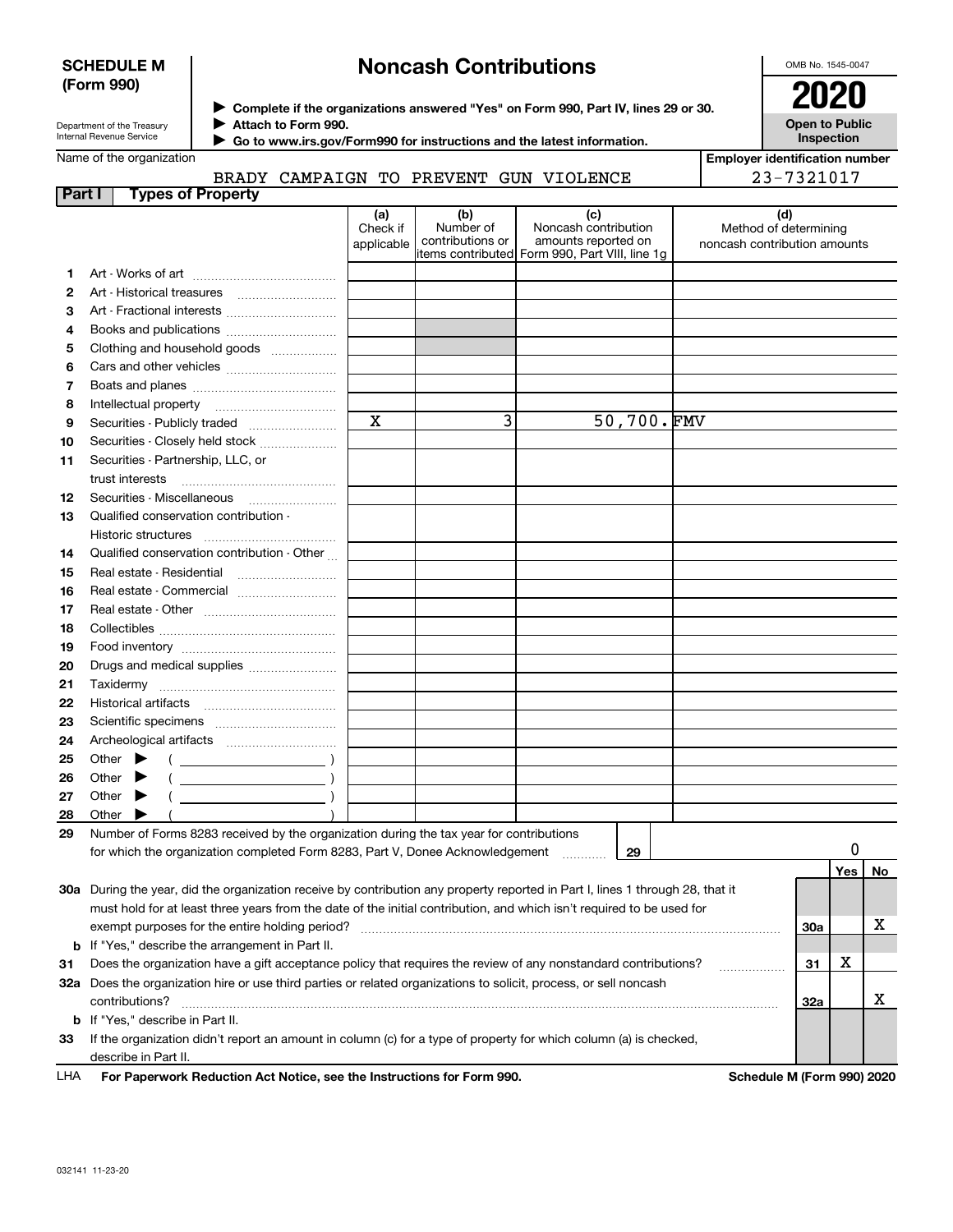**SCHEDULE M (Form 990)**

Department of the Treasury
Internal Revenue Service

# Noncash Contributions

▶ Complete if the organizations answered "Yes" on Form 990, Part IV, lines 29 or 30.
▶ Attach to Form 990.
▶ Go to www.irs.gov/Form990 for instructions and the latest information.

OMB No. 1545-0047

**2020**

**Open to Public Inspection**

Name of the organization: BRADY CAMPAIGN TO PREVENT GUN VIOLENCE

Employer identification number: 23-7321017

## Part I Types of Property

| | | (a) Check if applicable | (b) Number of contributions or items contributed | (c) Noncash contribution amounts reported on Form 990, Part VIII, line 1g | (d) Method of determining noncash contribution amounts |
|---|---|---|---|---|---|
| 1 | Art - Works of art | | | | |
| 2 | Art - Historical treasures | | | | |
| 3 | Art - Fractional interests | | | | |
| 4 | Books and publications | | | | |
| 5 | Clothing and household goods | | | | |
| 6 | Cars and other vehicles | | | | |
| 7 | Boats and planes | | | | |
| 8 | Intellectual property | | | | |
| 9 | Securities - Publicly traded | X | 3 | 50,700. | FMV |
| 10 | Securities - Closely held stock | | | | |
| 11 | Securities - Partnership, LLC, or trust interests | | | | |
| 12 | Securities - Miscellaneous | | | | |
| 13 | Qualified conservation contribution - Historic structures | | | | |
| 14 | Qualified conservation contribution - Other | | | | |
| 15 | Real estate - Residential | | | | |
| 16 | Real estate - Commercial | | | | |
| 17 | Real estate - Other | | | | |
| 18 | Collectibles | | | | |
| 19 | Food inventory | | | | |
| 20 | Drugs and medical supplies | | | | |
| 21 | Taxidermy | | | | |
| 22 | Historical artifacts | | | | |
| 23 | Scientific specimens | | | | |
| 24 | Archeological artifacts | | | | |
| 25 | Other ▶ ( ) | | | | |
| 26 | Other ▶ ( ) | | | | |
| 27 | Other ▶ ( ) | | | | |
| 28 | Other ▶ ( ) | | | | |

29 Number of Forms 8283 received by the organization during the tax year for contributions for which the organization completed Form 8283, Part V, Donee Acknowledgement ..... 29 | 0

| | | | Yes | No |
|---|---|---|---|---|
| 30a | During the year, did the organization receive by contribution any property reported in Part I, lines 1 through 28, that it must hold for at least three years from the date of the initial contribution, and which isn't required to be used for exempt purposes for the entire holding period? | 30a | | X |
| b | If "Yes," describe the arrangement in Part II. | | | |
| 31 | Does the organization have a gift acceptance policy that requires the review of any nonstandard contributions? | 31 | X | |
| 32a | Does the organization hire or use third parties or related organizations to solicit, process, or sell noncash contributions? | 32a | | X |
| b | If "Yes," describe in Part II. | | | |
| 33 | If the organization didn't report an amount in column (c) for a type of property for which column (a) is checked, describe in Part II. | | | |

LHA **For Paperwork Reduction Act Notice, see the Instructions for Form 990.** **Schedule M (Form 990) 2020**

032141 11-23-20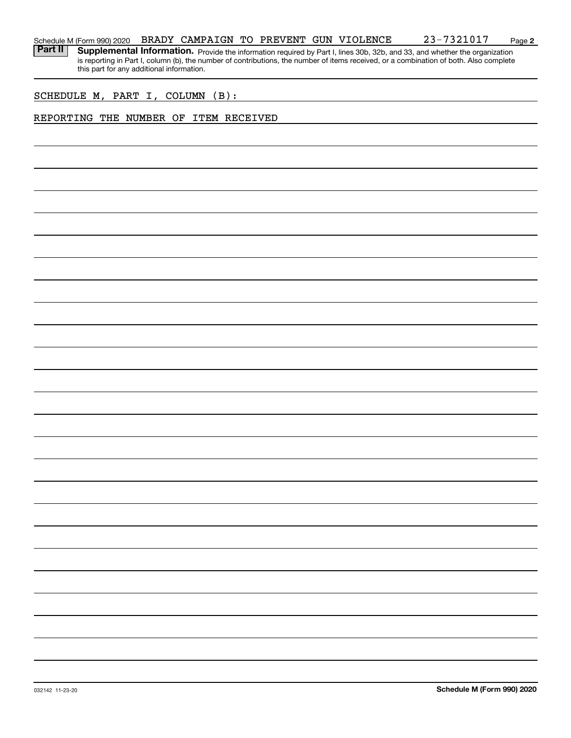Schedule M (Form 990) 2020 BRADY CAMPAIGN TO PREVENT GUN VIOLENCE 23-7321017 Page 2

**Part II** **Supplemental Information.** Provide the information required by Part I, lines 30b, 32b, and 33, and whether the organization is reporting in Part I, column (b), the number of contributions, the number of items received, or a combination of both. Also complete this part for any additional information.

SCHEDULE M, PART I, COLUMN (B):

REPORTING THE NUMBER OF ITEM RECEIVED

032142 11-23-20 **Schedule M (Form 990) 2020**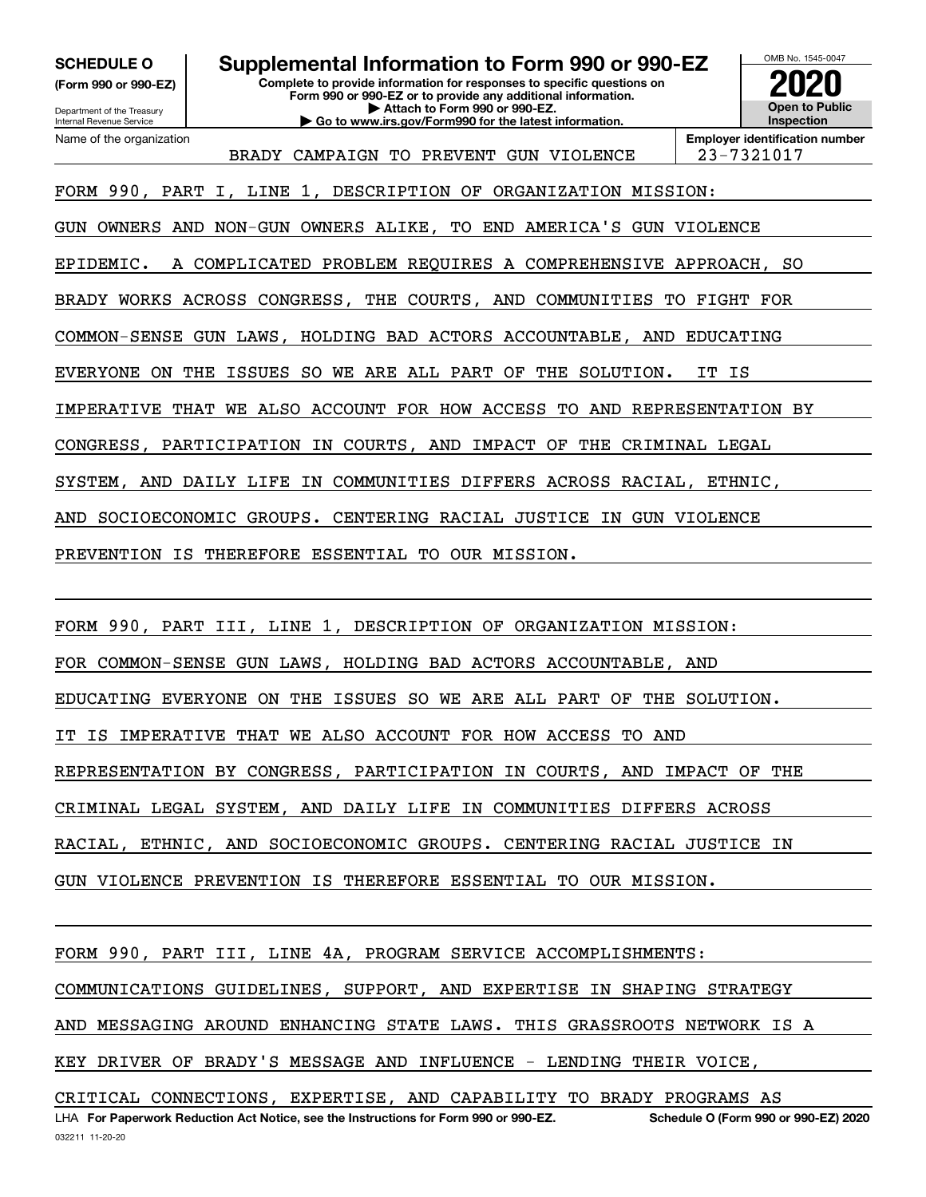**SCHEDULE O**
**(Form 990 or 990-EZ)**

Department of the Treasury
Internal Revenue Service

# Supplemental Information to Form 990 or 990-EZ

**Complete to provide information for responses to specific questions on Form 990 or 990-EZ or to provide any additional information.**
**▶ Attach to Form 990 or 990-EZ.**
**▶ Go to www.irs.gov/Form990 for the latest information.**

OMB No. 1545-0047
**2020**
**Open to Public Inspection**

Name of the organization: BRADY CAMPAIGN TO PREVENT GUN VIOLENCE

**Employer identification number:** 23-7321017

FORM 990, PART I, LINE 1, DESCRIPTION OF ORGANIZATION MISSION:
GUN OWNERS AND NON-GUN OWNERS ALIKE, TO END AMERICA'S GUN VIOLENCE EPIDEMIC. A COMPLICATED PROBLEM REQUIRES A COMPREHENSIVE APPROACH, SO BRADY WORKS ACROSS CONGRESS, THE COURTS, AND COMMUNITIES TO FIGHT FOR COMMON-SENSE GUN LAWS, HOLDING BAD ACTORS ACCOUNTABLE, AND EDUCATING EVERYONE ON THE ISSUES SO WE ARE ALL PART OF THE SOLUTION. IT IS IMPERATIVE THAT WE ALSO ACCOUNT FOR HOW ACCESS TO AND REPRESENTATION BY CONGRESS, PARTICIPATION IN COURTS, AND IMPACT OF THE CRIMINAL LEGAL SYSTEM, AND DAILY LIFE IN COMMUNITIES DIFFERS ACROSS RACIAL, ETHNIC, AND SOCIOECONOMIC GROUPS. CENTERING RACIAL JUSTICE IN GUN VIOLENCE PREVENTION IS THEREFORE ESSENTIAL TO OUR MISSION.

FORM 990, PART III, LINE 1, DESCRIPTION OF ORGANIZATION MISSION:
FOR COMMON-SENSE GUN LAWS, HOLDING BAD ACTORS ACCOUNTABLE, AND EDUCATING EVERYONE ON THE ISSUES SO WE ARE ALL PART OF THE SOLUTION. IT IS IMPERATIVE THAT WE ALSO ACCOUNT FOR HOW ACCESS TO AND REPRESENTATION BY CONGRESS, PARTICIPATION IN COURTS, AND IMPACT OF THE CRIMINAL LEGAL SYSTEM, AND DAILY LIFE IN COMMUNITIES DIFFERS ACROSS RACIAL, ETHNIC, AND SOCIOECONOMIC GROUPS. CENTERING RACIAL JUSTICE IN GUN VIOLENCE PREVENTION IS THEREFORE ESSENTIAL TO OUR MISSION.

FORM 990, PART III, LINE 4A, PROGRAM SERVICE ACCOMPLISHMENTS:
COMMUNICATIONS GUIDELINES, SUPPORT, AND EXPERTISE IN SHAPING STRATEGY AND MESSAGING AROUND ENHANCING STATE LAWS. THIS GRASSROOTS NETWORK IS A KEY DRIVER OF BRADY'S MESSAGE AND INFLUENCE - LENDING THEIR VOICE, CRITICAL CONNECTIONS, EXPERTISE, AND CAPABILITY TO BRADY PROGRAMS AS

LHA **For Paperwork Reduction Act Notice, see the Instructions for Form 990 or 990-EZ.** **Schedule O (Form 990 or 990-EZ) 2020**
032211 11-20-20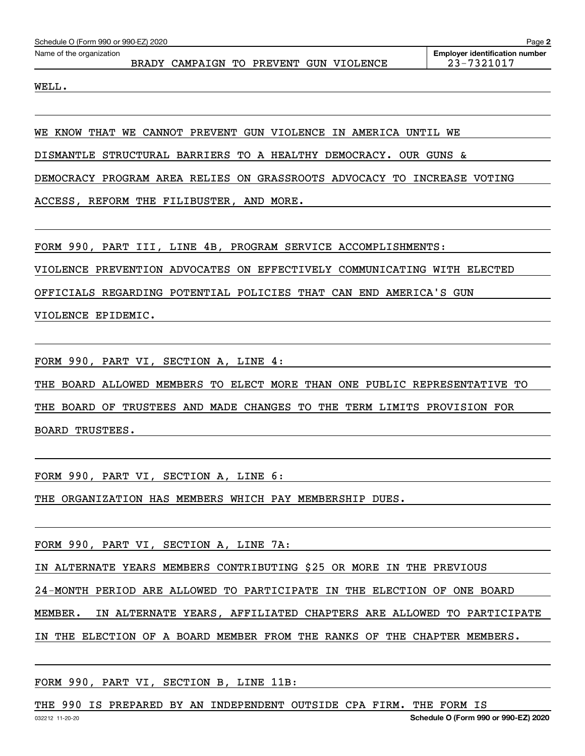WELL.

WE KNOW THAT WE CANNOT PREVENT GUN VIOLENCE IN AMERICA UNTIL WE DISMANTLE STRUCTURAL BARRIERS TO A HEALTHY DEMOCRACY. OUR GUNS & DEMOCRACY PROGRAM AREA RELIES ON GRASSROOTS ADVOCACY TO INCREASE VOTING ACCESS, REFORM THE FILIBUSTER, AND MORE.

FORM 990, PART III, LINE 4B, PROGRAM SERVICE ACCOMPLISHMENTS:

VIOLENCE PREVENTION ADVOCATES ON EFFECTIVELY COMMUNICATING WITH ELECTED OFFICIALS REGARDING POTENTIAL POLICIES THAT CAN END AMERICA'S GUN VIOLENCE EPIDEMIC.

FORM 990, PART VI, SECTION A, LINE 4:

THE BOARD ALLOWED MEMBERS TO ELECT MORE THAN ONE PUBLIC REPRESENTATIVE TO THE BOARD OF TRUSTEES AND MADE CHANGES TO THE TERM LIMITS PROVISION FOR BOARD TRUSTEES.

FORM 990, PART VI, SECTION A, LINE 6:

THE ORGANIZATION HAS MEMBERS WHICH PAY MEMBERSHIP DUES.

FORM 990, PART VI, SECTION A, LINE 7A:

IN ALTERNATE YEARS MEMBERS CONTRIBUTING $25 OR MORE IN THE PREVIOUS 24-MONTH PERIOD ARE ALLOWED TO PARTICIPATE IN THE ELECTION OF ONE BOARD MEMBER. IN ALTERNATE YEARS, AFFILIATED CHAPTERS ARE ALLOWED TO PARTICIPATE IN THE ELECTION OF A BOARD MEMBER FROM THE RANKS OF THE CHAPTER MEMBERS.

FORM 990, PART VI, SECTION B, LINE 11B:

THE 990 IS PREPARED BY AN INDEPENDENT OUTSIDE CPA FIRM. THE FORM IS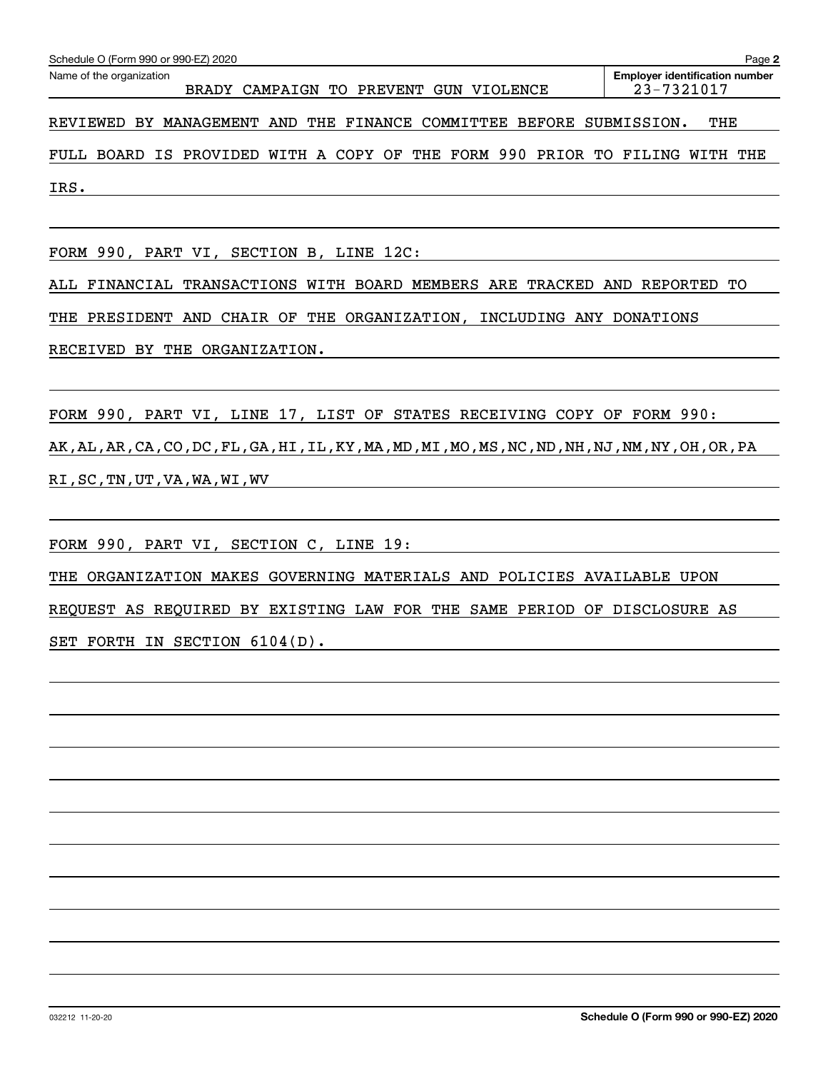Schedule O (Form 990 or 990-EZ) 2020 Page **2**

Name of the organization: BRADY CAMPAIGN TO PREVENT GUN VIOLENCE

**Employer identification number**: 23-7321017

REVIEWED BY MANAGEMENT AND THE FINANCE COMMITTEE BEFORE SUBMISSION. THE FULL BOARD IS PROVIDED WITH A COPY OF THE FORM 990 PRIOR TO FILING WITH THE IRS.

FORM 990, PART VI, SECTION B, LINE 12C:

ALL FINANCIAL TRANSACTIONS WITH BOARD MEMBERS ARE TRACKED AND REPORTED TO THE PRESIDENT AND CHAIR OF THE ORGANIZATION, INCLUDING ANY DONATIONS RECEIVED BY THE ORGANIZATION.

FORM 990, PART VI, LINE 17, LIST OF STATES RECEIVING COPY OF FORM 990:

AK,AL,AR,CA,CO,DC,FL,GA,HI,IL,KY,MA,MD,MI,MO,MS,NC,ND,NH,NJ,NM,NY,OH,OR,PA RI,SC,TN,UT,VA,WA,WI,WV

FORM 990, PART VI, SECTION C, LINE 19:

THE ORGANIZATION MAKES GOVERNING MATERIALS AND POLICIES AVAILABLE UPON REQUEST AS REQUIRED BY EXISTING LAW FOR THE SAME PERIOD OF DISCLOSURE AS SET FORTH IN SECTION 6104(D).

032212 11-20-20 **Schedule O (Form 990 or 990-EZ) 2020**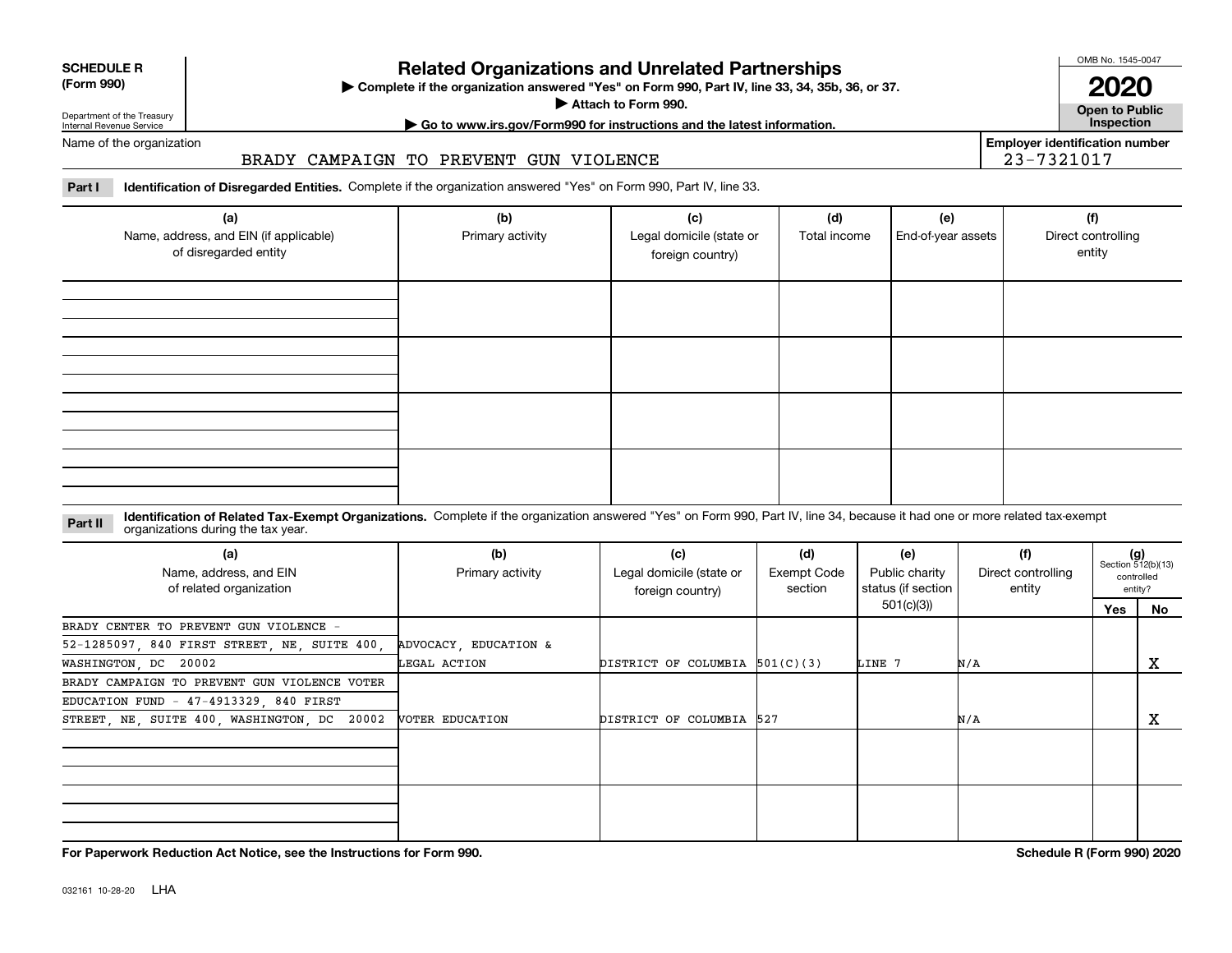**SCHEDULE R (Form 990)**

Department of the Treasury
Internal Revenue Service

# Related Organizations and Unrelated Partnerships

▶ Complete if the organization answered "Yes" on Form 990, Part IV, line 33, 34, 35b, 36, or 37.
▶ Attach to Form 990.
▶ Go to www.irs.gov/Form990 for instructions and the latest information.

OMB No. 1545-0047

**2020**

**Open to Public Inspection**

Name of the organization: BRADY CAMPAIGN TO PREVENT GUN VIOLENCE

Employer identification number: 23-7321017

**Part I** **Identification of Disregarded Entities.** Complete if the organization answered "Yes" on Form 990, Part IV, line 33.

| (a) Name, address, and EIN (if applicable) of disregarded entity | (b) Primary activity | (c) Legal domicile (state or foreign country) | (d) Total income | (e) End-of-year assets | (f) Direct controlling entity |
|---|---|---|---|---|---|
| | | | | | |
| | | | | | |
| | | | | | |
| | | | | | |

**Part II** **Identification of Related Tax-Exempt Organizations.** Complete if the organization answered "Yes" on Form 990, Part IV, line 34, because it had one or more related tax-exempt organizations during the tax year.

| (a) Name, address, and EIN of related organization | (b) Primary activity | (c) Legal domicile (state or foreign country) | (d) Exempt Code section | (e) Public charity status (if section 501(c)(3)) | (f) Direct controlling entity | (g) Section 512(b)(13) controlled entity? Yes | No |
|---|---|---|---|---|---|---|---|
| BRADY CENTER TO PREVENT GUN VIOLENCE - 52-1285097, 840 FIRST STREET, NE, SUITE 400, WASHINGTON, DC 20002 | ADVOCACY, EDUCATION & LEGAL ACTION | DISTRICT OF COLUMBIA | 501(C)(3) | LINE 7 | N/A | | X |
| BRADY CAMPAIGN TO PREVENT GUN VIOLENCE VOTER EDUCATION FUND - 47-4913329, 840 FIRST STREET, NE, SUITE 400, WASHINGTON, DC 20002 | VOTER EDUCATION | DISTRICT OF COLUMBIA | 527 | | N/A | | X |
| | | | | | | | |
| | | | | | | | |

**For Paperwork Reduction Act Notice, see the Instructions for Form 990.**

**Schedule R (Form 990) 2020**

032161 10-28-20 LHA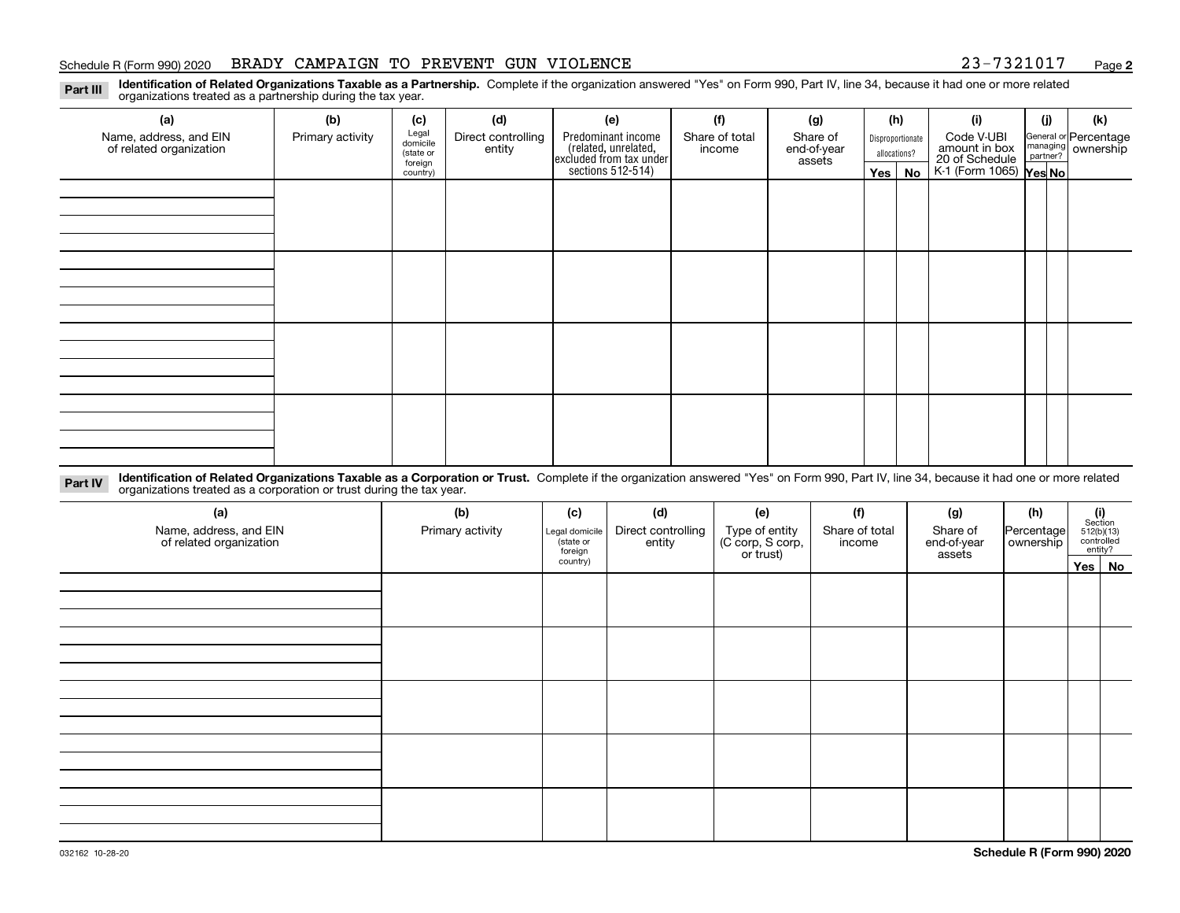Schedule R (Form 990) 2020 BRADY CAMPAIGN TO PREVENT GUN VIOLENCE 23-7321017

**Part III** **Identification of Related Organizations Taxable as a Partnership.** Complete if the organization answered "Yes" on Form 990, Part IV, line 34, because it had one or more related organizations treated as a partnership during the tax year.

| (a) Name, address, and EIN of related organization | (b) Primary activity | (c) Legal domicile (state or foreign country) | (d) Direct controlling entity | (e) Predominant income (related, unrelated, excluded from tax under sections 512-514) | (f) Share of total income | (g) Share of end-of-year assets | (h) Disproportionate allocations? Yes | No | (i) Code V-UBI amount in box 20 of Schedule K-1 (Form 1065) | (j) General or managing partner? Yes | No | (k) Percentage ownership |
|---|---|---|---|---|---|---|---|---|---|---|---|---|
| | | | | | | | | | | | | |
| | | | | | | | | | | | | |
| | | | | | | | | | | | | |
| | | | | | | | | | | | | |

**Part IV** **Identification of Related Organizations Taxable as a Corporation or Trust.** Complete if the organization answered "Yes" on Form 990, Part IV, line 34, because it had one or more related organizations treated as a corporation or trust during the tax year.

| (a) Name, address, and EIN of related organization | (b) Primary activity | (c) Legal domicile (state or foreign country) | (d) Direct controlling entity | (e) Type of entity (C corp, S corp, or trust) | (f) Share of total income | (g) Share of end-of-year assets | (h) Percentage ownership | (i) Section 512(b)(13) controlled entity? Yes | No |
|---|---|---|---|---|---|---|---|---|---|
| | | | | | | | | | |
| | | | | | | | | | |
| | | | | | | | | | |
| | | | | | | | | | |
| | | | | | | | | | |

032162 10-28-20 **Schedule R (Form 990) 2020**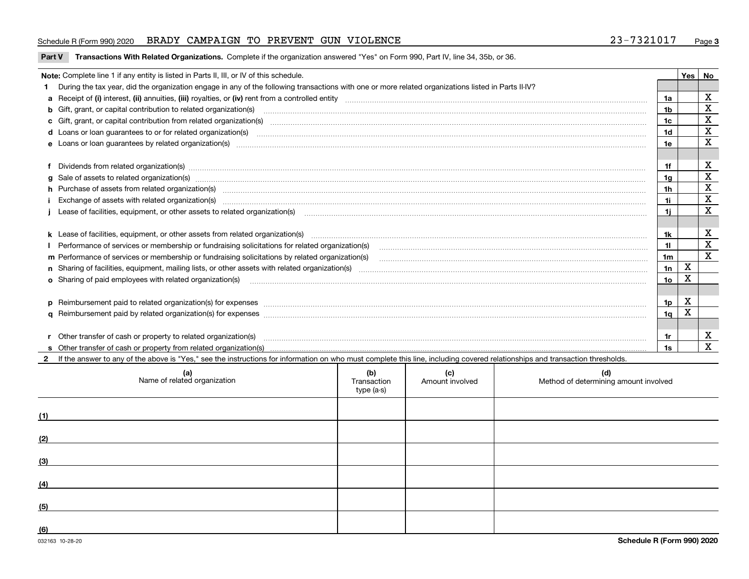Schedule R (Form 990) 2020 BRADY CAMPAIGN TO PREVENT GUN VIOLENCE 23-7321017 Page 3

**Part V** **Transactions With Related Organizations.** Complete if the organization answered "Yes" on Form 990, Part IV, line 34, 35b, or 36.

| Note: Complete line 1 if any entity is listed in Parts II, III, or IV of this schedule. | | Yes | No |
|---|---|---|---|
| **1** During the tax year, did the organization engage in any of the following transactions with one or more related organizations listed in Parts II-IV? | | | |
| **a** Receipt of **(i)** interest, **(ii)** annuities, **(iii)** royalties, or **(iv)** rent from a controlled entity | **1a** | | X |
| **b** Gift, grant, or capital contribution to related organization(s) | **1b** | | X |
| **c** Gift, grant, or capital contribution from related organization(s) | **1c** | | X |
| **d** Loans or loan guarantees to or for related organization(s) | **1d** | | X |
| **e** Loans or loan guarantees by related organization(s) | **1e** | | X |
| **f** Dividends from related organization(s) | **1f** | | X |
| **g** Sale of assets to related organization(s) | **1g** | | X |
| **h** Purchase of assets from related organization(s) | **1h** | | X |
| **i** Exchange of assets with related organization(s) | **1i** | | X |
| **j** Lease of facilities, equipment, or other assets to related organization(s) | **1j** | | X |
| **k** Lease of facilities, equipment, or other assets from related organization(s) | **1k** | | X |
| **l** Performance of services or membership or fundraising solicitations for related organization(s) | **1l** | | X |
| **m** Performance of services or membership or fundraising solicitations by related organization(s) | **1m** | | X |
| **n** Sharing of facilities, equipment, mailing lists, or other assets with related organization(s) | **1n** | X | |
| **o** Sharing of paid employees with related organization(s) | **1o** | X | |
| **p** Reimbursement paid to related organization(s) for expenses | **1p** | X | |
| **q** Reimbursement paid by related organization(s) for expenses | **1q** | X | |
| **r** Other transfer of cash or property to related organization(s) | **1r** | | X |
| **s** Other transfer of cash or property from related organization(s) | **1s** | | X |

**2** If the answer to any of the above is "Yes," see the instructions for information on who must complete this line, including covered relationships and transaction thresholds.

| | (a) Name of related organization | (b) Transaction type (a-s) | (c) Amount involved | (d) Method of determining amount involved |
|---|---|---|---|---|
| (1) | | | | |
| (2) | | | | |
| (3) | | | | |
| (4) | | | | |
| (5) | | | | |
| (6) | | | | |

032163 10-28-20 **Schedule R (Form 990) 2020**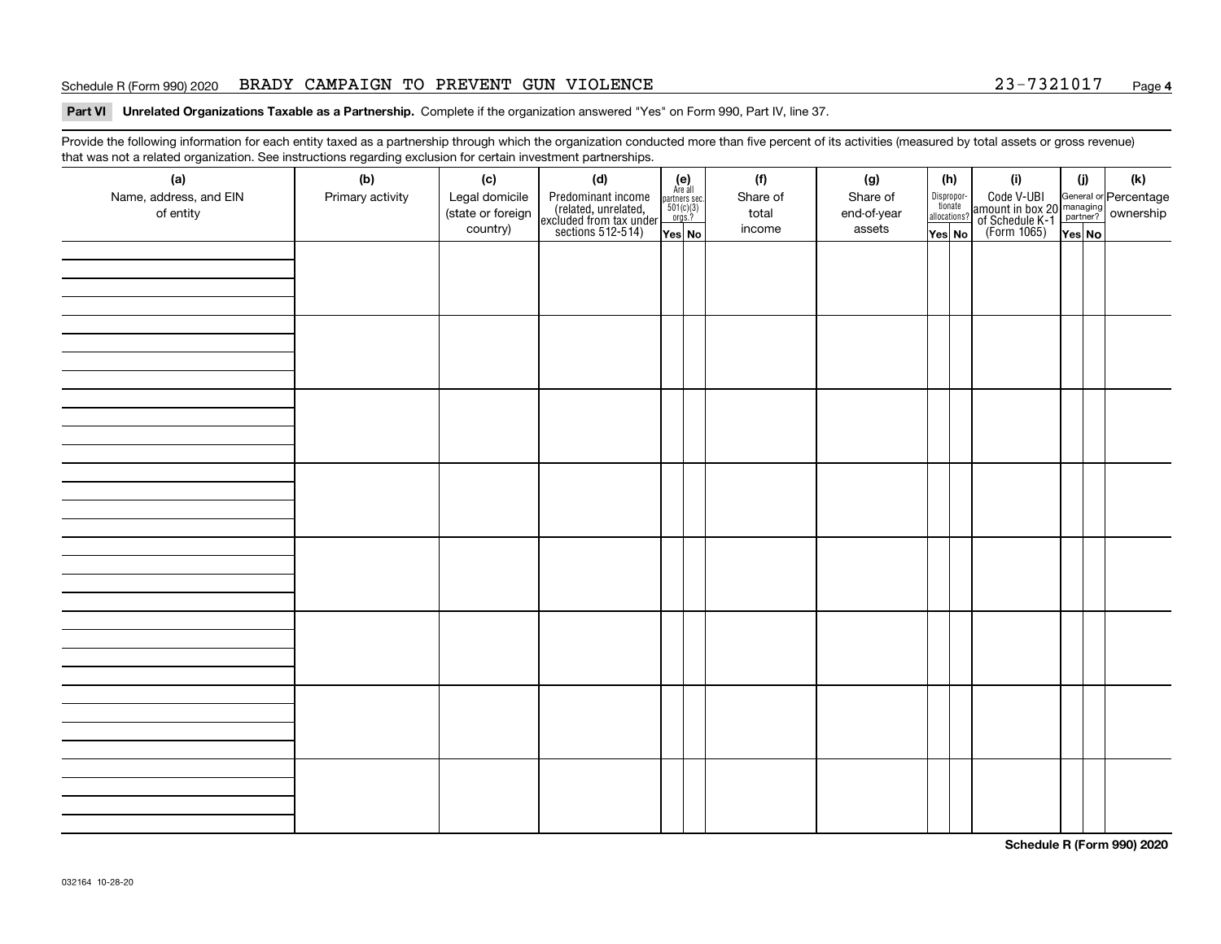Schedule R (Form 990) 2020 BRADY CAMPAIGN TO PREVENT GUN VIOLENCE 23-7321017

**Part VI Unrelated Organizations Taxable as a Partnership.** Complete if the organization answered "Yes" on Form 990, Part IV, line 37.

Provide the following information for each entity taxed as a partnership through which the organization conducted more than five percent of its activities (measured by total assets or gross revenue) that was not a related organization. See instructions regarding exclusion for certain investment partnerships.

| (a) Name, address, and EIN of entity | (b) Primary activity | (c) Legal domicile (state or foreign country) | (d) Predominant income (related, unrelated, excluded from tax under sections 512-514) | (e) Are all partners sec. 501(c)(3) orgs.? | | (f) Share of total income | (g) Share of end-of-year assets | (h) Disproportionate allocations? | | (i) Code V-UBI amount in box 20 of Schedule K-1 (Form 1065) | (j) General or managing partner? | | (k) Percentage ownership |
|---|---|---|---|---|---|---|---|---|---|---|---|---|---|
| | | | | Yes | No | | | Yes | No | | Yes | No | |
| | | | | | | | | | | | | | |
| | | | | | | | | | | | | | |
| | | | | | | | | | | | | | |
| | | | | | | | | | | | | | |
| | | | | | | | | | | | | | |
| | | | | | | | | | | | | | |
| | | | | | | | | | | | | | |
| | | | | | | | | | | | | | |

**Schedule R (Form 990) 2020**

032164 10-28-20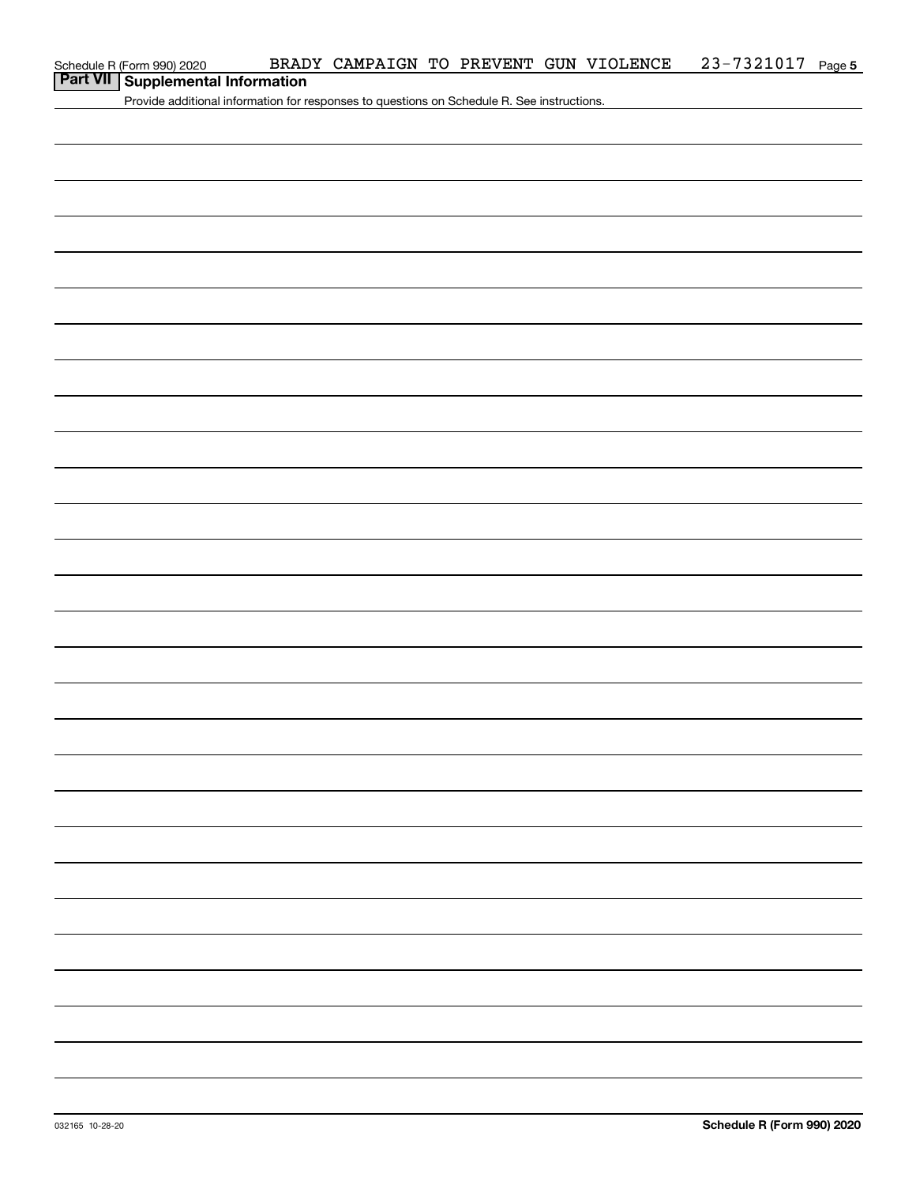## Part VII Supplemental Information

Provide additional information for responses to questions on Schedule R. See instructions.